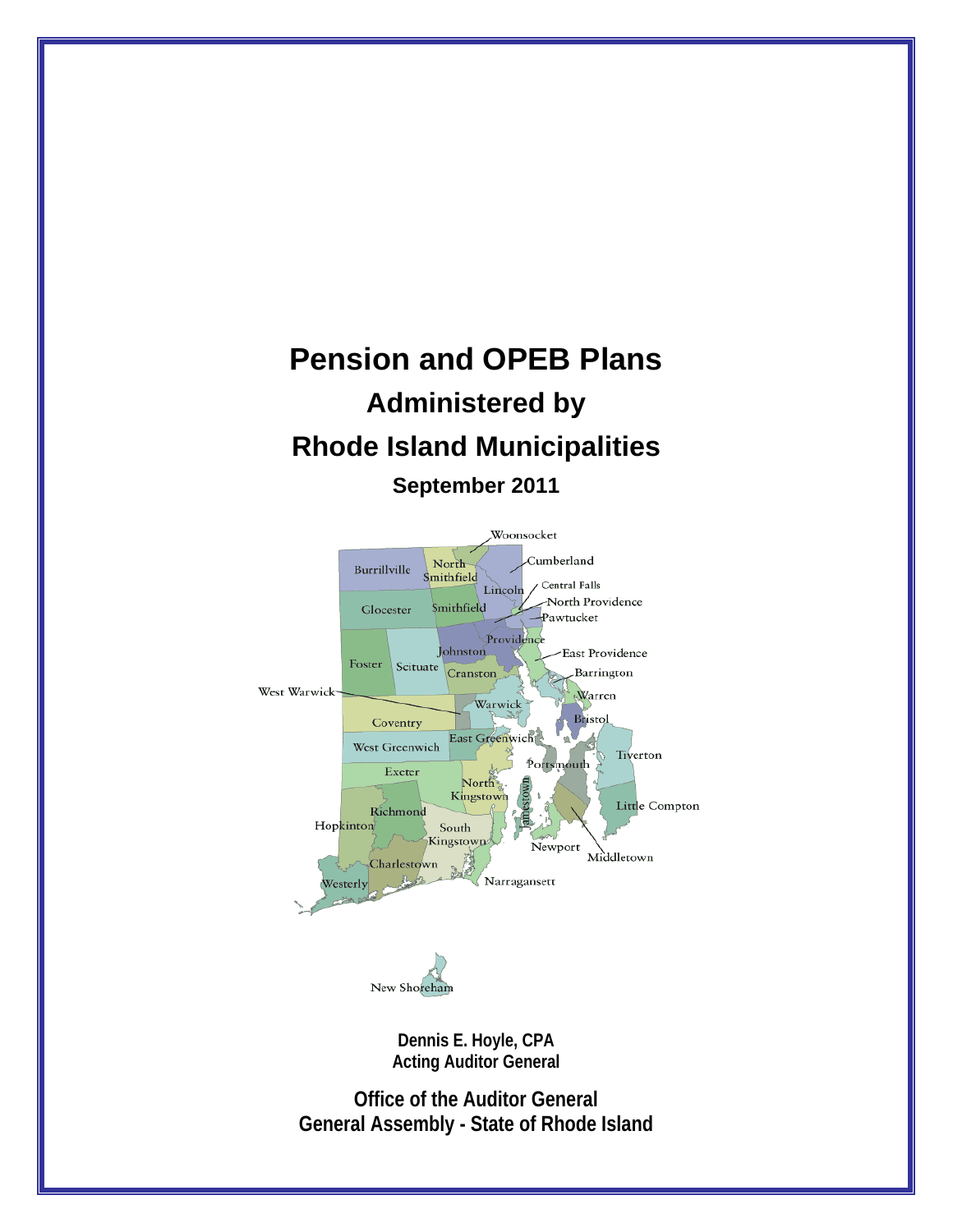# Pension and OPEB Plans

## Administered by

## Rhode Island Municipalities

### September 2011

**Dennis E. Hoyle, CPA**
**Acting Auditor General**

**Office of the Auditor General**
**General Assembly - State of Rhode Island**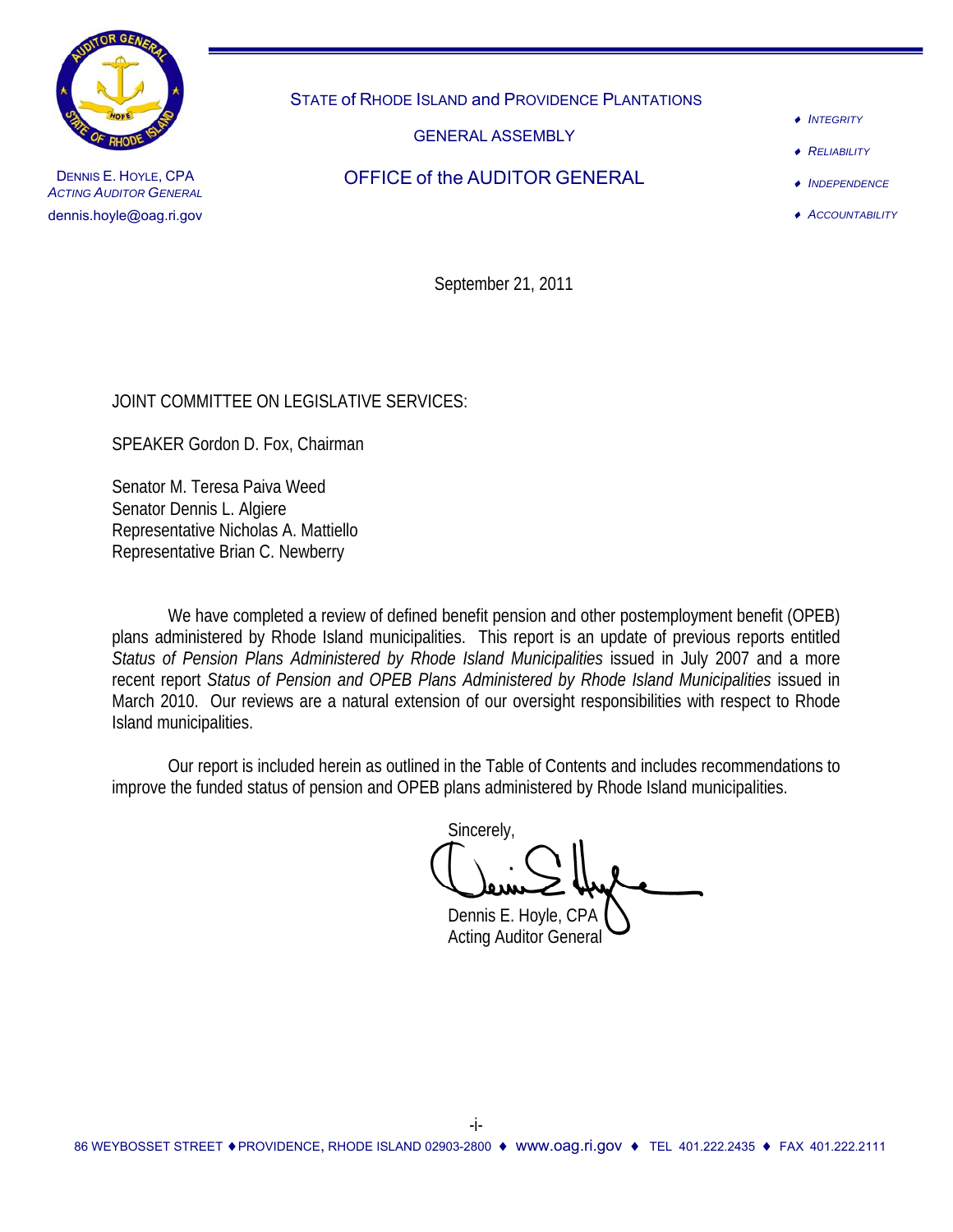STATE of RHODE ISLAND and PROVIDENCE PLANTATIONS

GENERAL ASSEMBLY

OFFICE of the AUDITOR GENERAL

DENNIS E. HOYLE, CPA
*ACTING AUDITOR GENERAL*
dennis.hoyle@oag.ri.gov

- *INTEGRITY*
- *RELIABILITY*
- *INDEPENDENCE*
- *ACCOUNTABILITY*

September 21, 2011

JOINT COMMITTEE ON LEGISLATIVE SERVICES:

SPEAKER Gordon D. Fox, Chairman

Senator M. Teresa Paiva Weed
Senator Dennis L. Algiere
Representative Nicholas A. Mattiello
Representative Brian C. Newberry

We have completed a review of defined benefit pension and other postemployment benefit (OPEB) plans administered by Rhode Island municipalities. This report is an update of previous reports entitled *Status of Pension Plans Administered by Rhode Island Municipalities* issued in July 2007 and a more recent report *Status of Pension and OPEB Plans Administered by Rhode Island Municipalities* issued in March 2010. Our reviews are a natural extension of our oversight responsibilities with respect to Rhode Island municipalities.

Our report is included herein as outlined in the Table of Contents and includes recommendations to improve the funded status of pension and OPEB plans administered by Rhode Island municipalities.

Sincerely,

Dennis E. Hoyle, CPA
Acting Auditor General

86 WEYBOSSET STREET ♦ PROVIDENCE, RHODE ISLAND 02903-2800 ♦ www.oag.ri.gov ♦ TEL 401.222.2435 ♦ FAX 401.222.2111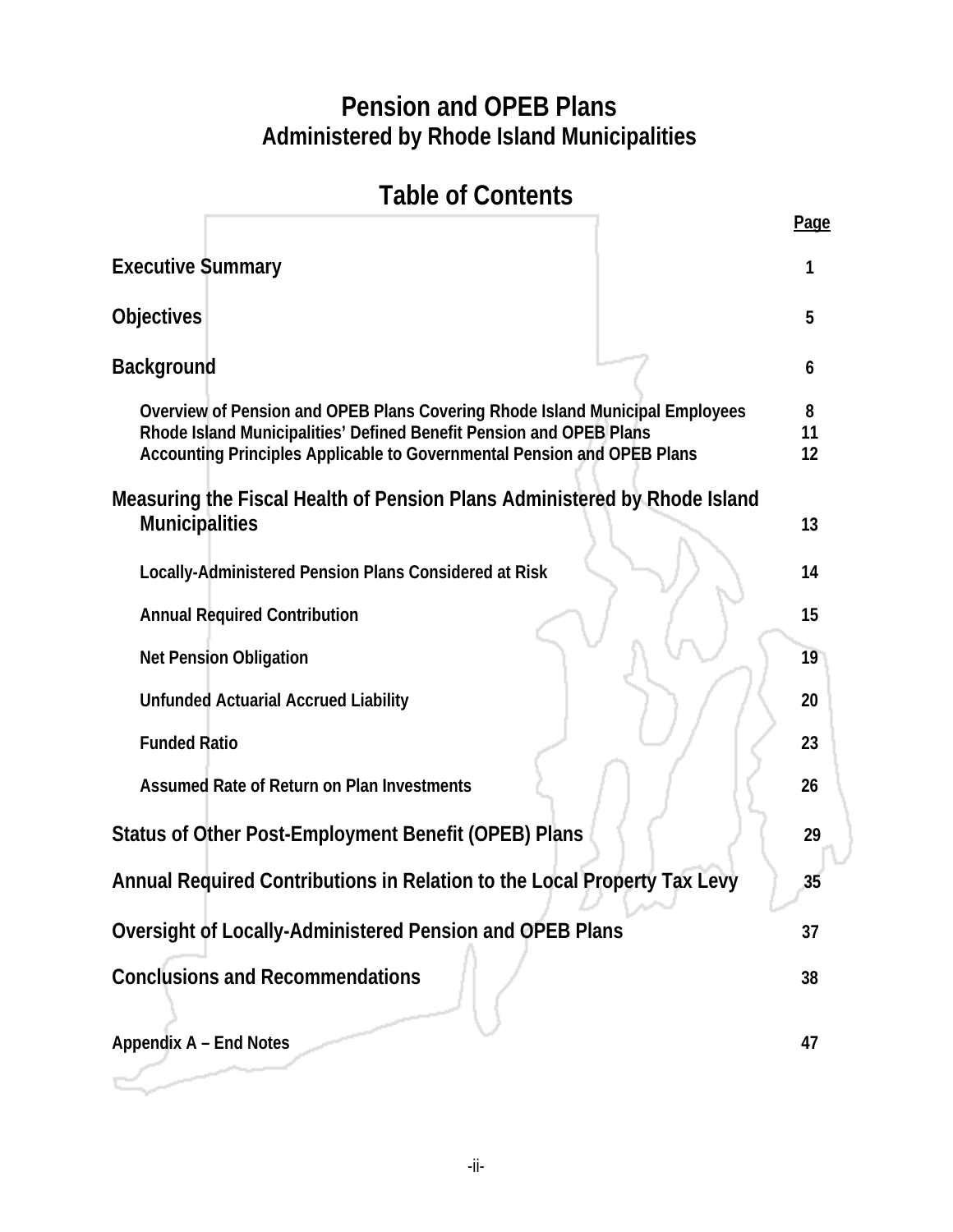# Pension and OPEB Plans
## Administered by Rhode Island Municipalities

## Table of Contents

| | Page |
|---|---|
| **Executive Summary** | 1 |
| **Objectives** | 5 |
| **Background** | 6 |
| Overview of Pension and OPEB Plans Covering Rhode Island Municipal Employees | 8 |
| Rhode Island Municipalities' Defined Benefit Pension and OPEB Plans | 11 |
| Accounting Principles Applicable to Governmental Pension and OPEB Plans | 12 |
| **Measuring the Fiscal Health of Pension Plans Administered by Rhode Island Municipalities** | 13 |
| Locally-Administered Pension Plans Considered at Risk | 14 |
| Annual Required Contribution | 15 |
| Net Pension Obligation | 19 |
| Unfunded Actuarial Accrued Liability | 20 |
| Funded Ratio | 23 |
| Assumed Rate of Return on Plan Investments | 26 |
| **Status of Other Post-Employment Benefit (OPEB) Plans** | 29 |
| **Annual Required Contributions in Relation to the Local Property Tax Levy** | 35 |
| **Oversight of Locally-Administered Pension and OPEB Plans** | 37 |
| **Conclusions and Recommendations** | 38 |
| Appendix A – End Notes | 47 |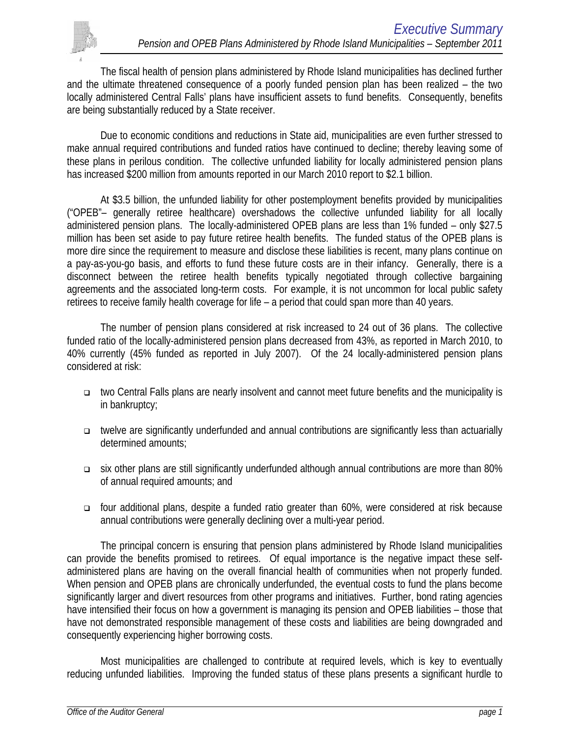The fiscal health of pension plans administered by Rhode Island municipalities has declined further and the ultimate threatened consequence of a poorly funded pension plan has been realized – the two locally administered Central Falls' plans have insufficient assets to fund benefits. Consequently, benefits are being substantially reduced by a State receiver.

Due to economic conditions and reductions in State aid, municipalities are even further stressed to make annual required contributions and funded ratios have continued to decline; thereby leaving some of these plans in perilous condition. The collective unfunded liability for locally administered pension plans has increased $200 million from amounts reported in our March 2010 report to $2.1 billion.

At $3.5 billion, the unfunded liability for other postemployment benefits provided by municipalities ("OPEB"– generally retiree healthcare) overshadows the collective unfunded liability for all locally administered pension plans. The locally-administered OPEB plans are less than 1% funded – only $27.5 million has been set aside to pay future retiree health benefits. The funded status of the OPEB plans is more dire since the requirement to measure and disclose these liabilities is recent, many plans continue on a pay-as-you-go basis, and efforts to fund these future costs are in their infancy. Generally, there is a disconnect between the retiree health benefits typically negotiated through collective bargaining agreements and the associated long-term costs. For example, it is not uncommon for local public safety retirees to receive family health coverage for life – a period that could span more than 40 years.

The number of pension plans considered at risk increased to 24 out of 36 plans. The collective funded ratio of the locally-administered pension plans decreased from 43%, as reported in March 2010, to 40% currently (45% funded as reported in July 2007). Of the 24 locally-administered pension plans considered at risk:

- two Central Falls plans are nearly insolvent and cannot meet future benefits and the municipality is in bankruptcy;
- twelve are significantly underfunded and annual contributions are significantly less than actuarially determined amounts;
- six other plans are still significantly underfunded although annual contributions are more than 80% of annual required amounts; and
- four additional plans, despite a funded ratio greater than 60%, were considered at risk because annual contributions were generally declining over a multi-year period.

The principal concern is ensuring that pension plans administered by Rhode Island municipalities can provide the benefits promised to retirees. Of equal importance is the negative impact these self-administered plans are having on the overall financial health of communities when not properly funded. When pension and OPEB plans are chronically underfunded, the eventual costs to fund the plans become significantly larger and divert resources from other programs and initiatives. Further, bond rating agencies have intensified their focus on how a government is managing its pension and OPEB liabilities – those that have not demonstrated responsible management of these costs and liabilities are being downgraded and consequently experiencing higher borrowing costs.

Most municipalities are challenged to contribute at required levels, which is key to eventually reducing unfunded liabilities. Improving the funded status of these plans presents a significant hurdle to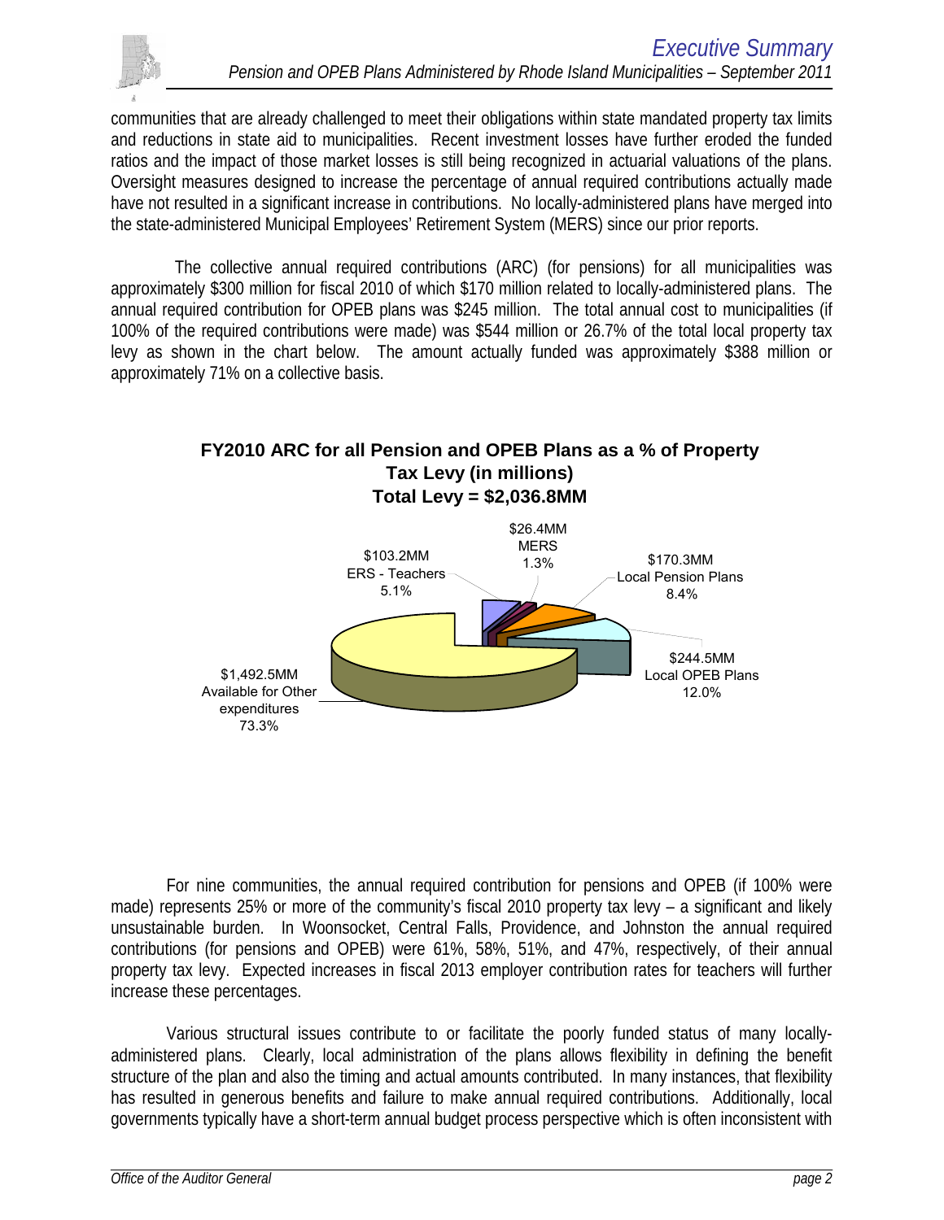communities that are already challenged to meet their obligations within state mandated property tax limits and reductions in state aid to municipalities. Recent investment losses have further eroded the funded ratios and the impact of those market losses is still being recognized in actuarial valuations of the plans. Oversight measures designed to increase the percentage of annual required contributions actually made have not resulted in a significant increase in contributions. No locally-administered plans have merged into the state-administered Municipal Employees' Retirement System (MERS) since our prior reports.

The collective annual required contributions (ARC) (for pensions) for all municipalities was approximately $300 million for fiscal 2010 of which $170 million related to locally-administered plans. The annual required contribution for OPEB plans was $245 million. The total annual cost to municipalities (if 100% of the required contributions were made) was $544 million or 26.7% of the total local property tax levy as shown in the chart below. The amount actually funded was approximately $388 million or approximately 71% on a collective basis.

**FY2010 ARC for all Pension and OPEB Plans as a % of Property Tax Levy (in millions)**
**Total Levy = $2,036.8MM**

- $1,492.5MM Available for Other expenditures 73.3%
- $103.2MM ERS - Teachers 5.1%
- $26.4MM MERS 1.3%
- $170.3MM Local Pension Plans 8.4%
- $244.5MM Local OPEB Plans 12.0%

For nine communities, the annual required contribution for pensions and OPEB (if 100% were made) represents 25% or more of the community's fiscal 2010 property tax levy – a significant and likely unsustainable burden. In Woonsocket, Central Falls, Providence, and Johnston the annual required contributions (for pensions and OPEB) were 61%, 58%, 51%, and 47%, respectively, of their annual property tax levy. Expected increases in fiscal 2013 employer contribution rates for teachers will further increase these percentages.

Various structural issues contribute to or facilitate the poorly funded status of many locally-administered plans. Clearly, local administration of the plans allows flexibility in defining the benefit structure of the plan and also the timing and actual amounts contributed. In many instances, that flexibility has resulted in generous benefits and failure to make annual required contributions. Additionally, local governments typically have a short-term annual budget process perspective which is often inconsistent with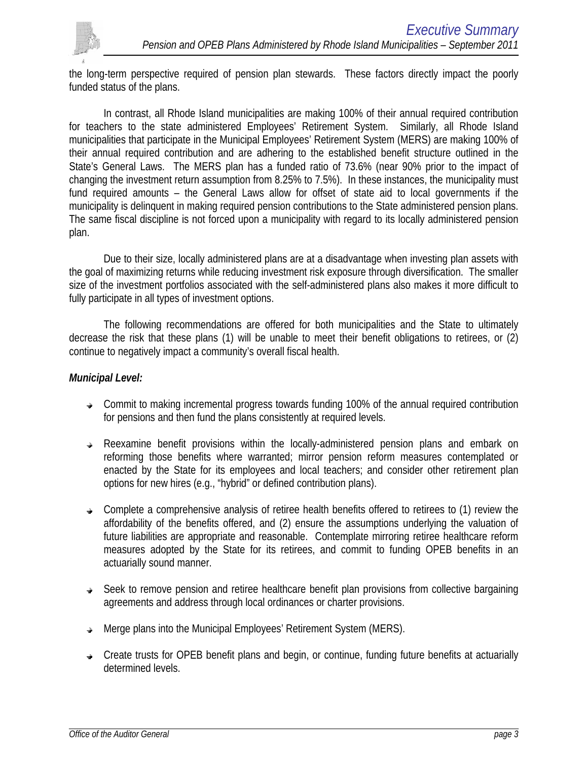the long-term perspective required of pension plan stewards. These factors directly impact the poorly funded status of the plans.

In contrast, all Rhode Island municipalities are making 100% of their annual required contribution for teachers to the state administered Employees' Retirement System. Similarly, all Rhode Island municipalities that participate in the Municipal Employees' Retirement System (MERS) are making 100% of their annual required contribution and are adhering to the established benefit structure outlined in the State's General Laws. The MERS plan has a funded ratio of 73.6% (near 90% prior to the impact of changing the investment return assumption from 8.25% to 7.5%). In these instances, the municipality must fund required amounts – the General Laws allow for offset of state aid to local governments if the municipality is delinquent in making required pension contributions to the State administered pension plans. The same fiscal discipline is not forced upon a municipality with regard to its locally administered pension plan.

Due to their size, locally administered plans are at a disadvantage when investing plan assets with the goal of maximizing returns while reducing investment risk exposure through diversification. The smaller size of the investment portfolios associated with the self-administered plans also makes it more difficult to fully participate in all types of investment options.

The following recommendations are offered for both municipalities and the State to ultimately decrease the risk that these plans (1) will be unable to meet their benefit obligations to retirees, or (2) continue to negatively impact a community's overall fiscal health.

***Municipal Level:***

- Commit to making incremental progress towards funding 100% of the annual required contribution for pensions and then fund the plans consistently at required levels.
- Reexamine benefit provisions within the locally-administered pension plans and embark on reforming those benefits where warranted; mirror pension reform measures contemplated or enacted by the State for its employees and local teachers; and consider other retirement plan options for new hires (e.g., "hybrid" or defined contribution plans).
- Complete a comprehensive analysis of retiree health benefits offered to retirees to (1) review the affordability of the benefits offered, and (2) ensure the assumptions underlying the valuation of future liabilities are appropriate and reasonable. Contemplate mirroring retiree healthcare reform measures adopted by the State for its retirees, and commit to funding OPEB benefits in an actuarially sound manner.
- Seek to remove pension and retiree healthcare benefit plan provisions from collective bargaining agreements and address through local ordinances or charter provisions.
- Merge plans into the Municipal Employees' Retirement System (MERS).
- Create trusts for OPEB benefit plans and begin, or continue, funding future benefits at actuarially determined levels.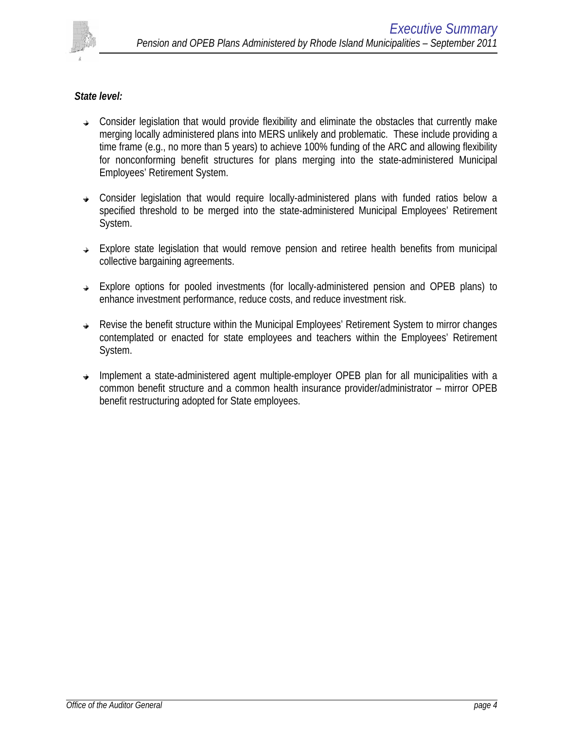***State level:***

- Consider legislation that would provide flexibility and eliminate the obstacles that currently make merging locally administered plans into MERS unlikely and problematic. These include providing a time frame (e.g., no more than 5 years) to achieve 100% funding of the ARC and allowing flexibility for nonconforming benefit structures for plans merging into the state-administered Municipal Employees' Retirement System.

- Consider legislation that would require locally-administered plans with funded ratios below a specified threshold to be merged into the state-administered Municipal Employees' Retirement System.

- Explore state legislation that would remove pension and retiree health benefits from municipal collective bargaining agreements.

- Explore options for pooled investments (for locally-administered pension and OPEB plans) to enhance investment performance, reduce costs, and reduce investment risk.

- Revise the benefit structure within the Municipal Employees' Retirement System to mirror changes contemplated or enacted for state employees and teachers within the Employees' Retirement System.

- Implement a state-administered agent multiple-employer OPEB plan for all municipalities with a common benefit structure and a common health insurance provider/administrator – mirror OPEB benefit restructuring adopted for State employees.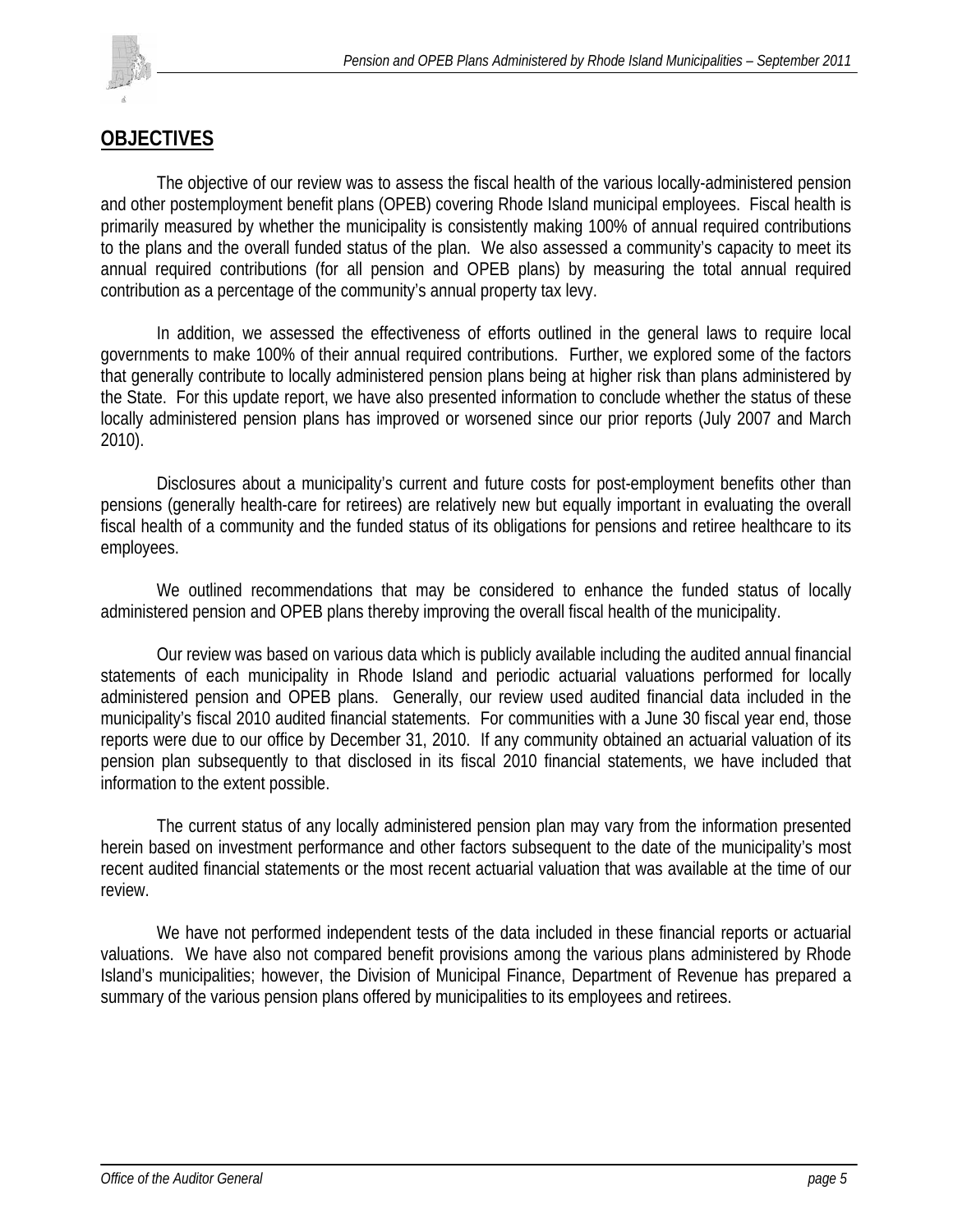## **OBJECTIVES**

The objective of our review was to assess the fiscal health of the various locally-administered pension and other postemployment benefit plans (OPEB) covering Rhode Island municipal employees. Fiscal health is primarily measured by whether the municipality is consistently making 100% of annual required contributions to the plans and the overall funded status of the plan. We also assessed a community's capacity to meet its annual required contributions (for all pension and OPEB plans) by measuring the total annual required contribution as a percentage of the community's annual property tax levy.

In addition, we assessed the effectiveness of efforts outlined in the general laws to require local governments to make 100% of their annual required contributions. Further, we explored some of the factors that generally contribute to locally administered pension plans being at higher risk than plans administered by the State. For this update report, we have also presented information to conclude whether the status of these locally administered pension plans has improved or worsened since our prior reports (July 2007 and March 2010).

Disclosures about a municipality's current and future costs for post-employment benefits other than pensions (generally health-care for retirees) are relatively new but equally important in evaluating the overall fiscal health of a community and the funded status of its obligations for pensions and retiree healthcare to its employees.

We outlined recommendations that may be considered to enhance the funded status of locally administered pension and OPEB plans thereby improving the overall fiscal health of the municipality.

Our review was based on various data which is publicly available including the audited annual financial statements of each municipality in Rhode Island and periodic actuarial valuations performed for locally administered pension and OPEB plans. Generally, our review used audited financial data included in the municipality's fiscal 2010 audited financial statements. For communities with a June 30 fiscal year end, those reports were due to our office by December 31, 2010. If any community obtained an actuarial valuation of its pension plan subsequently to that disclosed in its fiscal 2010 financial statements, we have included that information to the extent possible.

The current status of any locally administered pension plan may vary from the information presented herein based on investment performance and other factors subsequent to the date of the municipality's most recent audited financial statements or the most recent actuarial valuation that was available at the time of our review.

We have not performed independent tests of the data included in these financial reports or actuarial valuations. We have also not compared benefit provisions among the various plans administered by Rhode Island's municipalities; however, the Division of Municipal Finance, Department of Revenue has prepared a summary of the various pension plans offered by municipalities to its employees and retirees.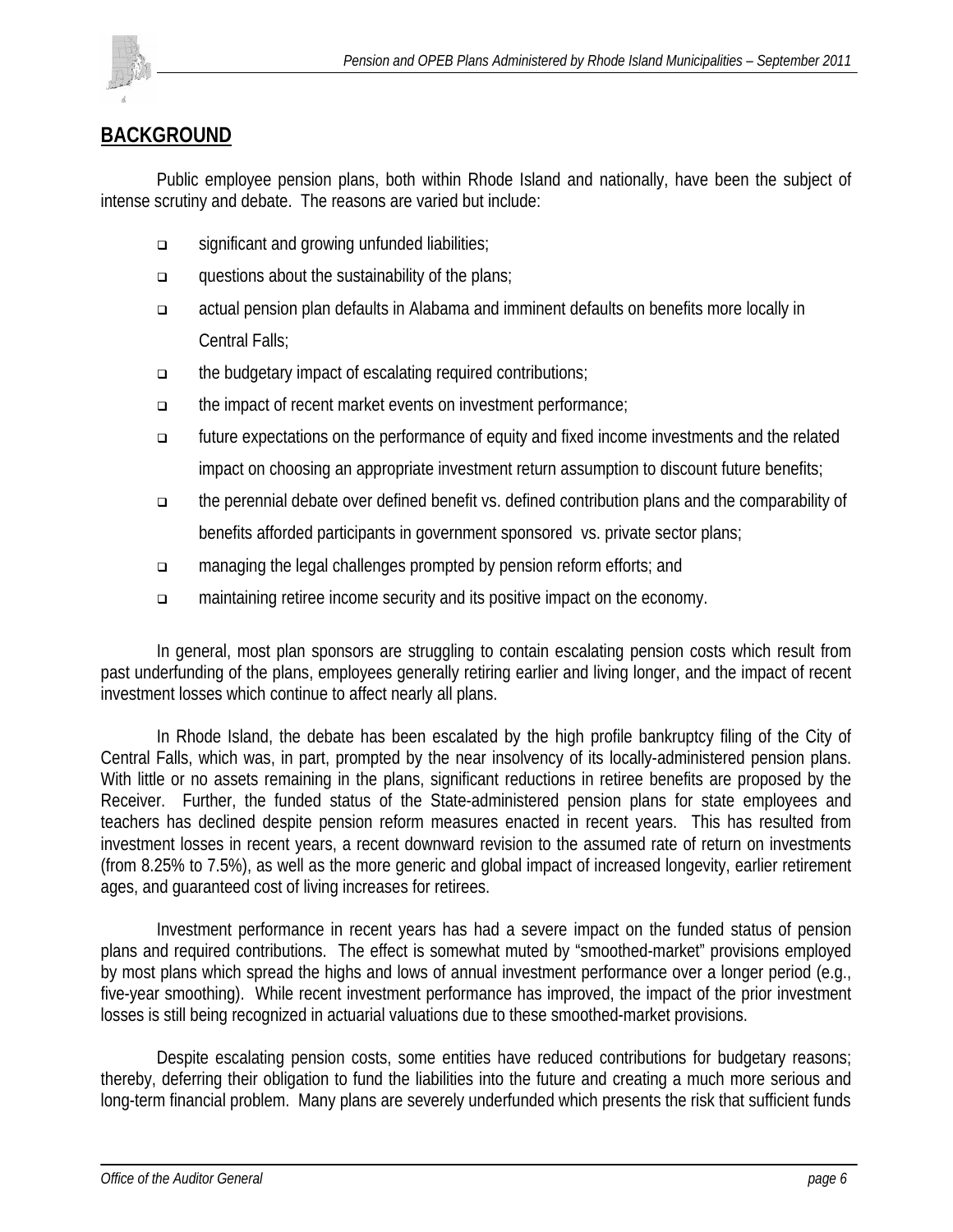## BACKGROUND

Public employee pension plans, both within Rhode Island and nationally, have been the subject of intense scrutiny and debate. The reasons are varied but include:

- significant and growing unfunded liabilities;
- questions about the sustainability of the plans;
- actual pension plan defaults in Alabama and imminent defaults on benefits more locally in Central Falls;
- the budgetary impact of escalating required contributions;
- the impact of recent market events on investment performance;
- future expectations on the performance of equity and fixed income investments and the related impact on choosing an appropriate investment return assumption to discount future benefits;
- the perennial debate over defined benefit vs. defined contribution plans and the comparability of benefits afforded participants in government sponsored vs. private sector plans;
- managing the legal challenges prompted by pension reform efforts; and
- maintaining retiree income security and its positive impact on the economy.

In general, most plan sponsors are struggling to contain escalating pension costs which result from past underfunding of the plans, employees generally retiring earlier and living longer, and the impact of recent investment losses which continue to affect nearly all plans.

In Rhode Island, the debate has been escalated by the high profile bankruptcy filing of the City of Central Falls, which was, in part, prompted by the near insolvency of its locally-administered pension plans. With little or no assets remaining in the plans, significant reductions in retiree benefits are proposed by the Receiver. Further, the funded status of the State-administered pension plans for state employees and teachers has declined despite pension reform measures enacted in recent years. This has resulted from investment losses in recent years, a recent downward revision to the assumed rate of return on investments (from 8.25% to 7.5%), as well as the more generic and global impact of increased longevity, earlier retirement ages, and guaranteed cost of living increases for retirees.

Investment performance in recent years has had a severe impact on the funded status of pension plans and required contributions. The effect is somewhat muted by "smoothed-market" provisions employed by most plans which spread the highs and lows of annual investment performance over a longer period (e.g., five-year smoothing). While recent investment performance has improved, the impact of the prior investment losses is still being recognized in actuarial valuations due to these smoothed-market provisions.

Despite escalating pension costs, some entities have reduced contributions for budgetary reasons; thereby, deferring their obligation to fund the liabilities into the future and creating a much more serious and long-term financial problem. Many plans are severely underfunded which presents the risk that sufficient funds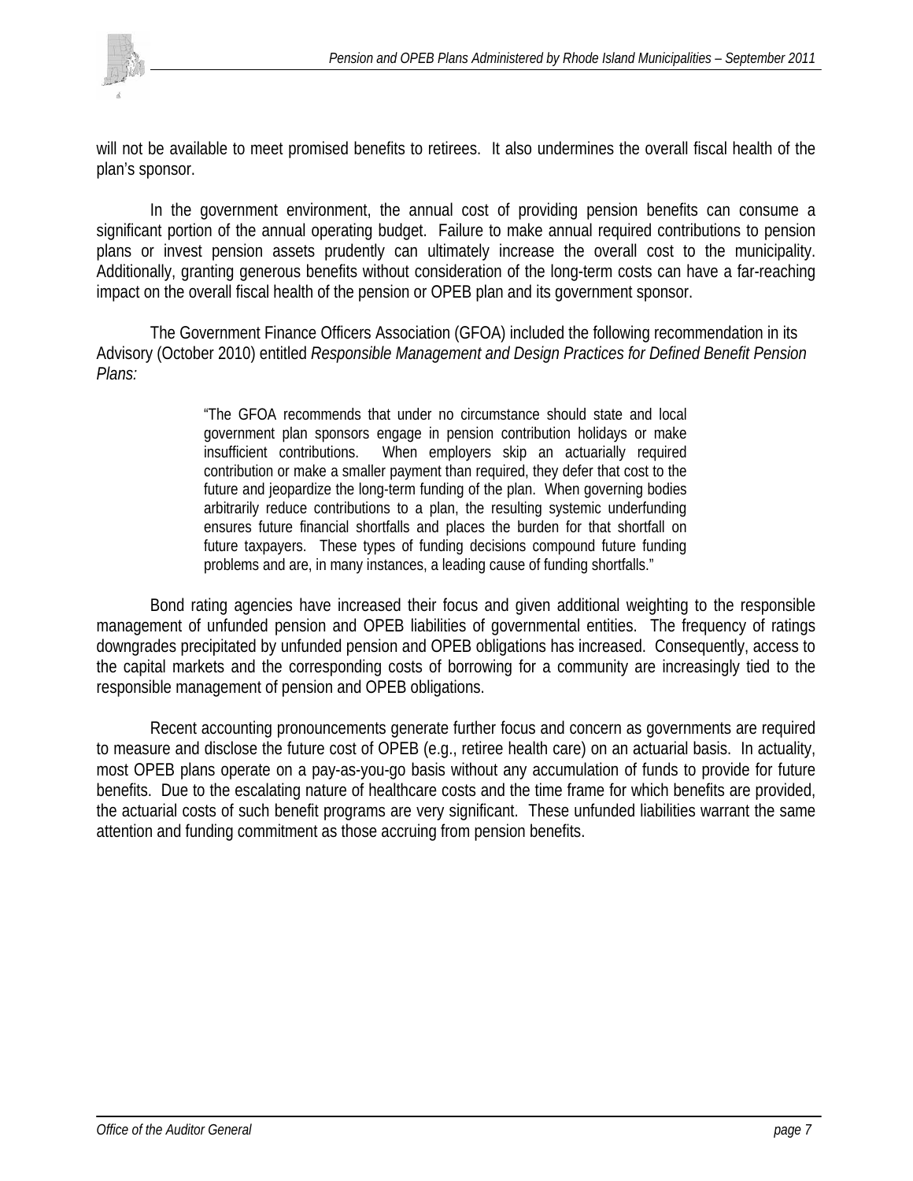will not be available to meet promised benefits to retirees. It also undermines the overall fiscal health of the plan's sponsor.

In the government environment, the annual cost of providing pension benefits can consume a significant portion of the annual operating budget. Failure to make annual required contributions to pension plans or invest pension assets prudently can ultimately increase the overall cost to the municipality. Additionally, granting generous benefits without consideration of the long-term costs can have a far-reaching impact on the overall fiscal health of the pension or OPEB plan and its government sponsor.

The Government Finance Officers Association (GFOA) included the following recommendation in its Advisory (October 2010) entitled *Responsible Management and Design Practices for Defined Benefit Pension Plans:*

> "The GFOA recommends that under no circumstance should state and local government plan sponsors engage in pension contribution holidays or make insufficient contributions. When employers skip an actuarially required contribution or make a smaller payment than required, they defer that cost to the future and jeopardize the long-term funding of the plan. When governing bodies arbitrarily reduce contributions to a plan, the resulting systemic underfunding ensures future financial shortfalls and places the burden for that shortfall on future taxpayers. These types of funding decisions compound future funding problems and are, in many instances, a leading cause of funding shortfalls."

Bond rating agencies have increased their focus and given additional weighting to the responsible management of unfunded pension and OPEB liabilities of governmental entities. The frequency of ratings downgrades precipitated by unfunded pension and OPEB obligations has increased. Consequently, access to the capital markets and the corresponding costs of borrowing for a community are increasingly tied to the responsible management of pension and OPEB obligations.

Recent accounting pronouncements generate further focus and concern as governments are required to measure and disclose the future cost of OPEB (e.g., retiree health care) on an actuarial basis. In actuality, most OPEB plans operate on a pay-as-you-go basis without any accumulation of funds to provide for future benefits. Due to the escalating nature of healthcare costs and the time frame for which benefits are provided, the actuarial costs of such benefit programs are very significant. These unfunded liabilities warrant the same attention and funding commitment as those accruing from pension benefits.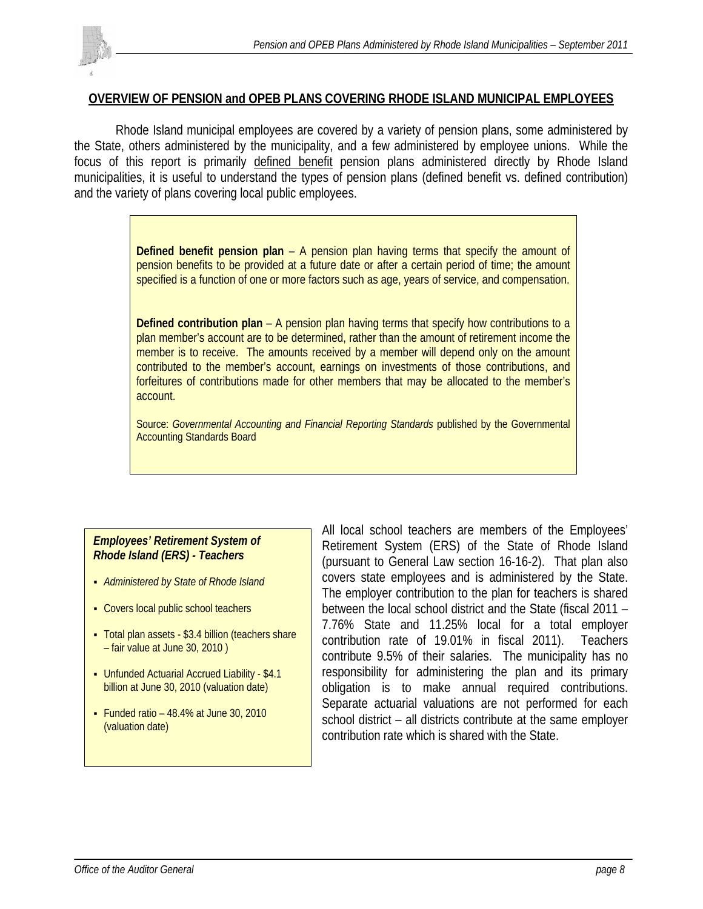## OVERVIEW OF PENSION and OPEB PLANS COVERING RHODE ISLAND MUNICIPAL EMPLOYEES

Rhode Island municipal employees are covered by a variety of pension plans, some administered by the State, others administered by the municipality, and a few administered by employee unions. While the focus of this report is primarily defined benefit pension plans administered directly by Rhode Island municipalities, it is useful to understand the types of pension plans (defined benefit vs. defined contribution) and the variety of plans covering local public employees.

**Defined benefit pension plan** – A pension plan having terms that specify the amount of pension benefits to be provided at a future date or after a certain period of time; the amount specified is a function of one or more factors such as age, years of service, and compensation.

**Defined contribution plan** – A pension plan having terms that specify how contributions to a plan member's account are to be determined, rather than the amount of retirement income the member is to receive. The amounts received by a member will depend only on the amount contributed to the member's account, earnings on investments of those contributions, and forfeitures of contributions made for other members that may be allocated to the member's account.

Source: *Governmental Accounting and Financial Reporting Standards* published by the Governmental Accounting Standards Board

***Employees' Retirement System of Rhode Island (ERS) - Teachers***

- *Administered by State of Rhode Island*
- Covers local public school teachers
- Total plan assets - $3.4 billion (teachers share – fair value at June 30, 2010 )
- Unfunded Actuarial Accrued Liability - $4.1 billion at June 30, 2010 (valuation date)
- Funded ratio – 48.4% at June 30, 2010 (valuation date)

All local school teachers are members of the Employees' Retirement System (ERS) of the State of Rhode Island (pursuant to General Law section 16-16-2). That plan also covers state employees and is administered by the State. The employer contribution to the plan for teachers is shared between the local school district and the State (fiscal 2011 – 7.76% State and 11.25% local for a total employer contribution rate of 19.01% in fiscal 2011). Teachers contribute 9.5% of their salaries. The municipality has no responsibility for administering the plan and its primary obligation is to make annual required contributions. Separate actuarial valuations are not performed for each school district – all districts contribute at the same employer contribution rate which is shared with the State.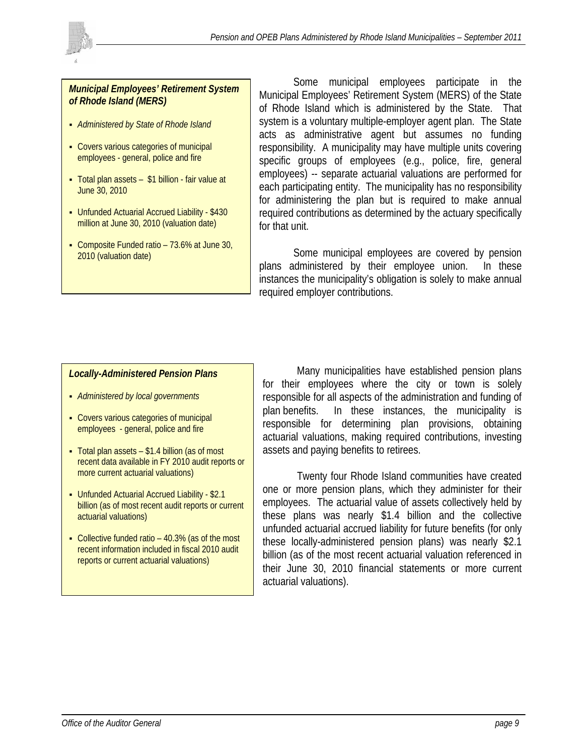***Municipal Employees' Retirement System of Rhode Island (MERS)***

- *Administered by State of Rhode Island*
- Covers various categories of municipal employees - general, police and fire
- Total plan assets – $1 billion - fair value at June 30, 2010
- Unfunded Actuarial Accrued Liability - $430 million at June 30, 2010 (valuation date)
- Composite Funded ratio – 73.6% at June 30, 2010 (valuation date)

Some municipal employees participate in the Municipal Employees' Retirement System (MERS) of the State of Rhode Island which is administered by the State. That system is a voluntary multiple-employer agent plan. The State acts as administrative agent but assumes no funding responsibility. A municipality may have multiple units covering specific groups of employees (e.g., police, fire, general employees) -- separate actuarial valuations are performed for each participating entity. The municipality has no responsibility for administering the plan but is required to make annual required contributions as determined by the actuary specifically for that unit.

Some municipal employees are covered by pension plans administered by their employee union. In these instances the municipality's obligation is solely to make annual required employer contributions.

***Locally-Administered Pension Plans***

- *Administered by local governments*
- Covers various categories of municipal employees - general, police and fire
- Total plan assets – $1.4 billion (as of most recent data available in FY 2010 audit reports or more current actuarial valuations)
- Unfunded Actuarial Accrued Liability - $2.1 billion (as of most recent audit reports or current actuarial valuations)
- Collective funded ratio – 40.3% (as of the most recent information included in fiscal 2010 audit reports or current actuarial valuations)

Many municipalities have established pension plans for their employees where the city or town is solely responsible for all aspects of the administration and funding of plan benefits. In these instances, the municipality is responsible for determining plan provisions, obtaining actuarial valuations, making required contributions, investing assets and paying benefits to retirees.

Twenty four Rhode Island communities have created one or more pension plans, which they administer for their employees. The actuarial value of assets collectively held by these plans was nearly $1.4 billion and the collective unfunded actuarial accrued liability for future benefits (for only these locally-administered pension plans) was nearly $2.1 billion (as of the most recent actuarial valuation referenced in their June 30, 2010 financial statements or more current actuarial valuations).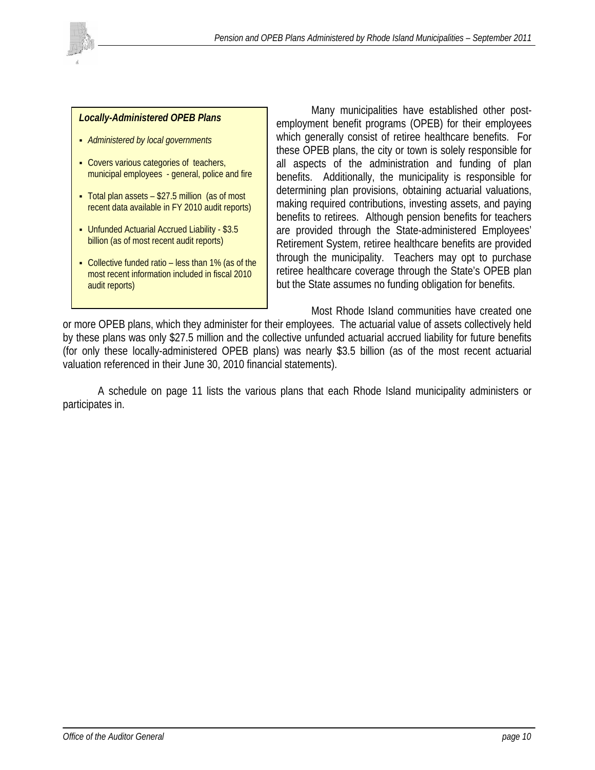> ***Locally-Administered OPEB Plans***
>
> - *Administered by local governments*
> - Covers various categories of teachers, municipal employees - general, police and fire
> - Total plan assets – $27.5 million (as of most recent data available in FY 2010 audit reports)
> - Unfunded Actuarial Accrued Liability - $3.5 billion (as of most recent audit reports)
> - Collective funded ratio – less than 1% (as of the most recent information included in fiscal 2010 audit reports)

Many municipalities have established other post-employment benefit programs (OPEB) for their employees which generally consist of retiree healthcare benefits. For these OPEB plans, the city or town is solely responsible for all aspects of the administration and funding of plan benefits. Additionally, the municipality is responsible for determining plan provisions, obtaining actuarial valuations, making required contributions, investing assets, and paying benefits to retirees. Although pension benefits for teachers are provided through the State-administered Employees' Retirement System, retiree healthcare benefits are provided through the municipality. Teachers may opt to purchase retiree healthcare coverage through the State's OPEB plan but the State assumes no funding obligation for benefits.

Most Rhode Island communities have created one or more OPEB plans, which they administer for their employees. The actuarial value of assets collectively held by these plans was only $27.5 million and the collective unfunded actuarial accrued liability for future benefits (for only these locally-administered OPEB plans) was nearly $3.5 billion (as of the most recent actuarial valuation referenced in their June 30, 2010 financial statements).

A schedule on page 11 lists the various plans that each Rhode Island municipality administers or participates in.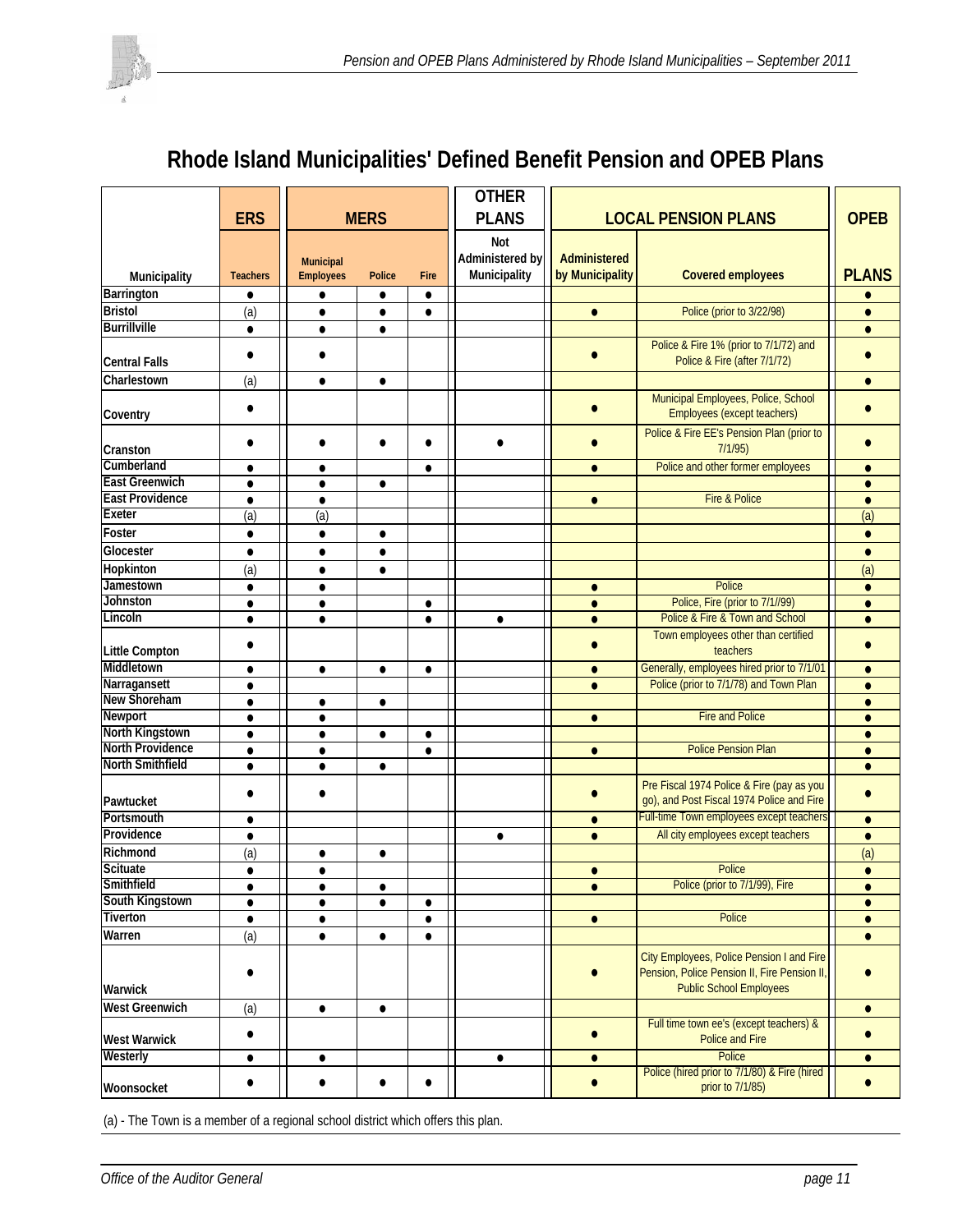# Rhode Island Municipalities' Defined Benefit Pension and OPEB Plans

| Municipality | ERS | MERS | | | OTHER PLANS | LOCAL PENSION PLANS | | OPEB |
|---|---|---|---|---|---|---|---|---|
| | Teachers | Municipal Employees | Police | Fire | Not Administered by Municipality | Administered by Municipality | Covered employees | PLANS |
| Barrington | ● | ● | ● | ● | | | | ● |
| Bristol | (a) | ● | ● | ● | | ● | Police (prior to 3/22/98) | ● |
| Burrillville | ● | ● | ● | | | | | ● |
| Central Falls | ● | ● | | | | ● | Police & Fire 1% (prior to 7/1/72) and Police & Fire (after 7/1/72) | ● |
| Charlestown | (a) | ● | ● | | | | | ● |
| Coventry | ● | | | | | ● | Municipal Employees, Police, School Employees (except teachers) | ● |
| Cranston | ● | ● | ● | ● | ● | ● | Police & Fire EE's Pension Plan (prior to 7/1/95) | ● |
| Cumberland | ● | ● | | ● | | ● | Police and other former employees | ● |
| East Greenwich | ● | ● | ● | | | | | ● |
| East Providence | ● | ● | | | | ● | Fire & Police | ● |
| Exeter | (a) | (a) | | | | | | (a) |
| Foster | ● | ● | ● | | | | | ● |
| Glocester | ● | ● | ● | | | | | ● |
| Hopkinton | (a) | ● | ● | | | | | (a) |
| Jamestown | ● | ● | | | | ● | Police | ● |
| Johnston | ● | ● | | ● | | ● | Police, Fire (prior to 7/1//99) | ● |
| Lincoln | ● | ● | | ● | ● | ● | Police & Fire & Town and School | ● |
| Little Compton | ● | | | | | ● | Town employees other than certified teachers | ● |
| Middletown | ● | ● | ● | ● | | ● | Generally, employees hired prior to 7/1/01 | ● |
| Narragansett | ● | | | | | ● | Police (prior to 7/1/78) and Town Plan | ● |
| New Shoreham | ● | ● | ● | | | | | ● |
| Newport | ● | ● | | | | ● | Fire and Police | ● |
| North Kingstown | ● | ● | ● | ● | | | | ● |
| North Providence | ● | ● | | ● | | ● | Police Pension Plan | ● |
| North Smithfield | ● | ● | ● | | | | | ● |
| Pawtucket | ● | ● | | | | ● | Pre Fiscal 1974 Police & Fire (pay as you go), and Post Fiscal 1974 Police and Fire | ● |
| Portsmouth | ● | | | | | ● | Full-time Town employees except teachers | ● |
| Providence | ● | | | | ● | ● | All city employees except teachers | ● |
| Richmond | (a) | ● | ● | | | | | (a) |
| Scituate | ● | ● | | | | ● | Police | ● |
| Smithfield | ● | ● | ● | | | ● | Police (prior to 7/1/99), Fire | ● |
| South Kingstown | ● | ● | ● | ● | | | | ● |
| Tiverton | ● | ● | | ● | | ● | Police | ● |
| Warren | (a) | ● | ● | ● | | | | ● |
| Warwick | ● | | | | | ● | City Employees, Police Pension I and Fire Pension, Police Pension II, Fire Pension II, Public School Employees | ● |
| West Greenwich | (a) | ● | ● | | | | | ● |
| West Warwick | ● | | | | | ● | Full time town ee's (except teachers) & Police and Fire | ● |
| Westerly | ● | ● | | | ● | ● | Police | ● |
| Woonsocket | ● | ● | ● | ● | | ● | Police (hired prior to 7/1/80) & Fire (hired prior to 7/1/85) | ● |

(a) - The Town is a member of a regional school district which offers this plan.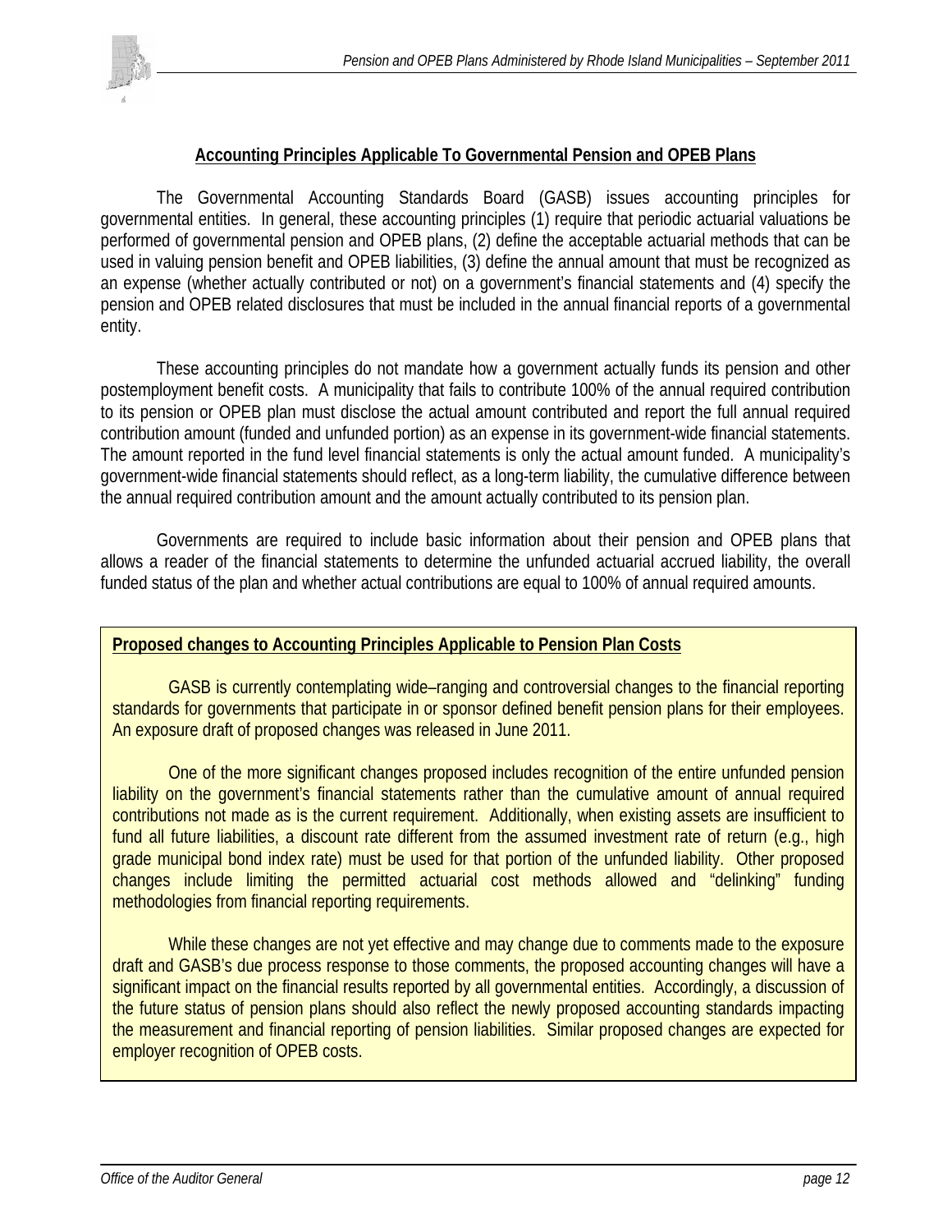## Accounting Principles Applicable To Governmental Pension and OPEB Plans

The Governmental Accounting Standards Board (GASB) issues accounting principles for governmental entities. In general, these accounting principles (1) require that periodic actuarial valuations be performed of governmental pension and OPEB plans, (2) define the acceptable actuarial methods that can be used in valuing pension benefit and OPEB liabilities, (3) define the annual amount that must be recognized as an expense (whether actually contributed or not) on a government's financial statements and (4) specify the pension and OPEB related disclosures that must be included in the annual financial reports of a governmental entity.

These accounting principles do not mandate how a government actually funds its pension and other postemployment benefit costs. A municipality that fails to contribute 100% of the annual required contribution to its pension or OPEB plan must disclose the actual amount contributed and report the full annual required contribution amount (funded and unfunded portion) as an expense in its government-wide financial statements. The amount reported in the fund level financial statements is only the actual amount funded. A municipality's government-wide financial statements should reflect, as a long-term liability, the cumulative difference between the annual required contribution amount and the amount actually contributed to its pension plan.

Governments are required to include basic information about their pension and OPEB plans that allows a reader of the financial statements to determine the unfunded actuarial accrued liability, the overall funded status of the plan and whether actual contributions are equal to 100% of annual required amounts.

### Proposed changes to Accounting Principles Applicable to Pension Plan Costs

GASB is currently contemplating wide–ranging and controversial changes to the financial reporting standards for governments that participate in or sponsor defined benefit pension plans for their employees. An exposure draft of proposed changes was released in June 2011.

One of the more significant changes proposed includes recognition of the entire unfunded pension liability on the government's financial statements rather than the cumulative amount of annual required contributions not made as is the current requirement. Additionally, when existing assets are insufficient to fund all future liabilities, a discount rate different from the assumed investment rate of return (e.g., high grade municipal bond index rate) must be used for that portion of the unfunded liability. Other proposed changes include limiting the permitted actuarial cost methods allowed and "delinking" funding methodologies from financial reporting requirements.

While these changes are not yet effective and may change due to comments made to the exposure draft and GASB's due process response to those comments, the proposed accounting changes will have a significant impact on the financial results reported by all governmental entities. Accordingly, a discussion of the future status of pension plans should also reflect the newly proposed accounting standards impacting the measurement and financial reporting of pension liabilities. Similar proposed changes are expected for employer recognition of OPEB costs.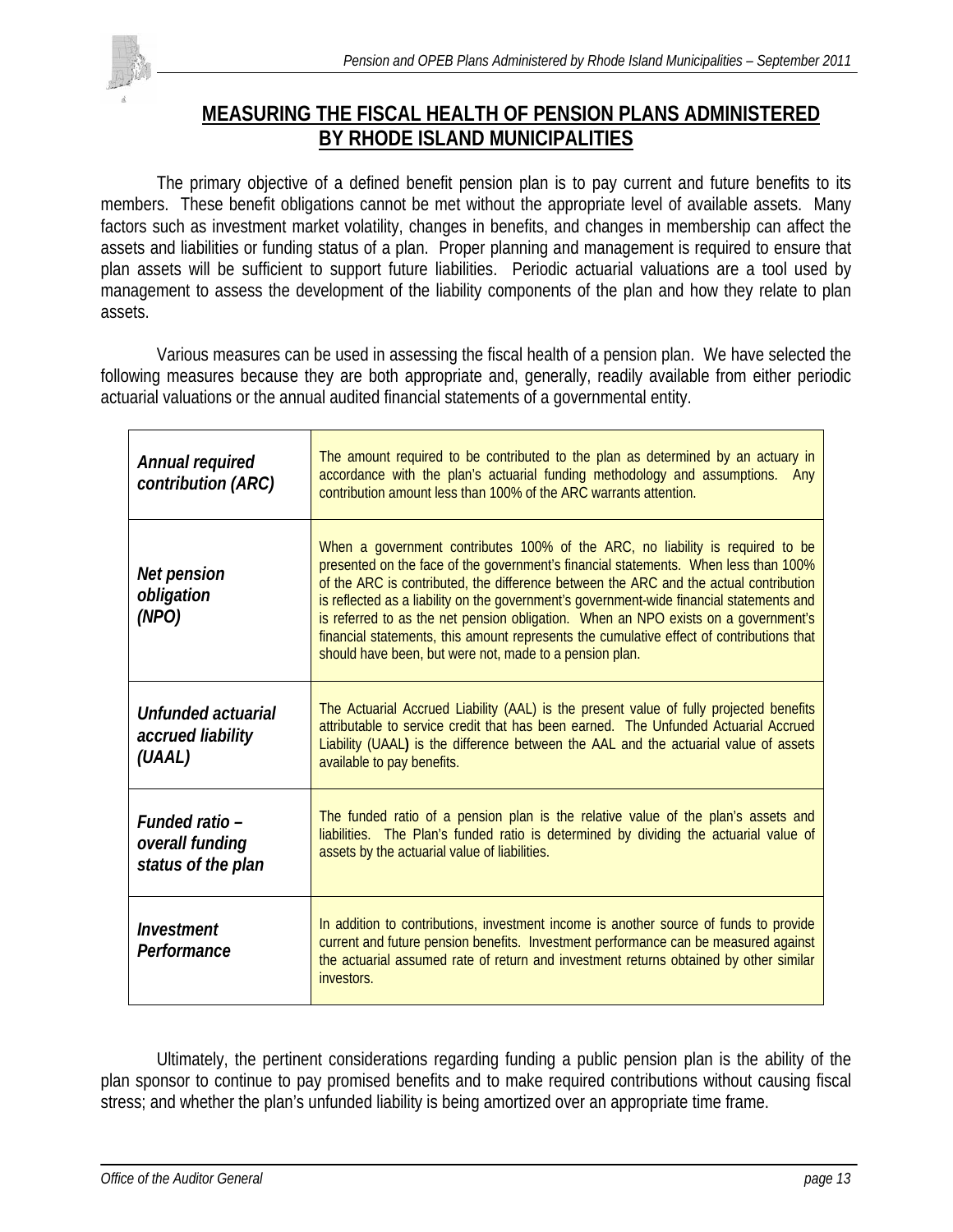## MEASURING THE FISCAL HEALTH OF PENSION PLANS ADMINISTERED BY RHODE ISLAND MUNICIPALITIES

The primary objective of a defined benefit pension plan is to pay current and future benefits to its members. These benefit obligations cannot be met without the appropriate level of available assets. Many factors such as investment market volatility, changes in benefits, and changes in membership can affect the assets and liabilities or funding status of a plan. Proper planning and management is required to ensure that plan assets will be sufficient to support future liabilities. Periodic actuarial valuations are a tool used by management to assess the development of the liability components of the plan and how they relate to plan assets.

Various measures can be used in assessing the fiscal health of a pension plan. We have selected the following measures because they are both appropriate and, generally, readily available from either periodic actuarial valuations or the annual audited financial statements of a governmental entity.

| | |
|---|---|
| ***Annual required contribution (ARC)*** | The amount required to be contributed to the plan as determined by an actuary in accordance with the plan's actuarial funding methodology and assumptions. Any contribution amount less than 100% of the ARC warrants attention. |
| ***Net pension obligation (NPO)*** | When a government contributes 100% of the ARC, no liability is required to be presented on the face of the government's financial statements. When less than 100% of the ARC is contributed, the difference between the ARC and the actual contribution is reflected as a liability on the government's government-wide financial statements and is referred to as the net pension obligation. When an NPO exists on a government's financial statements, this amount represents the cumulative effect of contributions that should have been, but were not, made to a pension plan. |
| ***Unfunded actuarial accrued liability (UAAL)*** | The Actuarial Accrued Liability (AAL) is the present value of fully projected benefits attributable to service credit that has been earned. The Unfunded Actuarial Accrued Liability (UAAL) is the difference between the AAL and the actuarial value of assets available to pay benefits. |
| ***Funded ratio – overall funding status of the plan*** | The funded ratio of a pension plan is the relative value of the plan's assets and liabilities. The Plan's funded ratio is determined by dividing the actuarial value of assets by the actuarial value of liabilities. |
| ***Investment Performance*** | In addition to contributions, investment income is another source of funds to provide current and future pension benefits. Investment performance can be measured against the actuarial assumed rate of return and investment returns obtained by other similar investors. |

Ultimately, the pertinent considerations regarding funding a public pension plan is the ability of the plan sponsor to continue to pay promised benefits and to make required contributions without causing fiscal stress; and whether the plan's unfunded liability is being amortized over an appropriate time frame.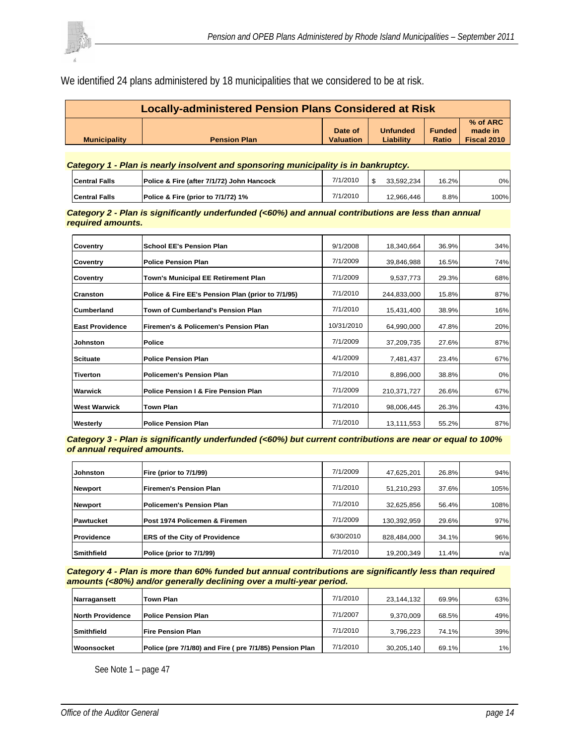We identified 24 plans administered by 18 municipalities that we considered to be at risk.

| Locally-administered Pension Plans Considered at Risk | | | | | |
|---|---|---|---|---|---|
| **Municipality** | **Pension Plan** | **Date of Valuation** | **Unfunded Liability** | **Funded Ratio** | **% of ARC made in Fiscal 2010** |
| ***Category 1 - Plan is nearly insolvent and sponsoring municipality is in bankruptcy.*** | | | | | |
| **Central Falls** | **Police & Fire (after 7/1/72) John Hancock** | 7/1/2010 | $ 33,592,234 | 16.2% | 0% |
| **Central Falls** | **Police & Fire (prior to 7/1/72) 1%** | 7/1/2010 | 12,966,446 | 8.8% | 100% |
| ***Category 2 - Plan is significantly underfunded (<60%) and annual contributions are less than annual required amounts.*** | | | | | |
| **Coventry** | **School EE's Pension Plan** | 9/1/2008 | 18,340,664 | 36.9% | 34% |
| **Coventry** | **Police Pension Plan** | 7/1/2009 | 39,846,988 | 16.5% | 74% |
| **Coventry** | **Town's Municipal EE Retirement Plan** | 7/1/2009 | 9,537,773 | 29.3% | 68% |
| **Cranston** | **Police & Fire EE's Pension Plan (prior to 7/1/95)** | 7/1/2010 | 244,833,000 | 15.8% | 87% |
| **Cumberland** | **Town of Cumberland's Pension Plan** | 7/1/2010 | 15,431,400 | 38.9% | 16% |
| **East Providence** | **Firemen's & Policemen's Pension Plan** | 10/31/2010 | 64,990,000 | 47.8% | 20% |
| **Johnston** | **Police** | 7/1/2009 | 37,209,735 | 27.6% | 87% |
| **Scituate** | **Police Pension Plan** | 4/1/2009 | 7,481,437 | 23.4% | 67% |
| **Tiverton** | **Policemen's Pension Plan** | 7/1/2010 | 8,896,000 | 38.8% | 0% |
| **Warwick** | **Police Pension I & Fire Pension Plan** | 7/1/2009 | 210,371,727 | 26.6% | 67% |
| **West Warwick** | **Town Plan** | 7/1/2010 | 98,006,445 | 26.3% | 43% |
| **Westerly** | **Police Pension Plan** | 7/1/2010 | 13,111,553 | 55.2% | 87% |
| ***Category 3 - Plan is significantly underfunded (<60%) but current contributions are near or equal to 100% of annual required amounts.*** | | | | | |
| **Johnston** | **Fire (prior to 7/1/99)** | 7/1/2009 | 47,625,201 | 26.8% | 94% |
| **Newport** | **Firemen's Pension Plan** | 7/1/2010 | 51,210,293 | 37.6% | 105% |
| **Newport** | **Policemen's Pension Plan** | 7/1/2010 | 32,625,856 | 56.4% | 108% |
| **Pawtucket** | **Post 1974 Policemen & Firemen** | 7/1/2009 | 130,392,959 | 29.6% | 97% |
| **Providence** | **ERS of the City of Providence** | 6/30/2010 | 828,484,000 | 34.1% | 96% |
| **Smithfield** | **Police (prior to 7/1/99)** | 7/1/2010 | 19,200,349 | 11.4% | n/a |
| ***Category 4 - Plan is more than 60% funded but annual contributions are significantly less than required amounts (<80%) and/or generally declining over a multi-year period.*** | | | | | |
| **Narragansett** | **Town Plan** | 7/1/2010 | 23,144,132 | 69.9% | 63% |
| **North Providence** | **Police Pension Plan** | 7/1/2007 | 9,370,009 | 68.5% | 49% |
| **Smithfield** | **Fire Pension Plan** | 7/1/2010 | 3,796,223 | 74.1% | 39% |
| **Woonsocket** | **Police (pre 7/1/80) and Fire ( pre 7/1/85) Pension Plan** | 7/1/2010 | 30,205,140 | 69.1% | 1% |

See Note 1 – page 47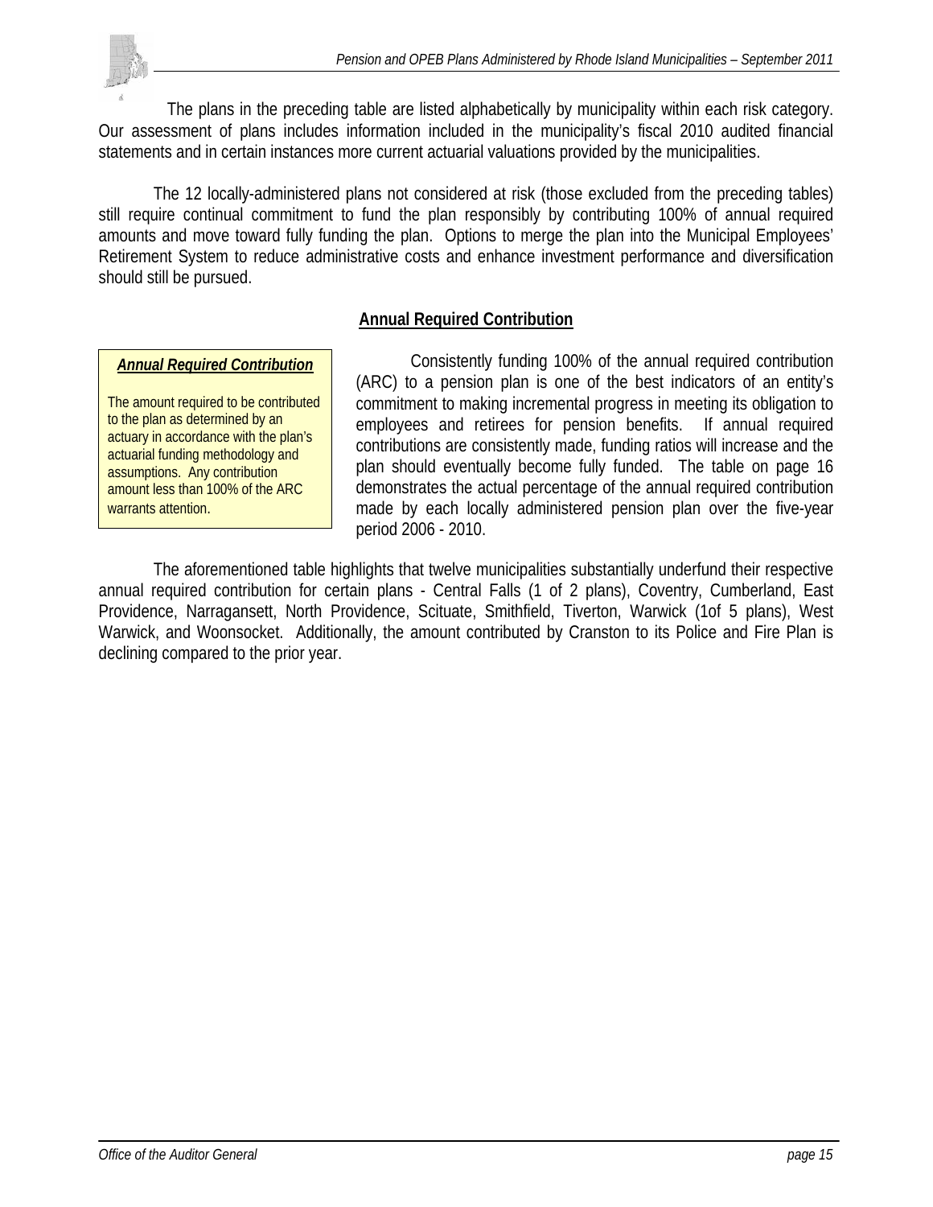The plans in the preceding table are listed alphabetically by municipality within each risk category. Our assessment of plans includes information included in the municipality's fiscal 2010 audited financial statements and in certain instances more current actuarial valuations provided by the municipalities.

The 12 locally-administered plans not considered at risk (those excluded from the preceding tables) still require continual commitment to fund the plan responsibly by contributing 100% of annual required amounts and move toward fully funding the plan. Options to merge the plan into the Municipal Employees' Retirement System to reduce administrative costs and enhance investment performance and diversification should still be pursued.

## Annual Required Contribution

> ***Annual Required Contribution***
>
> The amount required to be contributed to the plan as determined by an actuary in accordance with the plan's actuarial funding methodology and assumptions. Any contribution amount less than 100% of the ARC warrants attention.

Consistently funding 100% of the annual required contribution (ARC) to a pension plan is one of the best indicators of an entity's commitment to making incremental progress in meeting its obligation to employees and retirees for pension benefits. If annual required contributions are consistently made, funding ratios will increase and the plan should eventually become fully funded. The table on page 16 demonstrates the actual percentage of the annual required contribution made by each locally administered pension plan over the five-year period 2006 - 2010.

The aforementioned table highlights that twelve municipalities substantially underfund their respective annual required contribution for certain plans - Central Falls (1 of 2 plans), Coventry, Cumberland, East Providence, Narragansett, North Providence, Scituate, Smithfield, Tiverton, Warwick (1of 5 plans), West Warwick, and Woonsocket. Additionally, the amount contributed by Cranston to its Police and Fire Plan is declining compared to the prior year.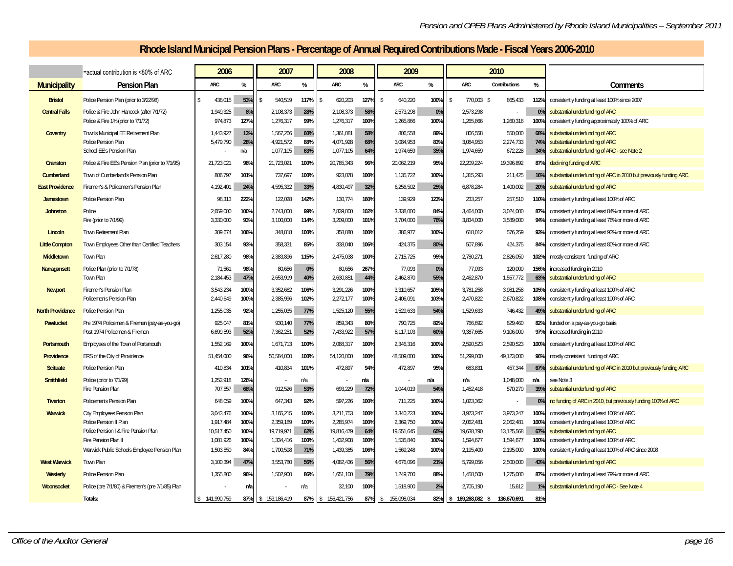# Rhode Island Municipal Pension Plans - Percentage of Annual Required Contributions Made - Fiscal Years 2006-2010

=actual contribution is <80% of ARC

| Municipality | Pension Plan | 2006 ARC | 2006 % | 2007 ARC | 2007 % | 2008 ARC | 2008 % | 2009 ARC | 2009 % | 2010 ARC | 2010 Contributions | 2010 % | Comments |
|---|---|---|---|---|---|---|---|---|---|---|---|---|---|
| Bristol | Police Pension Plan (prior to 3/22/98) | $ 438,015 | 53% | $ 540,519 | 117% | $ 620,203 | 127% | $ 640,220 | 100% | $ 770,003 | $ 865,433 | 112% | consistently funding at least 100% since 2007 |
| Central Falls | Police & Fire John Hancock (after 7/1/72) | 1,949,325 | 8% | 2,108,373 | 28% | 2,108,373 | 58% | 2,573,298 | 0% | 2,573,298 | - | 0% | substantial underfunding of ARC |
| | Police & Fire 1% (prior to 7/1/72) | 974,873 | 127% | 1,276,317 | 99% | 1,276,317 | 100% | 1,265,866 | 100% | 1,265,866 | 1,260,318 | 100% | consistently funding approximately 100% of ARC |
| Coventry | Town's Municipal EE Retirement Plan | 1,443,927 | 13% | 1,567,266 | 60% | 1,361,081 | 58% | 806,558 | 89% | 806,558 | 550,000 | 68% | substantial underfunding of ARC |
| | Police Pension Plan | 5,479,790 | 28% | 4,921,572 | 88% | 4,071,928 | 68% | 3,084,953 | 83% | 3,084,953 | 2,274,733 | 74% | substantial underfunding of ARC |
| | School EE's Pension Plan | - | n/a | 1,077,105 | 63% | 1,077,105 | 64% | 1,974,659 | 35% | 1,974,659 | 672,228 | 34% | substantial underfunding of ARC - see Note 2 |
| Cranston | Police & Fire EE's Pension Plan (prior to 7/1/95) | 21,723,021 | 98% | 21,723,021 | 100% | 20,785,343 | 96% | 20,062,219 | 95% | 22,209,224 | 19,396,892 | 87% | declining funding of ARC |
| Cumberland | Town of Cumberland's Pension Plan | 806,797 | 101% | 737,697 | 100% | 923,078 | 100% | 1,135,722 | 100% | 1,315,293 | 211,425 | 16% | substantial underfunding of ARC in 2010 but previously funding ARC |
| East Providence | Firemen's & Policemen's Pension Plan | 4,192,401 | 24% | 4,595,332 | 33% | 4,830,497 | 32% | 6,256,502 | 25% | 6,878,284 | 1,400,002 | 20% | substantial underfunding of ARC |
| Jamestown | Police Pension Plan | 98,313 | 222% | 122,028 | 142% | 130,774 | 160% | 139,929 | 123% | 233,257 | 257,510 | 110% | consistently funding at least 100% of ARC |
| Johnston | Police | 2,659,000 | 100% | 2,743,000 | 99% | 2,839,000 | 102% | 3,338,000 | 84% | 3,464,000 | 3,024,000 | 87% | consistently funding at least 84% or more of ARC |
| | Fire (prior to 7/1/99) | 3,330,000 | 93% | 3,100,000 | 114% | 3,209,000 | 101% | 3,704,000 | 76% | 3,834,000 | 3,589,000 | 94% | consistently funding at least 76% or more of ARC |
| Lincoln | Town Retirement Plan | 309,674 | 106% | 348,818 | 100% | 358,880 | 100% | 386,977 | 100% | 618,012 | 576,259 | 93% | consistently funding at least 93% or more of ARC |
| Little Compton | Town Employees Other than Certified Teachers | 303,154 | 93% | 358,331 | 85% | 338,040 | 106% | 424,375 | 80% | 507,896 | 424,375 | 84% | consistently funding at least 80% or more of ARC |
| Middletown | Town Plan | 2,617,280 | 98% | 2,383,896 | 115% | 2,475,038 | 100% | 2,715,725 | 95% | 2,780,271 | 2,826,050 | 102% | mostly consistent funding of ARC |
| Narragansett | Police Plan (prior to 7/1/78) | 71,561 | 98% | 80,656 | 0% | 80,656 | 267% | 77,093 | 0% | 77,093 | 120,000 | 156% | increased funding in 2010 |
| | Town Plan | 2,184,453 | 47% | 2,653,919 | 40% | 2,630,851 | 44% | 2,462,870 | 55% | 2,462,870 | 1,557,772 | 63% | substantial underfunding of ARC |
| Newport | Firemen's Pension Plan | 3,543,234 | 100% | 3,352,662 | 106% | 3,291,226 | 100% | 3,310,657 | 105% | 3,781,258 | 3,981,258 | 105% | consistently funding at least 100% of ARC |
| | Policemen's Pension Plan | 2,440,649 | 100% | 2,385,996 | 102% | 2,272,177 | 100% | 2,406,091 | 103% | 2,470,822 | 2,670,822 | 108% | consistently funding at least 100% of ARC |
| North Providence | Police Pension Plan | 1,255,035 | 92% | 1,255,035 | 77% | 1,525,120 | 55% | 1,529,633 | 54% | 1,529,633 | 746,432 | 49% | substantial underfunding of ARC |
| Pawtucket | Pre 1974 Policemen & Firemen (pay-as-you-go) | 925,047 | 81% | 930,140 | 77% | 859,343 | 80% | 790,725 | 82% | 766,692 | 629,460 | 82% | funded on a pay-as-you-go basis |
| | Post 1974 Policemen & Firemen | 6,699,593 | 52% | 7,362,251 | 52% | 7,433,922 | 57% | 8,117,103 | 60% | 9,387,665 | 9,106,000 | 97% | increased funding in 2010 |
| Portsmouth | Employees of the Town of Portsmouth | 1,552,169 | 100% | 1,671,713 | 100% | 2,088,317 | 100% | 2,346,316 | 100% | 2,590,523 | 2,590,523 | 100% | consistently funding at least 100% of ARC |
| Providence | ERS of the City of Providence | 51,454,000 | 96% | 50,584,000 | 100% | 54,120,000 | 100% | 48,509,000 | 100% | 51,299,000 | 49,123,000 | 96% | mostly consistent funding of ARC |
| Scituate | Police Pension Plan | 410,834 | 101% | 410,834 | 101% | 472,897 | 94% | 472,897 | 95% | 683,831 | 457,344 | 67% | substantial underfunding of ARC in 2010 but previously funding ARC |
| Smithfield | Police (prior to 7/1/99) | 1,252,918 | 126% | - | n/a | - | n/a | - | n/a | n/a | 1,048,000 | n/a | see Note 3 |
| | Fire Pension Plan | 707,557 | 68% | 912,526 | 53% | 693,229 | 72% | 1,044,019 | 54% | 1,452,418 | 570,270 | 39% | substantial underfunding of ARC |
| Tiverton | Policemen's Pension Plan | 648,059 | 100% | 647,343 | 92% | 597,226 | 100% | 711,225 | 100% | 1,023,362 | - | 0% | no funding of ARC in 2010, but previously funding 100% of ARC |
| Warwick | City Employees Pension Plan | 3,043,476 | 100% | 3,165,215 | 100% | 3,211,753 | 100% | 3,340,223 | 100% | 3,973,247 | 3,973,247 | 100% | consistently funding at least 100% of ARC |
| | Police Pension II Plan | 1,917,484 | 100% | 2,359,189 | 100% | 2,285,974 | 100% | 2,369,750 | 100% | 2,062,481 | 2,062,481 | 100% | consistently funding at least 100% of ARC |
| | Police Pension I & Fire Pension Plan | 10,517,450 | 100% | 19,719,971 | 62% | 19,816,479 | 64% | 19,551,645 | 65% | 19,638,790 | 13,125,568 | 67% | substantial underfunding of ARC |
| | Fire Pension Plan II | 1,081,926 | 100% | 1,334,416 | 100% | 1,432,908 | 100% | 1,535,840 | 100% | 1,594,677 | 1,594,677 | 100% | consistently funding at least 100% of ARC |
| | Warwick Public Schools Employee Pension Plan | 1,503,550 | 84% | 1,700,598 | 71% | 1,439,385 | 106% | 1,569,248 | 100% | 2,195,400 | 2,195,000 | 100% | consistently funding at least 100% of ARC since 2008 |
| West Warwick | Town Plan | 3,100,394 | 47% | 3,553,780 | 56% | 4,082,436 | 56% | 4,676,096 | 21% | 5,799,056 | 2,500,000 | 43% | substantial underfunding of ARC |
| Westerly | Police Pension Plan | 1,355,800 | 96% | 1,502,900 | 86% | 1,651,100 | 79% | 1,249,700 | 88% | 1,458,500 | 1,275,000 | 87% | consistently funding at least 79% or more of ARC |
| Woonsocket | Police (pre 7/1/80) & Firemen's (pre 7/1/85) Plan | - | n/a | - | n/a | 32,100 | 100% | 1,518,900 | 2% | 2,705,190 | 15,612 | 1% | substantial underfunding of ARC - See Note 4 |
| | Totals: | $ 141,990,759 | 87% | $ 153,186,419 | 87% | $ 156,421,756 | 87% | $ 156,098,034 | 82% | $ 169,268,082 | $ 136,670,691 | 81% | |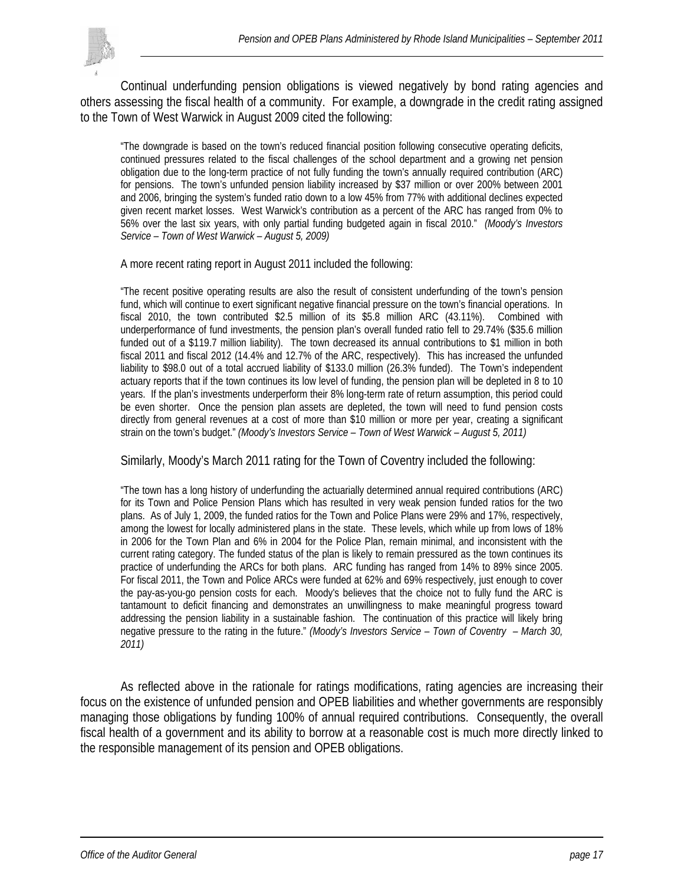Continual underfunding pension obligations is viewed negatively by bond rating agencies and others assessing the fiscal health of a community. For example, a downgrade in the credit rating assigned to the Town of West Warwick in August 2009 cited the following:

> "The downgrade is based on the town's reduced financial position following consecutive operating deficits, continued pressures related to the fiscal challenges of the school department and a growing net pension obligation due to the long-term practice of not fully funding the town's annually required contribution (ARC) for pensions. The town's unfunded pension liability increased by $37 million or over 200% between 2001 and 2006, bringing the system's funded ratio down to a low 45% from 77% with additional declines expected given recent market losses. West Warwick's contribution as a percent of the ARC has ranged from 0% to 56% over the last six years, with only partial funding budgeted again in fiscal 2010." *(Moody's Investors Service – Town of West Warwick – August 5, 2009)*

A more recent rating report in August 2011 included the following:

> "The recent positive operating results are also the result of consistent underfunding of the town's pension fund, which will continue to exert significant negative financial pressure on the town's financial operations. In fiscal 2010, the town contributed $2.5 million of its $5.8 million ARC (43.11%). Combined with underperformance of fund investments, the pension plan's overall funded ratio fell to 29.74% ($35.6 million funded out of a $119.7 million liability). The town decreased its annual contributions to $1 million in both fiscal 2011 and fiscal 2012 (14.4% and 12.7% of the ARC, respectively). This has increased the unfunded liability to $98.0 out of a total accrued liability of $133.0 million (26.3% funded). The Town's independent actuary reports that if the town continues its low level of funding, the pension plan will be depleted in 8 to 10 years. If the plan's investments underperform their 8% long-term rate of return assumption, this period could be even shorter. Once the pension plan assets are depleted, the town will need to fund pension costs directly from general revenues at a cost of more than $10 million or more per year, creating a significant strain on the town's budget." *(Moody's Investors Service – Town of West Warwick – August 5, 2011)*

Similarly, Moody's March 2011 rating for the Town of Coventry included the following:

> "The town has a long history of underfunding the actuarially determined annual required contributions (ARC) for its Town and Police Pension Plans which has resulted in very weak pension funded ratios for the two plans. As of July 1, 2009, the funded ratios for the Town and Police Plans were 29% and 17%, respectively, among the lowest for locally administered plans in the state. These levels, which while up from lows of 18% in 2006 for the Town Plan and 6% in 2004 for the Police Plan, remain minimal, and inconsistent with the current rating category. The funded status of the plan is likely to remain pressured as the town continues its practice of underfunding the ARCs for both plans. ARC funding has ranged from 14% to 89% since 2005. For fiscal 2011, the Town and Police ARCs were funded at 62% and 69% respectively, just enough to cover the pay-as-you-go pension costs for each. Moody's believes that the choice not to fully fund the ARC is tantamount to deficit financing and demonstrates an unwillingness to make meaningful progress toward addressing the pension liability in a sustainable fashion. The continuation of this practice will likely bring negative pressure to the rating in the future." *(Moody's Investors Service – Town of Coventry – March 30, 2011)*

As reflected above in the rationale for ratings modifications, rating agencies are increasing their focus on the existence of unfunded pension and OPEB liabilities and whether governments are responsibly managing those obligations by funding 100% of annual required contributions. Consequently, the overall fiscal health of a government and its ability to borrow at a reasonable cost is much more directly linked to the responsible management of its pension and OPEB obligations.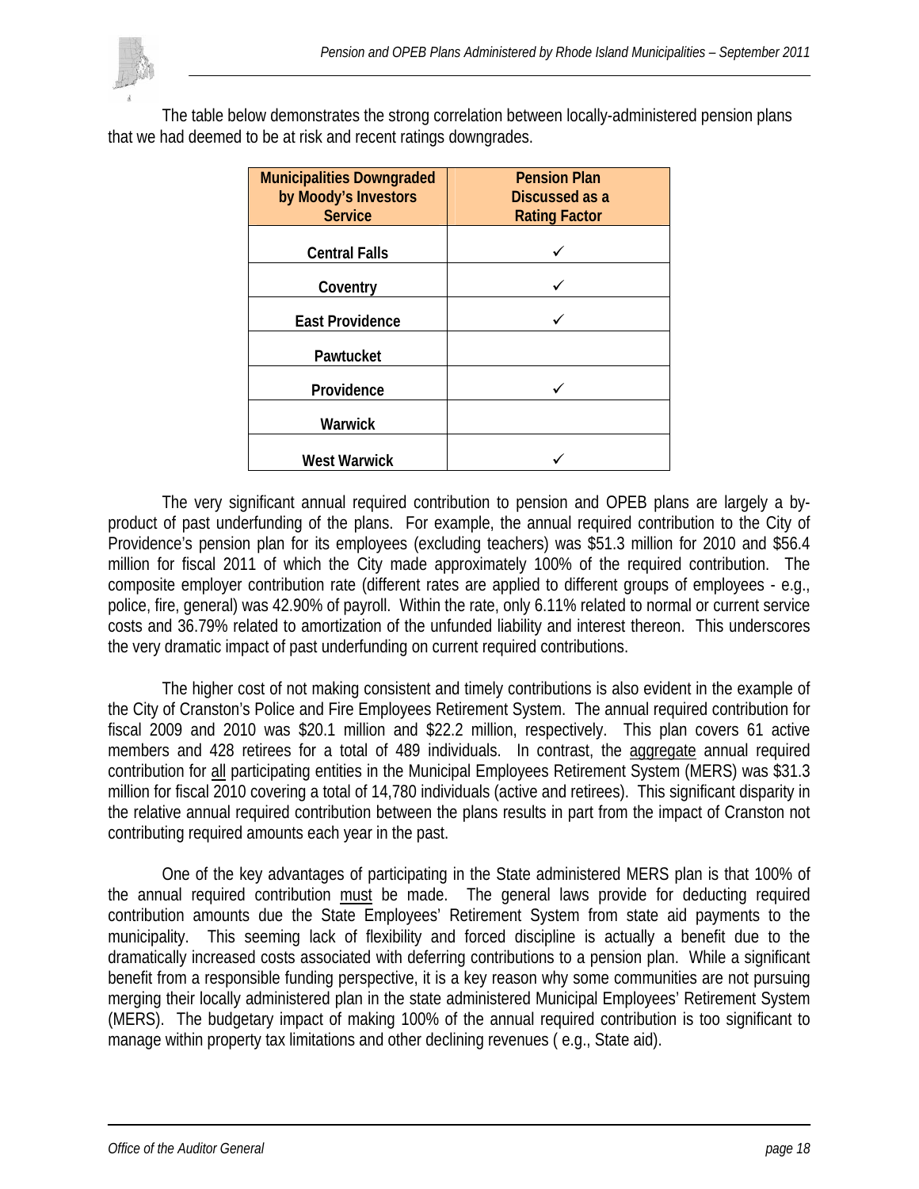The table below demonstrates the strong correlation between locally-administered pension plans that we had deemed to be at risk and recent ratings downgrades.

| Municipalities Downgraded by Moody's Investors Service | Pension Plan Discussed as a Rating Factor |
|---|---|
| Central Falls | ✓ |
| Coventry | ✓ |
| East Providence | ✓ |
| Pawtucket | |
| Providence | ✓ |
| Warwick | |
| West Warwick | ✓ |

The very significant annual required contribution to pension and OPEB plans are largely a by-product of past underfunding of the plans. For example, the annual required contribution to the City of Providence's pension plan for its employees (excluding teachers) was $51.3 million for 2010 and $56.4 million for fiscal 2011 of which the City made approximately 100% of the required contribution. The composite employer contribution rate (different rates are applied to different groups of employees - e.g., police, fire, general) was 42.90% of payroll. Within the rate, only 6.11% related to normal or current service costs and 36.79% related to amortization of the unfunded liability and interest thereon. This underscores the very dramatic impact of past underfunding on current required contributions.

The higher cost of not making consistent and timely contributions is also evident in the example of the City of Cranston's Police and Fire Employees Retirement System. The annual required contribution for fiscal 2009 and 2010 was $20.1 million and $22.2 million, respectively. This plan covers 61 active members and 428 retirees for a total of 489 individuals. In contrast, the aggregate annual required contribution for all participating entities in the Municipal Employees Retirement System (MERS) was $31.3 million for fiscal 2010 covering a total of 14,780 individuals (active and retirees). This significant disparity in the relative annual required contribution between the plans results in part from the impact of Cranston not contributing required amounts each year in the past.

One of the key advantages of participating in the State administered MERS plan is that 100% of the annual required contribution must be made. The general laws provide for deducting required contribution amounts due the State Employees' Retirement System from state aid payments to the municipality. This seeming lack of flexibility and forced discipline is actually a benefit due to the dramatically increased costs associated with deferring contributions to a pension plan. While a significant benefit from a responsible funding perspective, it is a key reason why some communities are not pursuing merging their locally administered plan in the state administered Municipal Employees' Retirement System (MERS). The budgetary impact of making 100% of the annual required contribution is too significant to manage within property tax limitations and other declining revenues ( e.g., State aid).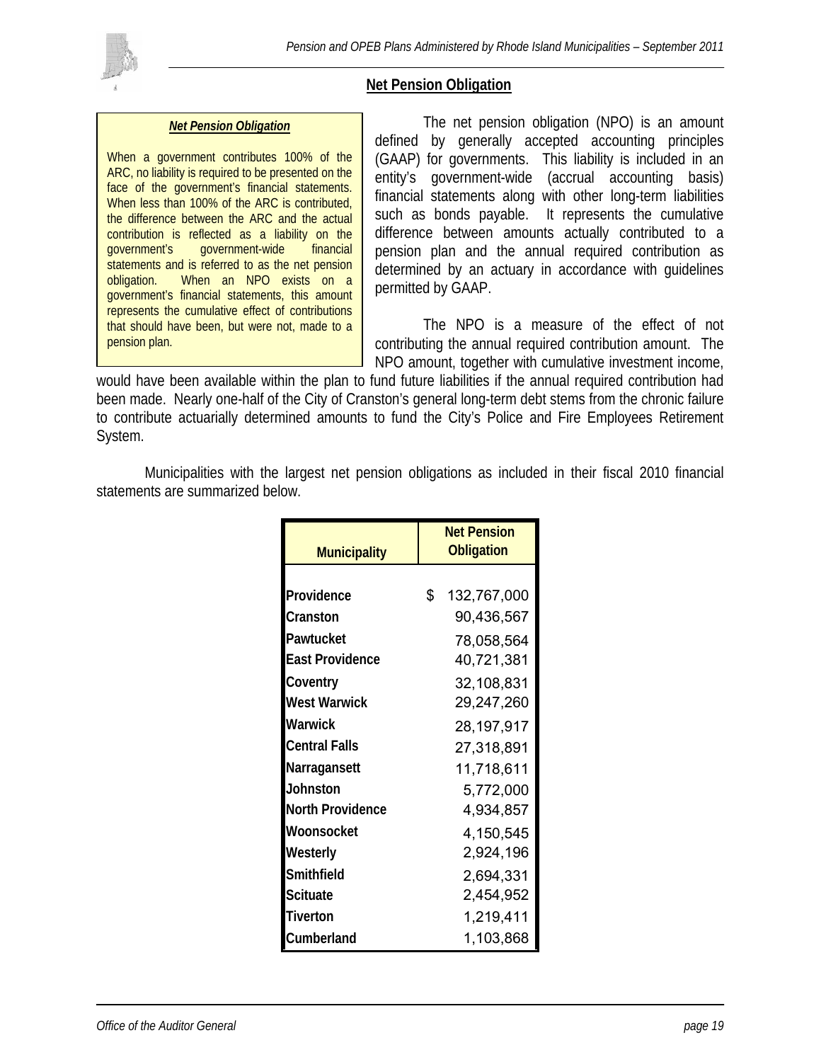## Net Pension Obligation

> ***Net Pension Obligation***
>
> When a government contributes 100% of the ARC, no liability is required to be presented on the face of the government's financial statements. When less than 100% of the ARC is contributed, the difference between the ARC and the actual contribution is reflected as a liability on the government's government-wide financial statements and is referred to as the net pension obligation. When an NPO exists on a government's financial statements, this amount represents the cumulative effect of contributions that should have been, but were not, made to a pension plan.

The net pension obligation (NPO) is an amount defined by generally accepted accounting principles (GAAP) for governments. This liability is included in an entity's government-wide (accrual accounting basis) financial statements along with other long-term liabilities such as bonds payable. It represents the cumulative difference between amounts actually contributed to a pension plan and the annual required contribution as determined by an actuary in accordance with guidelines permitted by GAAP.

The NPO is a measure of the effect of not contributing the annual required contribution amount. The NPO amount, together with cumulative investment income, would have been available within the plan to fund future liabilities if the annual required contribution had been made. Nearly one-half of the City of Cranston's general long-term debt stems from the chronic failure to contribute actuarially determined amounts to fund the City's Police and Fire Employees Retirement System.

Municipalities with the largest net pension obligations as included in their fiscal 2010 financial statements are summarized below.

| Municipality | Net Pension Obligation |
|---|---|
| Providence | $ 132,767,000 |
| Cranston | 90,436,567 |
| Pawtucket | 78,058,564 |
| East Providence | 40,721,381 |
| Coventry | 32,108,831 |
| West Warwick | 29,247,260 |
| Warwick | 28,197,917 |
| Central Falls | 27,318,891 |
| Narragansett | 11,718,611 |
| Johnston | 5,772,000 |
| North Providence | 4,934,857 |
| Woonsocket | 4,150,545 |
| Westerly | 2,924,196 |
| Smithfield | 2,694,331 |
| Scituate | 2,454,952 |
| Tiverton | 1,219,411 |
| Cumberland | 1,103,868 |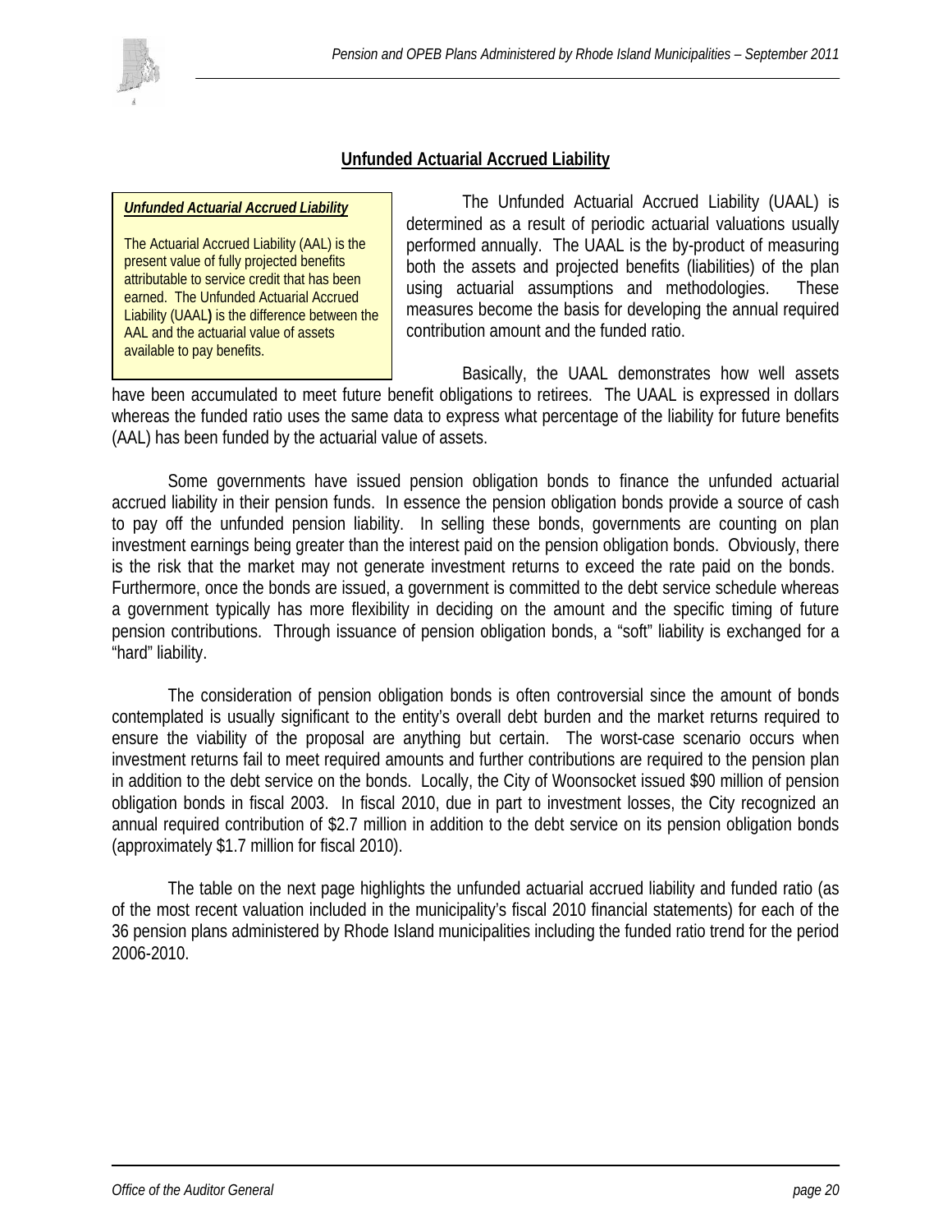## Unfunded Actuarial Accrued Liability

> ***Unfunded Actuarial Accrued Liability***
>
> The Actuarial Accrued Liability (AAL) is the present value of fully projected benefits attributable to service credit that has been earned. The Unfunded Actuarial Accrued Liability (UAAL**)** is the difference between the AAL and the actuarial value of assets available to pay benefits.

The Unfunded Actuarial Accrued Liability (UAAL) is determined as a result of periodic actuarial valuations usually performed annually. The UAAL is the by-product of measuring both the assets and projected benefits (liabilities) of the plan using actuarial assumptions and methodologies. These measures become the basis for developing the annual required contribution amount and the funded ratio.

Basically, the UAAL demonstrates how well assets have been accumulated to meet future benefit obligations to retirees. The UAAL is expressed in dollars whereas the funded ratio uses the same data to express what percentage of the liability for future benefits (AAL) has been funded by the actuarial value of assets.

Some governments have issued pension obligation bonds to finance the unfunded actuarial accrued liability in their pension funds. In essence the pension obligation bonds provide a source of cash to pay off the unfunded pension liability. In selling these bonds, governments are counting on plan investment earnings being greater than the interest paid on the pension obligation bonds. Obviously, there is the risk that the market may not generate investment returns to exceed the rate paid on the bonds. Furthermore, once the bonds are issued, a government is committed to the debt service schedule whereas a government typically has more flexibility in deciding on the amount and the specific timing of future pension contributions. Through issuance of pension obligation bonds, a "soft" liability is exchanged for a "hard" liability.

The consideration of pension obligation bonds is often controversial since the amount of bonds contemplated is usually significant to the entity's overall debt burden and the market returns required to ensure the viability of the proposal are anything but certain. The worst-case scenario occurs when investment returns fail to meet required amounts and further contributions are required to the pension plan in addition to the debt service on the bonds. Locally, the City of Woonsocket issued $90 million of pension obligation bonds in fiscal 2003. In fiscal 2010, due in part to investment losses, the City recognized an annual required contribution of $2.7 million in addition to the debt service on its pension obligation bonds (approximately $1.7 million for fiscal 2010).

The table on the next page highlights the unfunded actuarial accrued liability and funded ratio (as of the most recent valuation included in the municipality's fiscal 2010 financial statements) for each of the 36 pension plans administered by Rhode Island municipalities including the funded ratio trend for the period 2006-2010.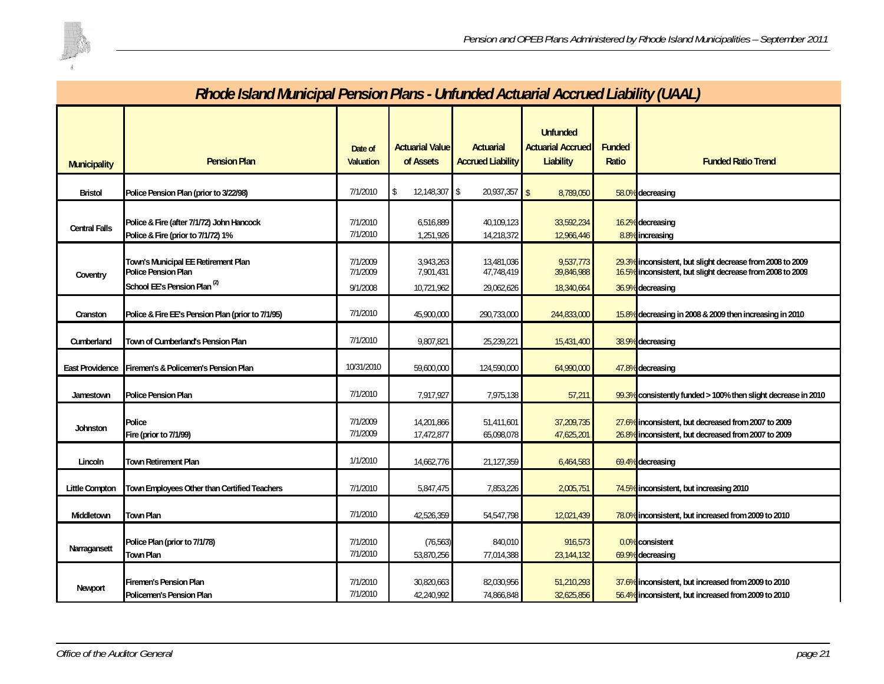## Rhode Island Municipal Pension Plans - Unfunded Actuarial Accrued Liability (UAAL)

| Municipality | Pension Plan | Date of Valuation | Actuarial Value of Assets | Actuarial Accrued Liability | Unfunded Actuarial Accrued Liability | Funded Ratio | Funded Ratio Trend |
|---|---|---|---|---|---|---|---|
| Bristol | Police Pension Plan (prior to 3/22/98) | 7/1/2010 | $ 12,148,307 | $ 20,937,357 | $ 8,789,050 | 58.0% | decreasing |
| Central Falls | Police & Fire (after 7/1/72) John Hancock | 7/1/2010 | 6,516,889 | 40,109,123 | 33,592,234 | 16.2% | decreasing |
| | Police & Fire (prior to 7/1/72) 1% | 7/1/2010 | 1,251,926 | 14,218,372 | 12,966,446 | 8.8% | increasing |
| Coventry | Town's Municipal EE Retirement Plan | 7/1/2009 | 3,943,263 | 13,481,036 | 9,537,773 | 29.3% | inconsistent, but slight decrease from 2008 to 2009 |
| | Police Pension Plan | 7/1/2009 | 7,901,431 | 47,748,419 | 39,846,988 | 16.5% | inconsistent, but slight decrease from 2008 to 2009 |
| | School EE's Pension Plan (2) | 9/1/2008 | 10,721,962 | 29,062,626 | 18,340,664 | 36.9% | decreasing |
| Cranston | Police & Fire EE's Pension Plan (prior to 7/1/95) | 7/1/2010 | 45,900,000 | 290,733,000 | 244,833,000 | 15.8% | decreasing in 2008 & 2009 then increasing in 2010 |
| Cumberland | Town of Cumberland's Pension Plan | 7/1/2010 | 9,807,821 | 25,239,221 | 15,431,400 | 38.9% | decreasing |
| East Providence | Firemen's & Policemen's Pension Plan | 10/31/2010 | 59,600,000 | 124,590,000 | 64,990,000 | 47.8% | decreasing |
| Jamestown | Police Pension Plan | 7/1/2010 | 7,917,927 | 7,975,138 | 57,211 | 99.3% | consistently funded > 100% then slight decrease in 2010 |
| Johnston | Police | 7/1/2009 | 14,201,866 | 51,411,601 | 37,209,735 | 27.6% | inconsistent, but decreased from 2007 to 2009 |
| | Fire (prior to 7/1/99) | 7/1/2009 | 17,472,877 | 65,098,078 | 47,625,201 | 26.8% | inconsistent, but decreased from 2007 to 2009 |
| Lincoln | Town Retirement Plan | 1/1/2010 | 14,662,776 | 21,127,359 | 6,464,583 | 69.4% | decreasing |
| Little Compton | Town Employees Other than Certified Teachers | 7/1/2010 | 5,847,475 | 7,853,226 | 2,005,751 | 74.5% | inconsistent, but increasing 2010 |
| Middletown | Town Plan | 7/1/2010 | 42,526,359 | 54,547,798 | 12,021,439 | 78.0% | inconsistent, but increased from 2009 to 2010 |
| Narragansett | Police Plan (prior to 7/1/78) | 7/1/2010 | (76,563) | 840,010 | 916,573 | 0.0% | consistent |
| | Town Plan | 7/1/2010 | 53,870,256 | 77,014,388 | 23,144,132 | 69.9% | decreasing |
| Newport | Firemen's Pension Plan | 7/1/2010 | 30,820,663 | 82,030,956 | 51,210,293 | 37.6% | inconsistent, but increased from 2009 to 2010 |
| | Policemen's Pension Plan | 7/1/2010 | 42,240,992 | 74,866,848 | 32,625,856 | 56.4% | inconsistent, but increased from 2009 to 2010 |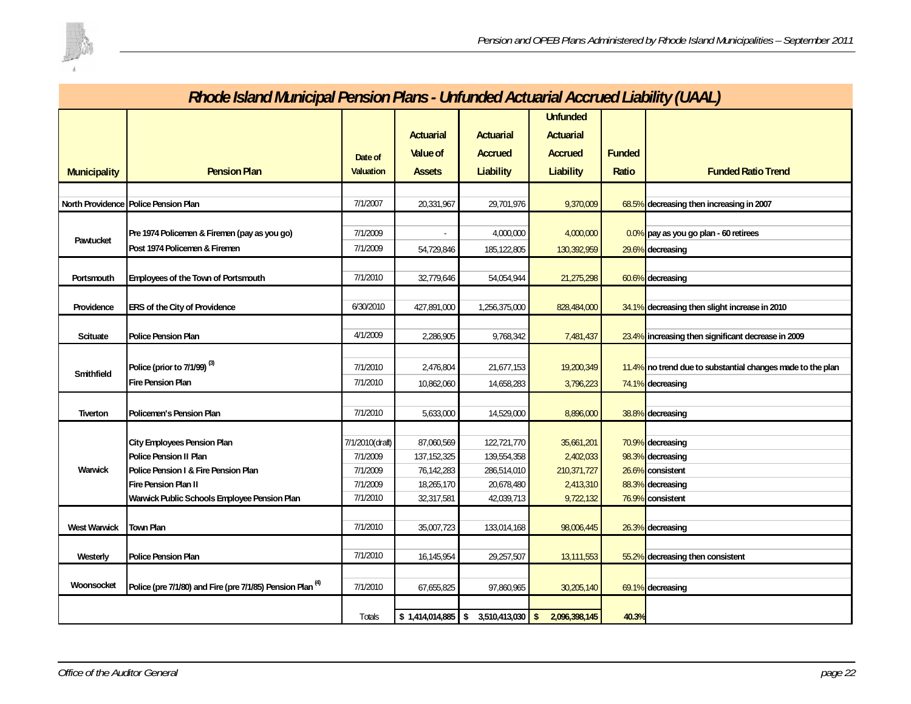## Rhode Island Municipal Pension Plans - Unfunded Actuarial Accrued Liability (UAAL)

| Municipality | Pension Plan | Date of Valuation | Actuarial Value of Assets | Actuarial Accrued Liability | Unfunded Actuarial Accrued Liability | Funded Ratio | Funded Ratio Trend |
|---|---|---|---|---|---|---|---|
| North Providence | Police Pension Plan | 7/1/2007 | 20,331,967 | 29,701,976 | 9,370,009 | 68.5% | decreasing then increasing in 2007 |
| Pawtucket | Pre 1974 Policemen & Firemen (pay as you go) | 7/1/2009 | - | 4,000,000 | 4,000,000 | 0.0% | pay as you go plan - 60 retirees |
| | Post 1974 Policemen & Firemen | 7/1/2009 | 54,729,846 | 185,122,805 | 130,392,959 | 29.6% | decreasing |
| Portsmouth | Employees of the Town of Portsmouth | 7/1/2010 | 32,779,646 | 54,054,944 | 21,275,298 | 60.6% | decreasing |
| Providence | ERS of the City of Providence | 6/30/2010 | 427,891,000 | 1,256,375,000 | 828,484,000 | 34.1% | decreasing then slight increase in 2010 |
| Scituate | Police Pension Plan | 4/1/2009 | 2,286,905 | 9,768,342 | 7,481,437 | 23.4% | increasing then significant decrease in 2009 |
| Smithfield | Police (prior to 7/1/99) [3] | 7/1/2010 | 2,476,804 | 21,677,153 | 19,200,349 | 11.4% | no trend due to substantial changes made to the plan |
| | Fire Pension Plan | 7/1/2010 | 10,862,060 | 14,658,283 | 3,796,223 | 74.1% | decreasing |
| Tiverton | Policemen's Pension Plan | 7/1/2010 | 5,633,000 | 14,529,000 | 8,896,000 | 38.8% | decreasing |
| Warwick | City Employees Pension Plan | 7/1/2010(draft) | 87,060,569 | 122,721,770 | 35,661,201 | 70.9% | decreasing |
| | Police Pension II Plan | 7/1/2009 | 137,152,325 | 139,554,358 | 2,402,033 | 98.3% | decreasing |
| | Police Pension I & Fire Pension Plan | 7/1/2009 | 76,142,283 | 286,514,010 | 210,371,727 | 26.6% | consistent |
| | Fire Pension Plan II | 7/1/2009 | 18,265,170 | 20,678,480 | 2,413,310 | 88.3% | decreasing |
| | Warwick Public Schools Employee Pension Plan | 7/1/2010 | 32,317,581 | 42,039,713 | 9,722,132 | 76.9% | consistent |
| West Warwick | Town Plan | 7/1/2010 | 35,007,723 | 133,014,168 | 98,006,445 | 26.3% | decreasing |
| Westerly | Police Pension Plan | 7/1/2010 | 16,145,954 | 29,257,507 | 13,111,553 | 55.2% | decreasing then consistent |
| Woonsocket | Police (pre 7/1/80) and Fire (pre 7/1/85) Pension Plan [4] | 7/1/2010 | 67,655,825 | 97,860,965 | 30,205,140 | 69.1% | decreasing |
| | | Totals | $ 1,414,014,885 | $ 3,510,413,030 | $ 2,096,398,145 | 40.3% | |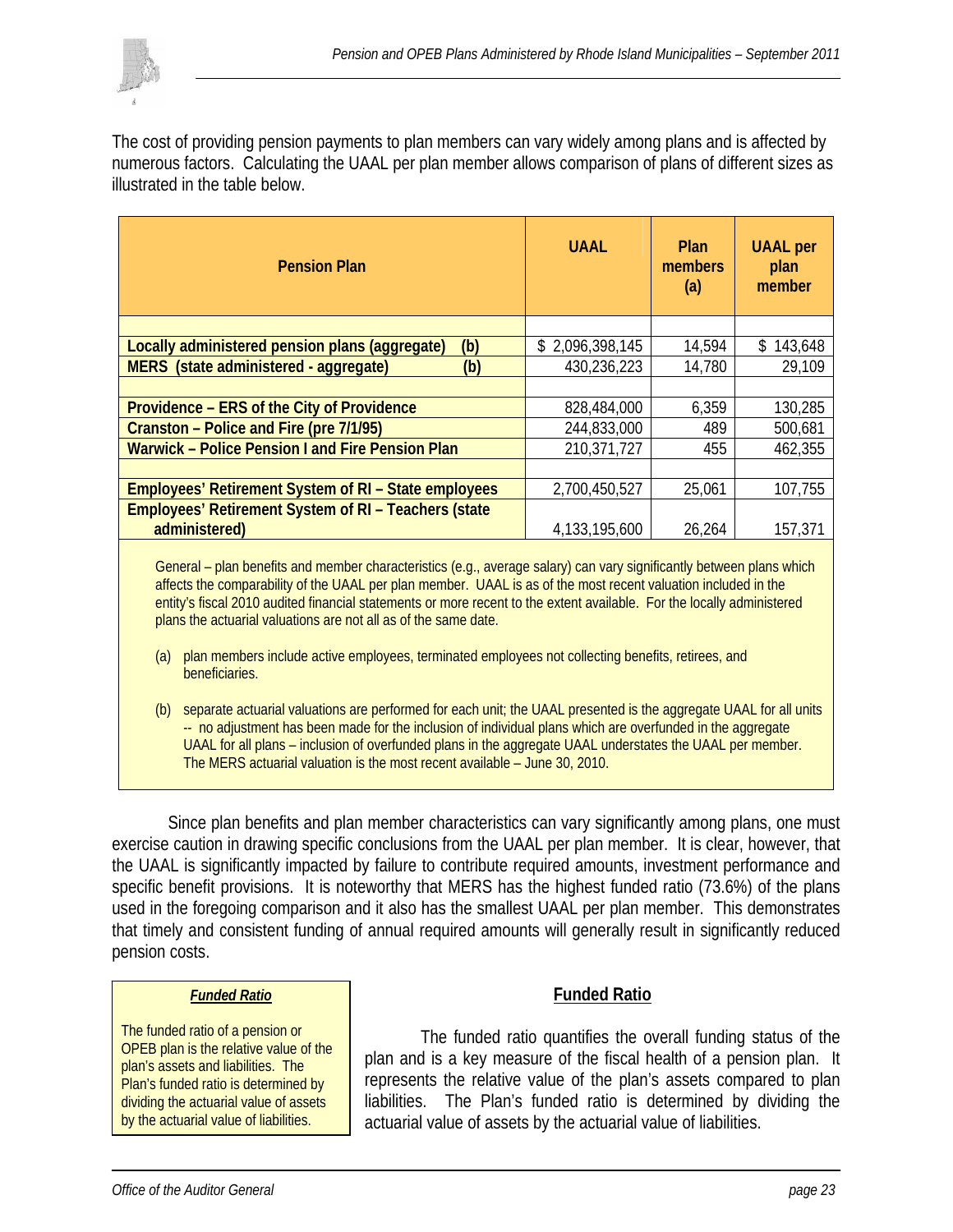The cost of providing pension payments to plan members can vary widely among plans and is affected by numerous factors. Calculating the UAAL per plan member allows comparison of plans of different sizes as illustrated in the table below.

| Pension Plan | UAAL | Plan members (a) | UAAL per plan member |
|---|---|---|---|
| | | | |
| **Locally administered pension plans (aggregate) (b)** | $ 2,096,398,145 | 14,594 | $ 143,648 |
| **MERS (state administered - aggregate) (b)** | 430,236,223 | 14,780 | 29,109 |
| | | | |
| **Providence – ERS of the City of Providence** | 828,484,000 | 6,359 | 130,285 |
| **Cranston – Police and Fire (pre 7/1/95)** | 244,833,000 | 489 | 500,681 |
| **Warwick – Police Pension I and Fire Pension Plan** | 210,371,727 | 455 | 462,355 |
| | | | |
| **Employees' Retirement System of RI – State employees** | 2,700,450,527 | 25,061 | 107,755 |
| **Employees' Retirement System of RI – Teachers (state administered)** | 4,133,195,600 | 26,264 | 157,371 |

General – plan benefits and member characteristics (e.g., average salary) can vary significantly between plans which affects the comparability of the UAAL per plan member. UAAL is as of the most recent valuation included in the entity's fiscal 2010 audited financial statements or more recent to the extent available. For the locally administered plans the actuarial valuations are not all as of the same date.

(a) plan members include active employees, terminated employees not collecting benefits, retirees, and beneficiaries.

(b) separate actuarial valuations are performed for each unit; the UAAL presented is the aggregate UAAL for all units -- no adjustment has been made for the inclusion of individual plans which are overfunded in the aggregate UAAL for all plans – inclusion of overfunded plans in the aggregate UAAL understates the UAAL per member. The MERS actuarial valuation is the most recent available – June 30, 2010.

Since plan benefits and plan member characteristics can vary significantly among plans, one must exercise caution in drawing specific conclusions from the UAAL per plan member. It is clear, however, that the UAAL is significantly impacted by failure to contribute required amounts, investment performance and specific benefit provisions. It is noteworthy that MERS has the highest funded ratio (73.6%) of the plans used in the foregoing comparison and it also has the smallest UAAL per plan member. This demonstrates that timely and consistent funding of annual required amounts will generally result in significantly reduced pension costs.

> ***Funded Ratio***
>
> The funded ratio of a pension or OPEB plan is the relative value of the plan's assets and liabilities. The Plan's funded ratio is determined by dividing the actuarial value of assets by the actuarial value of liabilities.

## Funded Ratio

The funded ratio quantifies the overall funding status of the plan and is a key measure of the fiscal health of a pension plan. It represents the relative value of the plan's assets compared to plan liabilities. The Plan's funded ratio is determined by dividing the actuarial value of assets by the actuarial value of liabilities.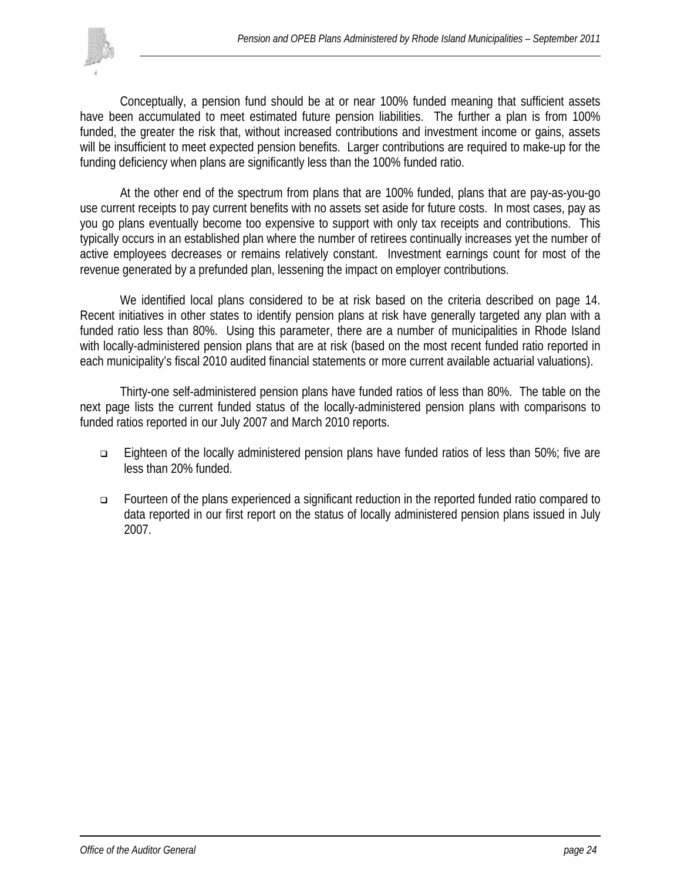Conceptually, a pension fund should be at or near 100% funded meaning that sufficient assets have been accumulated to meet estimated future pension liabilities. The further a plan is from 100% funded, the greater the risk that, without increased contributions and investment income or gains, assets will be insufficient to meet expected pension benefits. Larger contributions are required to make-up for the funding deficiency when plans are significantly less than the 100% funded ratio.

At the other end of the spectrum from plans that are 100% funded, plans that are pay-as-you-go use current receipts to pay current benefits with no assets set aside for future costs. In most cases, pay as you go plans eventually become too expensive to support with only tax receipts and contributions. This typically occurs in an established plan where the number of retirees continually increases yet the number of active employees decreases or remains relatively constant. Investment earnings count for most of the revenue generated by a prefunded plan, lessening the impact on employer contributions.

We identified local plans considered to be at risk based on the criteria described on page 14. Recent initiatives in other states to identify pension plans at risk have generally targeted any plan with a funded ratio less than 80%. Using this parameter, there are a number of municipalities in Rhode Island with locally-administered pension plans that are at risk (based on the most recent funded ratio reported in each municipality's fiscal 2010 audited financial statements or more current available actuarial valuations).

Thirty-one self-administered pension plans have funded ratios of less than 80%. The table on the next page lists the current funded status of the locally-administered pension plans with comparisons to funded ratios reported in our July 2007 and March 2010 reports.

- Eighteen of the locally administered pension plans have funded ratios of less than 50%; five are less than 20% funded.
- Fourteen of the plans experienced a significant reduction in the reported funded ratio compared to data reported in our first report on the status of locally administered pension plans issued in July 2007.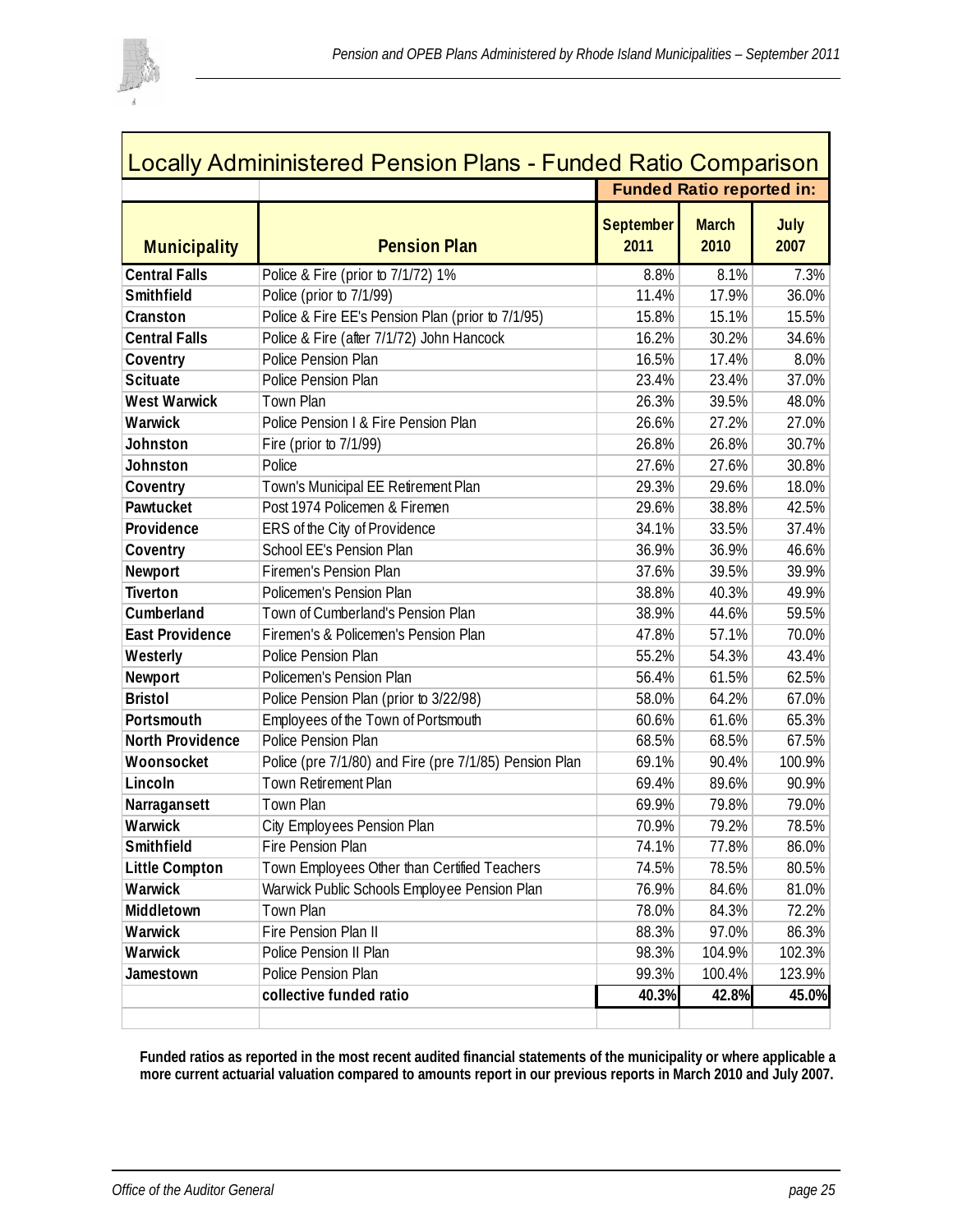## Locally Admininistered Pension Plans - Funded Ratio Comparison

| | | Funded Ratio reported in: | | |
|---|---|---|---|---|
| **Municipality** | **Pension Plan** | **September 2011** | **March 2010** | **July 2007** |
| **Central Falls** | Police & Fire (prior to 7/1/72) 1% | 8.8% | 8.1% | 7.3% |
| **Smithfield** | Police (prior to 7/1/99) | 11.4% | 17.9% | 36.0% |
| **Cranston** | Police & Fire EE's Pension Plan (prior to 7/1/95) | 15.8% | 15.1% | 15.5% |
| **Central Falls** | Police & Fire (after 7/1/72) John Hancock | 16.2% | 30.2% | 34.6% |
| **Coventry** | Police Pension Plan | 16.5% | 17.4% | 8.0% |
| **Scituate** | Police Pension Plan | 23.4% | 23.4% | 37.0% |
| **West Warwick** | Town Plan | 26.3% | 39.5% | 48.0% |
| **Warwick** | Police Pension I & Fire Pension Plan | 26.6% | 27.2% | 27.0% |
| **Johnston** | Fire (prior to 7/1/99) | 26.8% | 26.8% | 30.7% |
| **Johnston** | Police | 27.6% | 27.6% | 30.8% |
| **Coventry** | Town's Municipal EE Retirement Plan | 29.3% | 29.6% | 18.0% |
| **Pawtucket** | Post 1974 Policemen & Firemen | 29.6% | 38.8% | 42.5% |
| **Providence** | ERS of the City of Providence | 34.1% | 33.5% | 37.4% |
| **Coventry** | School EE's Pension Plan | 36.9% | 36.9% | 46.6% |
| **Newport** | Firemen's Pension Plan | 37.6% | 39.5% | 39.9% |
| **Tiverton** | Policemen's Pension Plan | 38.8% | 40.3% | 49.9% |
| **Cumberland** | Town of Cumberland's Pension Plan | 38.9% | 44.6% | 59.5% |
| **East Providence** | Firemen's & Policemen's Pension Plan | 47.8% | 57.1% | 70.0% |
| **Westerly** | Police Pension Plan | 55.2% | 54.3% | 43.4% |
| **Newport** | Policemen's Pension Plan | 56.4% | 61.5% | 62.5% |
| **Bristol** | Police Pension Plan (prior to 3/22/98) | 58.0% | 64.2% | 67.0% |
| **Portsmouth** | Employees of the Town of Portsmouth | 60.6% | 61.6% | 65.3% |
| **North Providence** | Police Pension Plan | 68.5% | 68.5% | 67.5% |
| **Woonsocket** | Police (pre 7/1/80) and Fire (pre 7/1/85) Pension Plan | 69.1% | 90.4% | 100.9% |
| **Lincoln** | Town Retirement Plan | 69.4% | 89.6% | 90.9% |
| **Narragansett** | Town Plan | 69.9% | 79.8% | 79.0% |
| **Warwick** | City Employees Pension Plan | 70.9% | 79.2% | 78.5% |
| **Smithfield** | Fire Pension Plan | 74.1% | 77.8% | 86.0% |
| **Little Compton** | Town Employees Other than Certified Teachers | 74.5% | 78.5% | 80.5% |
| **Warwick** | Warwick Public Schools Employee Pension Plan | 76.9% | 84.6% | 81.0% |
| **Middletown** | Town Plan | 78.0% | 84.3% | 72.2% |
| **Warwick** | Fire Pension Plan II | 88.3% | 97.0% | 86.3% |
| **Warwick** | Police Pension II Plan | 98.3% | 104.9% | 102.3% |
| **Jamestown** | Police Pension Plan | 99.3% | 100.4% | 123.9% |
| | **collective funded ratio** | **40.3%** | **42.8%** | **45.0%** |

**Funded ratios as reported in the most recent audited financial statements of the municipality or where applicable a more current actuarial valuation compared to amounts report in our previous reports in March 2010 and July 2007.**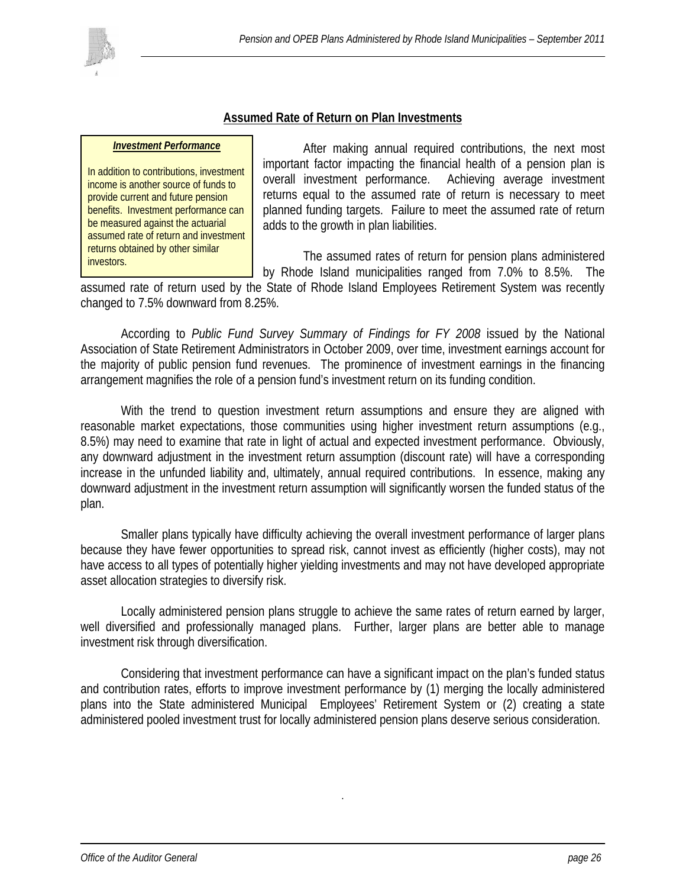## Assumed Rate of Return on Plan Investments

> ***Investment Performance***
>
> In addition to contributions, investment income is another source of funds to provide current and future pension benefits. Investment performance can be measured against the actuarial assumed rate of return and investment returns obtained by other similar investors.

After making annual required contributions, the next most important factor impacting the financial health of a pension plan is overall investment performance. Achieving average investment returns equal to the assumed rate of return is necessary to meet planned funding targets. Failure to meet the assumed rate of return adds to the growth in plan liabilities.

The assumed rates of return for pension plans administered by Rhode Island municipalities ranged from 7.0% to 8.5%. The assumed rate of return used by the State of Rhode Island Employees Retirement System was recently changed to 7.5% downward from 8.25%.

According to *Public Fund Survey Summary of Findings for FY 2008* issued by the National Association of State Retirement Administrators in October 2009, over time, investment earnings account for the majority of public pension fund revenues. The prominence of investment earnings in the financing arrangement magnifies the role of a pension fund's investment return on its funding condition.

With the trend to question investment return assumptions and ensure they are aligned with reasonable market expectations, those communities using higher investment return assumptions (e.g., 8.5%) may need to examine that rate in light of actual and expected investment performance. Obviously, any downward adjustment in the investment return assumption (discount rate) will have a corresponding increase in the unfunded liability and, ultimately, annual required contributions. In essence, making any downward adjustment in the investment return assumption will significantly worsen the funded status of the plan.

Smaller plans typically have difficulty achieving the overall investment performance of larger plans because they have fewer opportunities to spread risk, cannot invest as efficiently (higher costs), may not have access to all types of potentially higher yielding investments and may not have developed appropriate asset allocation strategies to diversify risk.

Locally administered pension plans struggle to achieve the same rates of return earned by larger, well diversified and professionally managed plans. Further, larger plans are better able to manage investment risk through diversification.

Considering that investment performance can have a significant impact on the plan's funded status and contribution rates, efforts to improve investment performance by (1) merging the locally administered plans into the State administered Municipal Employees' Retirement System or (2) creating a state administered pooled investment trust for locally administered pension plans deserve serious consideration.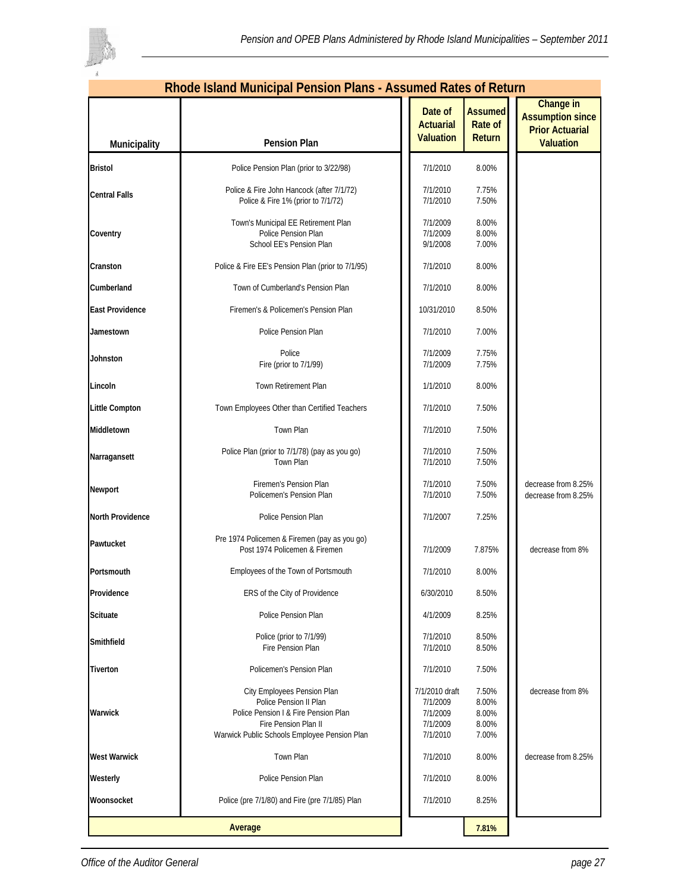## Rhode Island Municipal Pension Plans - Assumed Rates of Return

| Municipality | Pension Plan | Date of Actuarial Valuation | Assumed Rate of Return | Change in Assumption since Prior Actuarial Valuation |
|---|---|---|---|---|
| Bristol | Police Pension Plan (prior to 3/22/98) | 7/1/2010 | 8.00% | |
| Central Falls | Police & Fire John Hancock (after 7/1/72) | 7/1/2010 | 7.75% | |
| | Police & Fire 1% (prior to 7/1/72) | 7/1/2010 | 7.50% | |
| Coventry | Town's Municipal EE Retirement Plan | 7/1/2009 | 8.00% | |
| | Police Pension Plan | 7/1/2009 | 8.00% | |
| | School EE's Pension Plan | 9/1/2008 | 7.00% | |
| Cranston | Police & Fire EE's Pension Plan (prior to 7/1/95) | 7/1/2010 | 8.00% | |
| Cumberland | Town of Cumberland's Pension Plan | 7/1/2010 | 8.00% | |
| East Providence | Firemen's & Policemen's Pension Plan | 10/31/2010 | 8.50% | |
| Jamestown | Police Pension Plan | 7/1/2010 | 7.00% | |
| Johnston | Police | 7/1/2009 | 7.75% | |
| | Fire (prior to 7/1/99) | 7/1/2009 | 7.75% | |
| Lincoln | Town Retirement Plan | 1/1/2010 | 8.00% | |
| Little Compton | Town Employees Other than Certified Teachers | 7/1/2010 | 7.50% | |
| Middletown | Town Plan | 7/1/2010 | 7.50% | |
| Narragansett | Police Plan (prior to 7/1/78) (pay as you go) | 7/1/2010 | 7.50% | |
| | Town Plan | 7/1/2010 | 7.50% | |
| Newport | Firemen's Pension Plan | 7/1/2010 | 7.50% | decrease from 8.25% |
| | Policemen's Pension Plan | 7/1/2010 | 7.50% | decrease from 8.25% |
| North Providence | Police Pension Plan | 7/1/2007 | 7.25% | |
| Pawtucket | Pre 1974 Policemen & Firemen (pay as you go) | | | |
| | Post 1974 Policemen & Firemen | 7/1/2009 | 7.875% | decrease from 8% |
| Portsmouth | Employees of the Town of Portsmouth | 7/1/2010 | 8.00% | |
| Providence | ERS of the City of Providence | 6/30/2010 | 8.50% | |
| Scituate | Police Pension Plan | 4/1/2009 | 8.25% | |
| Smithfield | Police (prior to 7/1/99) | 7/1/2010 | 8.50% | |
| | Fire Pension Plan | 7/1/2010 | 8.50% | |
| Tiverton | Policemen's Pension Plan | 7/1/2010 | 7.50% | |
| Warwick | City Employees Pension Plan | 7/1/2010 draft | 7.50% | decrease from 8% |
| | Police Pension II Plan | 7/1/2009 | 8.00% | |
| | Police Pension I & Fire Pension Plan | 7/1/2009 | 8.00% | |
| | Fire Pension Plan II | 7/1/2009 | 8.00% | |
| | Warwick Public Schools Employee Pension Plan | 7/1/2010 | 7.00% | |
| West Warwick | Town Plan | 7/1/2010 | 8.00% | decrease from 8.25% |
| Westerly | Police Pension Plan | 7/1/2010 | 8.00% | |
| Woonsocket | Police (pre 7/1/80) and Fire (pre 7/1/85) Plan | 7/1/2010 | 8.25% | |
| **Average** | | | **7.81%** | |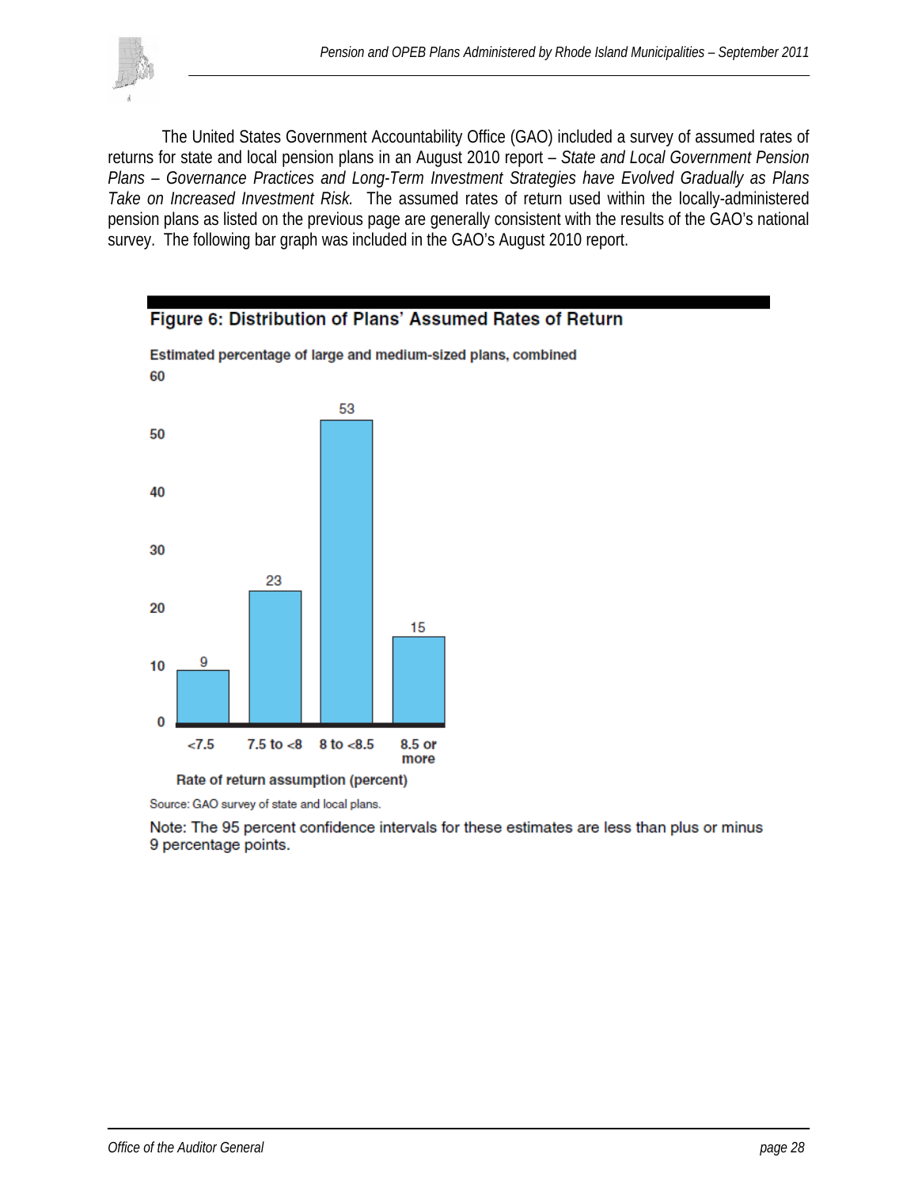The United States Government Accountability Office (GAO) included a survey of assumed rates of returns for state and local pension plans in an August 2010 report – *State and Local Government Pension Plans – Governance Practices and Long-Term Investment Strategies have Evolved Gradually as Plans Take on Increased Investment Risk.* The assumed rates of return used within the locally-administered pension plans as listed on the previous page are generally consistent with the results of the GAO's national survey. The following bar graph was included in the GAO's August 2010 report.

**Figure 6: Distribution of Plans' Assumed Rates of Return**

Estimated percentage of large and medium-sized plans, combined

| Rate of return assumption (percent) | Estimated percentage |
|---|---|
| <7.5 | 9 |
| 7.5 to <8 | 23 |
| 8 to <8.5 | 53 |
| 8.5 or more | 15 |

Source: GAO survey of state and local plans.

Note: The 95 percent confidence intervals for these estimates are less than plus or minus 9 percentage points.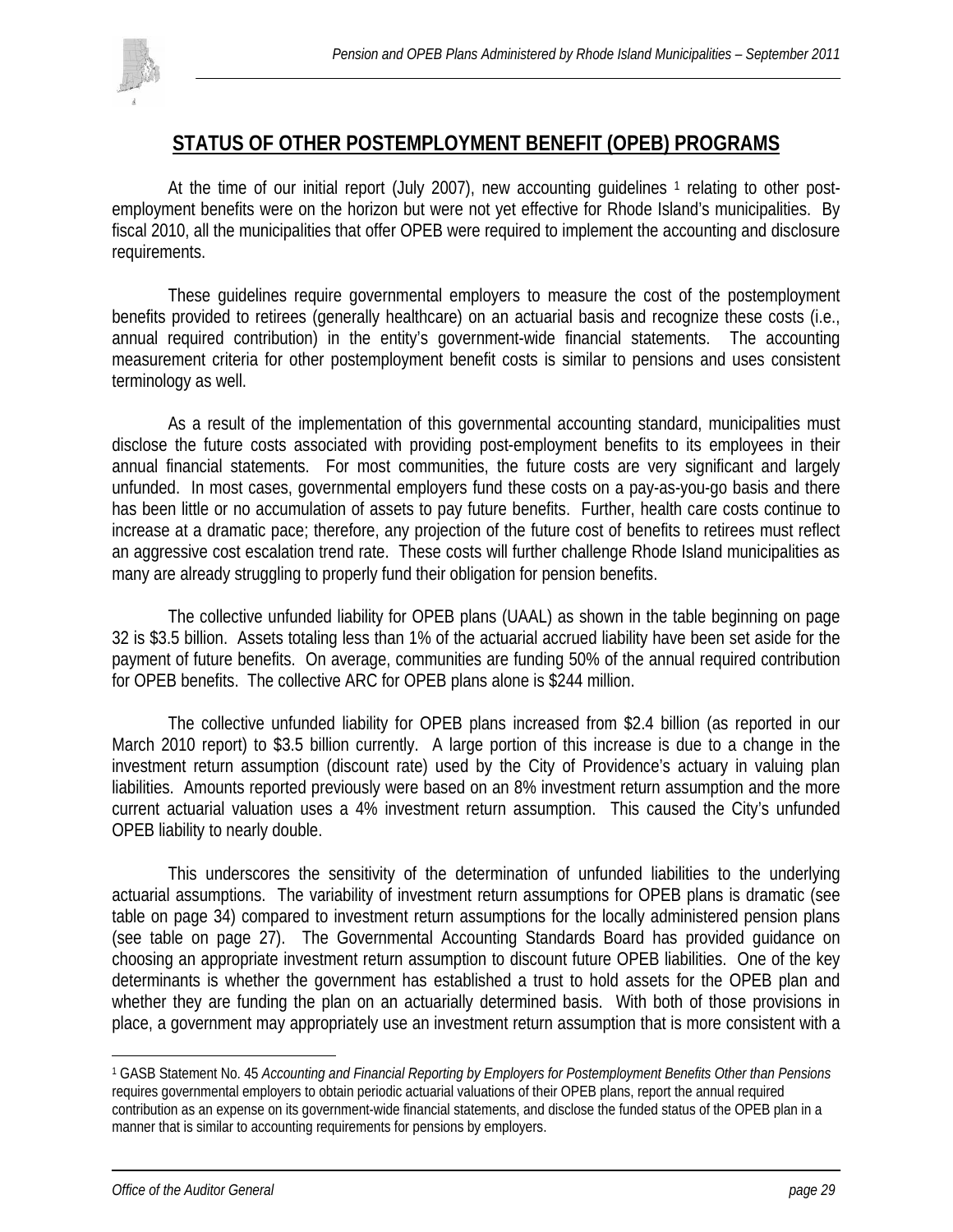## STATUS OF OTHER POSTEMPLOYMENT BENEFIT (OPEB) PROGRAMS

At the time of our initial report (July 2007), new accounting guidelines [1] relating to other post-employment benefits were on the horizon but were not yet effective for Rhode Island's municipalities. By fiscal 2010, all the municipalities that offer OPEB were required to implement the accounting and disclosure requirements.

These guidelines require governmental employers to measure the cost of the postemployment benefits provided to retirees (generally healthcare) on an actuarial basis and recognize these costs (i.e., annual required contribution) in the entity's government-wide financial statements. The accounting measurement criteria for other postemployment benefit costs is similar to pensions and uses consistent terminology as well.

As a result of the implementation of this governmental accounting standard, municipalities must disclose the future costs associated with providing post-employment benefits to its employees in their annual financial statements. For most communities, the future costs are very significant and largely unfunded. In most cases, governmental employers fund these costs on a pay-as-you-go basis and there has been little or no accumulation of assets to pay future benefits. Further, health care costs continue to increase at a dramatic pace; therefore, any projection of the future cost of benefits to retirees must reflect an aggressive cost escalation trend rate. These costs will further challenge Rhode Island municipalities as many are already struggling to properly fund their obligation for pension benefits.

The collective unfunded liability for OPEB plans (UAAL) as shown in the table beginning on page 32 is $3.5 billion. Assets totaling less than 1% of the actuarial accrued liability have been set aside for the payment of future benefits. On average, communities are funding 50% of the annual required contribution for OPEB benefits. The collective ARC for OPEB plans alone is $244 million.

The collective unfunded liability for OPEB plans increased from $2.4 billion (as reported in our March 2010 report) to $3.5 billion currently. A large portion of this increase is due to a change in the investment return assumption (discount rate) used by the City of Providence's actuary in valuing plan liabilities. Amounts reported previously were based on an 8% investment return assumption and the more current actuarial valuation uses a 4% investment return assumption. This caused the City's unfunded OPEB liability to nearly double.

This underscores the sensitivity of the determination of unfunded liabilities to the underlying actuarial assumptions. The variability of investment return assumptions for OPEB plans is dramatic (see table on page 34) compared to investment return assumptions for the locally administered pension plans (see table on page 27). The Governmental Accounting Standards Board has provided guidance on choosing an appropriate investment return assumption to discount future OPEB liabilities. One of the key determinants is whether the government has established a trust to hold assets for the OPEB plan and whether they are funding the plan on an actuarially determined basis. With both of those provisions in place, a government may appropriately use an investment return assumption that is more consistent with a

---

[1] GASB Statement No. 45 *Accounting and Financial Reporting by Employers for Postemployment Benefits Other than Pensions* requires governmental employers to obtain periodic actuarial valuations of their OPEB plans, report the annual required contribution as an expense on its government-wide financial statements, and disclose the funded status of the OPEB plan in a manner that is similar to accounting requirements for pensions by employers.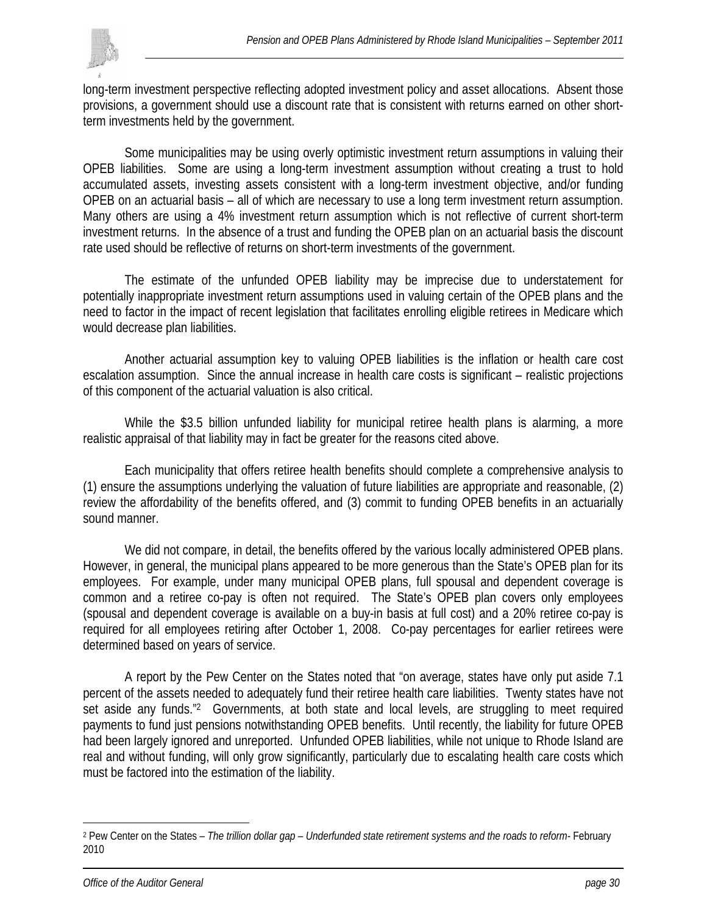long-term investment perspective reflecting adopted investment policy and asset allocations. Absent those provisions, a government should use a discount rate that is consistent with returns earned on other short-term investments held by the government.

Some municipalities may be using overly optimistic investment return assumptions in valuing their OPEB liabilities. Some are using a long-term investment assumption without creating a trust to hold accumulated assets, investing assets consistent with a long-term investment objective, and/or funding OPEB on an actuarial basis – all of which are necessary to use a long term investment return assumption. Many others are using a 4% investment return assumption which is not reflective of current short-term investment returns. In the absence of a trust and funding the OPEB plan on an actuarial basis the discount rate used should be reflective of returns on short-term investments of the government.

The estimate of the unfunded OPEB liability may be imprecise due to understatement for potentially inappropriate investment return assumptions used in valuing certain of the OPEB plans and the need to factor in the impact of recent legislation that facilitates enrolling eligible retirees in Medicare which would decrease plan liabilities.

Another actuarial assumption key to valuing OPEB liabilities is the inflation or health care cost escalation assumption. Since the annual increase in health care costs is significant – realistic projections of this component of the actuarial valuation is also critical.

While the $3.5 billion unfunded liability for municipal retiree health plans is alarming, a more realistic appraisal of that liability may in fact be greater for the reasons cited above.

Each municipality that offers retiree health benefits should complete a comprehensive analysis to (1) ensure the assumptions underlying the valuation of future liabilities are appropriate and reasonable, (2) review the affordability of the benefits offered, and (3) commit to funding OPEB benefits in an actuarially sound manner.

We did not compare, in detail, the benefits offered by the various locally administered OPEB plans. However, in general, the municipal plans appeared to be more generous than the State's OPEB plan for its employees. For example, under many municipal OPEB plans, full spousal and dependent coverage is common and a retiree co-pay is often not required. The State's OPEB plan covers only employees (spousal and dependent coverage is available on a buy-in basis at full cost) and a 20% retiree co-pay is required for all employees retiring after October 1, 2008. Co-pay percentages for earlier retirees were determined based on years of service.

A report by the Pew Center on the States noted that "on average, states have only put aside 7.1 percent of the assets needed to adequately fund their retiree health care liabilities. Twenty states have not set aside any funds."[2] Governments, at both state and local levels, are struggling to meet required payments to fund just pensions notwithstanding OPEB benefits. Until recently, the liability for future OPEB had been largely ignored and unreported. Unfunded OPEB liabilities, while not unique to Rhode Island are real and without funding, will only grow significantly, particularly due to escalating health care costs which must be factored into the estimation of the liability.

---

[2] Pew Center on the States – *The trillion dollar gap – Underfunded state retirement systems and the roads to reform*- February 2010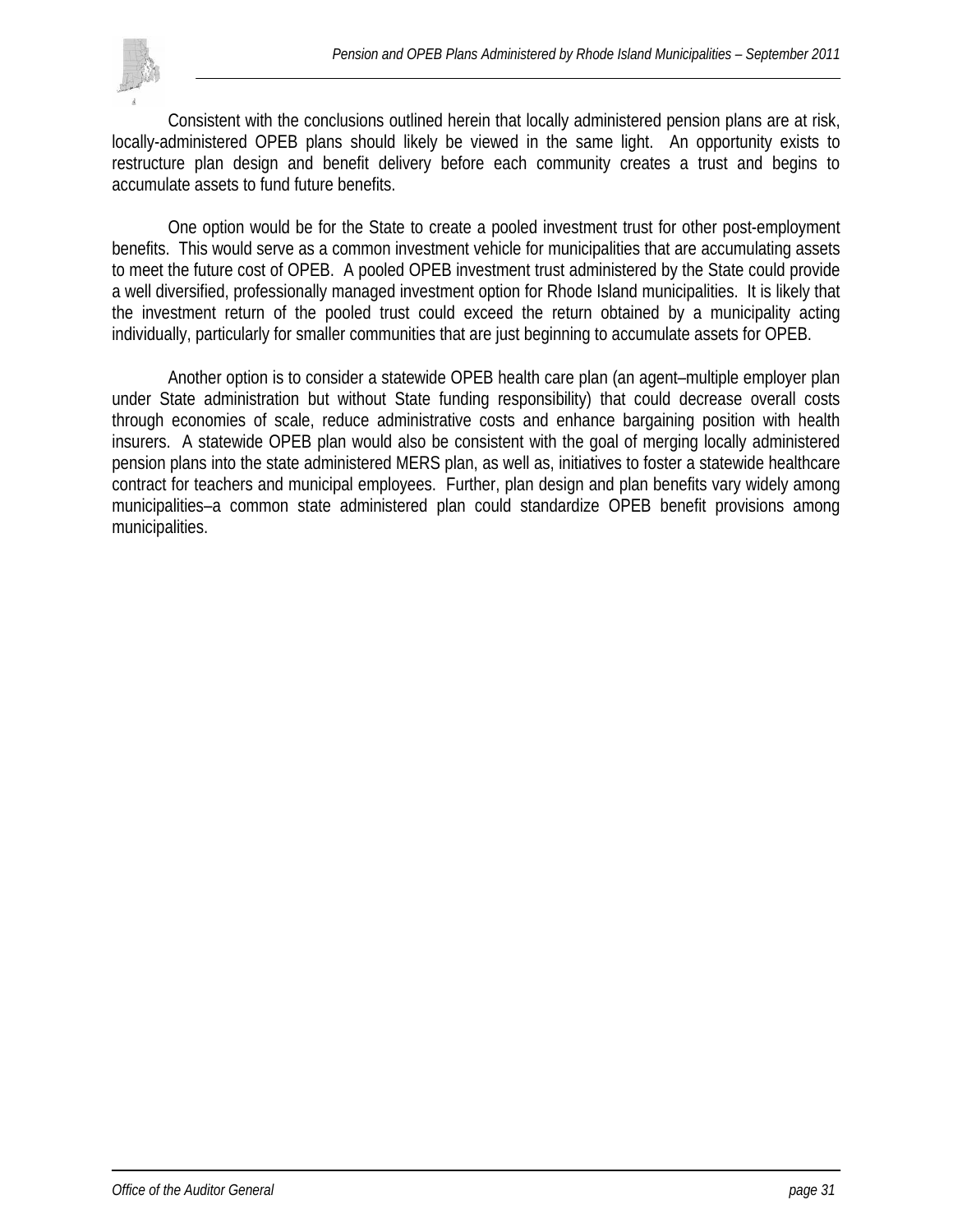Consistent with the conclusions outlined herein that locally administered pension plans are at risk, locally-administered OPEB plans should likely be viewed in the same light. An opportunity exists to restructure plan design and benefit delivery before each community creates a trust and begins to accumulate assets to fund future benefits.

One option would be for the State to create a pooled investment trust for other post-employment benefits. This would serve as a common investment vehicle for municipalities that are accumulating assets to meet the future cost of OPEB. A pooled OPEB investment trust administered by the State could provide a well diversified, professionally managed investment option for Rhode Island municipalities. It is likely that the investment return of the pooled trust could exceed the return obtained by a municipality acting individually, particularly for smaller communities that are just beginning to accumulate assets for OPEB.

Another option is to consider a statewide OPEB health care plan (an agent–multiple employer plan under State administration but without State funding responsibility) that could decrease overall costs through economies of scale, reduce administrative costs and enhance bargaining position with health insurers. A statewide OPEB plan would also be consistent with the goal of merging locally administered pension plans into the state administered MERS plan, as well as, initiatives to foster a statewide healthcare contract for teachers and municipal employees. Further, plan design and plan benefits vary widely among municipalities–a common state administered plan could standardize OPEB benefit provisions among municipalities.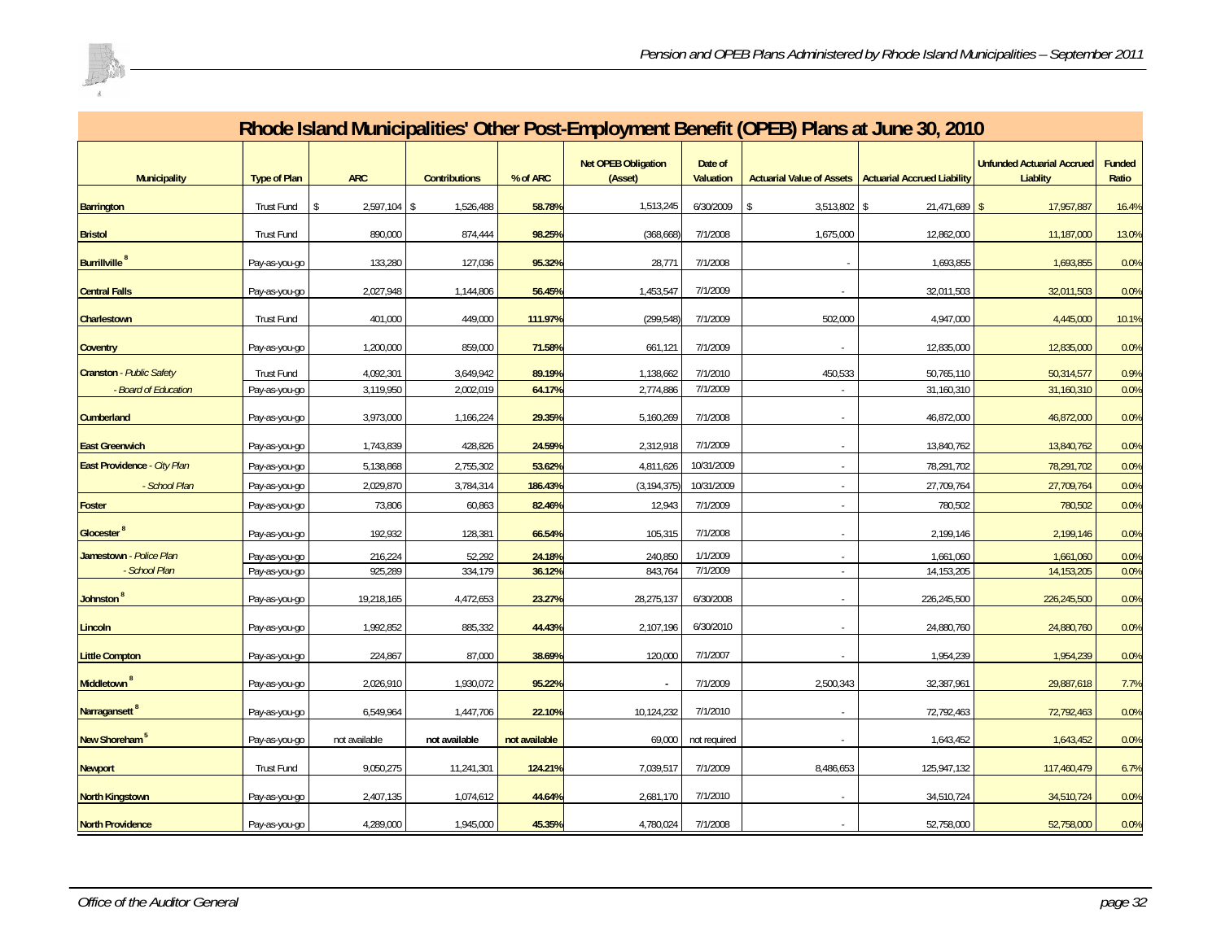# Rhode Island Municipalities' Other Post-Employment Benefit (OPEB) Plans at June 30, 2010

| Municipality | Type of Plan | ARC | Contributions | % of ARC | Net OPEB Obligation (Asset) | Date of Valuation | Actuarial Value of Assets | Actuarial Accrued Liability | Unfunded Actuarial Accrued Liablity | Funded Ratio |
|---|---|---|---|---|---|---|---|---|---|---|
| **Barrington** | Trust Fund | $ 2,597,104 | $ 1,526,488 | **58.78%** | 1,513,245 | 6/30/2009 | $ 3,513,802 | $ 21,471,689 | $ 17,957,887 | 16.4% |
| **Bristol** | Trust Fund | 890,000 | 874,444 | **98.25%** | (368,668) | 7/1/2008 | 1,675,000 | 12,862,000 | 11,187,000 | 13.0% |
| **Burrillville** [8] | Pay-as-you-go | 133,280 | 127,036 | **95.32%** | 28,771 | 7/1/2008 | - | 1,693,855 | 1,693,855 | 0.0% |
| **Central Falls** | Pay-as-you-go | 2,027,948 | 1,144,806 | **56.45%** | 1,453,547 | 7/1/2009 | - | 32,011,503 | 32,011,503 | 0.0% |
| **Charlestown** | Trust Fund | 401,000 | 449,000 | **111.97%** | (299,548) | 7/1/2009 | 502,000 | 4,947,000 | 4,445,000 | 10.1% |
| **Coventry** | Pay-as-you-go | 1,200,000 | 859,000 | **71.58%** | 661,121 | 7/1/2009 | - | 12,835,000 | 12,835,000 | 0.0% |
| **Cranston** - *Public Safety* | Trust Fund | 4,092,301 | 3,649,942 | **89.19%** | 1,138,662 | 7/1/2010 | 450,533 | 50,765,110 | 50,314,577 | 0.9% |
| *- Board of Education* | Pay-as-you-go | 3,119,950 | 2,002,019 | **64.17%** | 2,774,886 | 7/1/2009 | - | 31,160,310 | 31,160,310 | 0.0% |
| **Cumberland** | Pay-as-you-go | 3,973,000 | 1,166,224 | **29.35%** | 5,160,269 | 7/1/2008 | - | 46,872,000 | 46,872,000 | 0.0% |
| **East Greenwich** | Pay-as-you-go | 1,743,839 | 428,826 | **24.59%** | 2,312,918 | 7/1/2009 | - | 13,840,762 | 13,840,762 | 0.0% |
| **East Providence** - *City Plan* | Pay-as-you-go | 5,138,868 | 2,755,302 | **53.62%** | 4,811,626 | 10/31/2009 | - | 78,291,702 | 78,291,702 | 0.0% |
| *- School Plan* | Pay-as-you-go | 2,029,870 | 3,784,314 | **186.43%** | (3,194,375) | 10/31/2009 | - | 27,709,764 | 27,709,764 | 0.0% |
| **Foster** | Pay-as-you-go | 73,806 | 60,863 | **82.46%** | 12,943 | 7/1/2009 | - | 780,502 | 780,502 | 0.0% |
| **Glocester** [8] | Pay-as-you-go | 192,932 | 128,381 | **66.54%** | 105,315 | 7/1/2008 | - | 2,199,146 | 2,199,146 | 0.0% |
| **Jamestown** - *Police Plan* | Pay-as-you-go | 216,224 | 52,292 | **24.18%** | 240,850 | 1/1/2009 | - | 1,661,060 | 1,661,060 | 0.0% |
| *- School Plan* | Pay-as-you-go | 925,289 | 334,179 | **36.12%** | 843,764 | 7/1/2009 | - | 14,153,205 | 14,153,205 | 0.0% |
| **Johnston** [8] | Pay-as-you-go | 19,218,165 | 4,472,653 | **23.27%** | 28,275,137 | 6/30/2008 | - | 226,245,500 | 226,245,500 | 0.0% |
| **Lincoln** | Pay-as-you-go | 1,992,852 | 885,332 | **44.43%** | 2,107,196 | 6/30/2010 | - | 24,880,760 | 24,880,760 | 0.0% |
| **Little Compton** | Pay-as-you-go | 224,867 | 87,000 | **38.69%** | 120,000 | 7/1/2007 | - | 1,954,239 | 1,954,239 | 0.0% |
| **Middletown** [8] | Pay-as-you-go | 2,026,910 | 1,930,072 | **95.22%** | - | 7/1/2009 | 2,500,343 | 32,387,961 | 29,887,618 | 7.7% |
| **Narragansett** [8] | Pay-as-you-go | 6,549,964 | 1,447,706 | **22.10%** | 10,124,232 | 7/1/2010 | - | 72,792,463 | 72,792,463 | 0.0% |
| **New Shoreham** [5] | Pay-as-you-go | not available | **not available** | **not available** | 69,000 | not required | - | 1,643,452 | 1,643,452 | 0.0% |
| **Newport** | Trust Fund | 9,050,275 | 11,241,301 | **124.21%** | 7,039,517 | 7/1/2009 | 8,486,653 | 125,947,132 | 117,460,479 | 6.7% |
| **North Kingstown** | Pay-as-you-go | 2,407,135 | 1,074,612 | **44.64%** | 2,681,170 | 7/1/2010 | - | 34,510,724 | 34,510,724 | 0.0% |
| **North Providence** | Pay-as-you-go | 4,289,000 | 1,945,000 | **45.35%** | 4,780,024 | 7/1/2008 | - | 52,758,000 | 52,758,000 | 0.0% |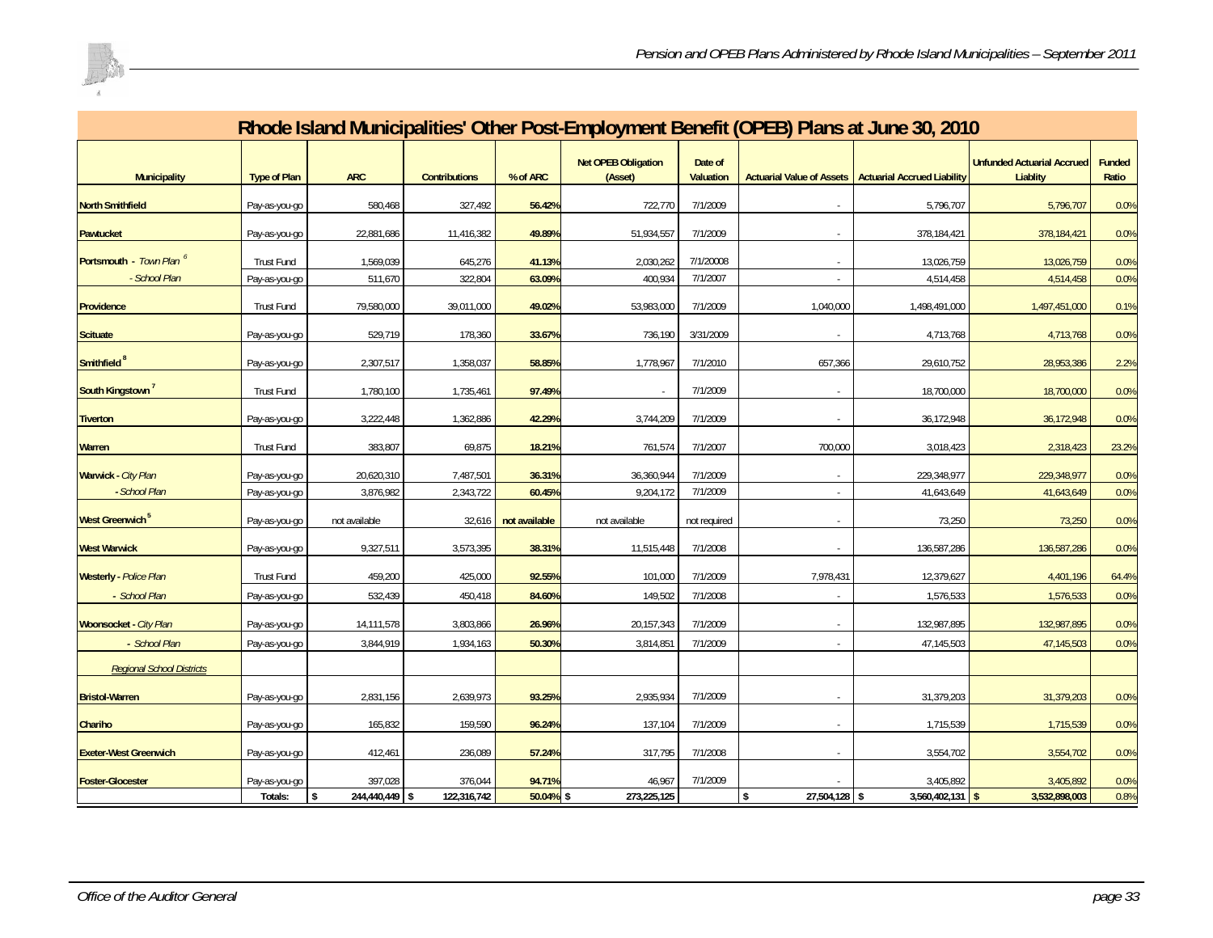# Rhode Island Municipalities' Other Post-Employment Benefit (OPEB) Plans at June 30, 2010

| Municipality | Type of Plan | ARC | Contributions | % of ARC | Net OPEB Obligation (Asset) | Date of Valuation | Actuarial Value of Assets | Actuarial Accrued Liability | Unfunded Actuarial Accrued Liablity | Funded Ratio |
|---|---|---|---|---|---|---|---|---|---|---|
| **North Smithfield** | Pay-as-you-go | 580,468 | 327,492 | **56.42%** | 722,770 | 7/1/2009 | - | 5,796,707 | 5,796,707 | 0.0% |
| **Pawtucket** | Pay-as-you-go | 22,881,686 | 11,416,382 | **49.89%** | 51,934,557 | 7/1/2009 | - | 378,184,421 | 378,184,421 | 0.0% |
| **Portsmouth** - *Town Plan* [6] | Trust Fund | 1,569,039 | 645,276 | **41.13%** | 2,030,262 | 7/1/20008 | - | 13,026,759 | 13,026,759 | 0.0% |
| *- School Plan* | Pay-as-you-go | 511,670 | 322,804 | **63.09%** | 400,934 | 7/1/2007 | - | 4,514,458 | 4,514,458 | 0.0% |
| **Providence** | Trust Fund | 79,580,000 | 39,011,000 | **49.02%** | 53,983,000 | 7/1/2009 | 1,040,000 | 1,498,491,000 | 1,497,451,000 | 0.1% |
| **Scituate** | Pay-as-you-go | 529,719 | 178,360 | **33.67%** | 736,190 | 3/31/2009 | - | 4,713,768 | 4,713,768 | 0.0% |
| **Smithfield** [8] | Pay-as-you-go | 2,307,517 | 1,358,037 | **58.85%** | 1,778,967 | 7/1/2010 | 657,366 | 29,610,752 | 28,953,386 | 2.2% |
| **South Kingstown** [7] | Trust Fund | 1,780,100 | 1,735,461 | **97.49%** | - | 7/1/2009 | - | 18,700,000 | 18,700,000 | 0.0% |
| **Tiverton** | Pay-as-you-go | 3,222,448 | 1,362,886 | **42.29%** | 3,744,209 | 7/1/2009 | - | 36,172,948 | 36,172,948 | 0.0% |
| **Warren** | Trust Fund | 383,807 | 69,875 | **18.21%** | 761,574 | 7/1/2007 | 700,000 | 3,018,423 | 2,318,423 | 23.2% |
| **Warwick** - *City Plan* | Pay-as-you-go | 20,620,310 | 7,487,501 | **36.31%** | 36,360,944 | 7/1/2009 | - | 229,348,977 | 229,348,977 | 0.0% |
| *- School Plan* | Pay-as-you-go | 3,876,982 | 2,343,722 | **60.45%** | 9,204,172 | 7/1/2009 | - | 41,643,649 | 41,643,649 | 0.0% |
| **West Greenwich** [5] | Pay-as-you-go | not available | 32,616 | **not available** | not available | not required | - | 73,250 | 73,250 | 0.0% |
| **West Warwick** | Pay-as-you-go | 9,327,511 | 3,573,395 | **38.31%** | 11,515,448 | 7/1/2008 | - | 136,587,286 | 136,587,286 | 0.0% |
| **Westerly** - *Police Plan* | Trust Fund | 459,200 | 425,000 | **92.55%** | 101,000 | 7/1/2009 | 7,978,431 | 12,379,627 | 4,401,196 | 64.4% |
| *- School Plan* | Pay-as-you-go | 532,439 | 450,418 | **84.60%** | 149,502 | 7/1/2008 | - | 1,576,533 | 1,576,533 | 0.0% |
| **Woonsocket** - *City Plan* | Pay-as-you-go | 14,111,578 | 3,803,866 | **26.96%** | 20,157,343 | 7/1/2009 | - | 132,987,895 | 132,987,895 | 0.0% |
| *- School Plan* | Pay-as-you-go | 3,844,919 | 1,934,163 | **50.30%** | 3,814,851 | 7/1/2009 | - | 47,145,503 | 47,145,503 | 0.0% |
| *Regional School Districts* | | | | | | | | | | |
| **Bristol-Warren** | Pay-as-you-go | 2,831,156 | 2,639,973 | **93.25%** | 2,935,934 | 7/1/2009 | - | 31,379,203 | 31,379,203 | 0.0% |
| **Chariho** | Pay-as-you-go | 165,832 | 159,590 | **96.24%** | 137,104 | 7/1/2009 | - | 1,715,539 | 1,715,539 | 0.0% |
| **Exeter-West Greenwich** | Pay-as-you-go | 412,461 | 236,089 | **57.24%** | 317,795 | 7/1/2008 | - | 3,554,702 | 3,554,702 | 0.0% |
| **Foster-Glocester** | Pay-as-you-go | 397,028 | 376,044 | **94.71%** | 46,967 | 7/1/2009 | - | 3,405,892 | 3,405,892 | 0.0% |
| | **Totals:** | $ 244,440,449 | $ 122,316,742 | 50.04% | $ 273,225,125 | | $ 27,504,128 | $ 3,560,402,131 | $ 3,532,898,003 | 0.8% |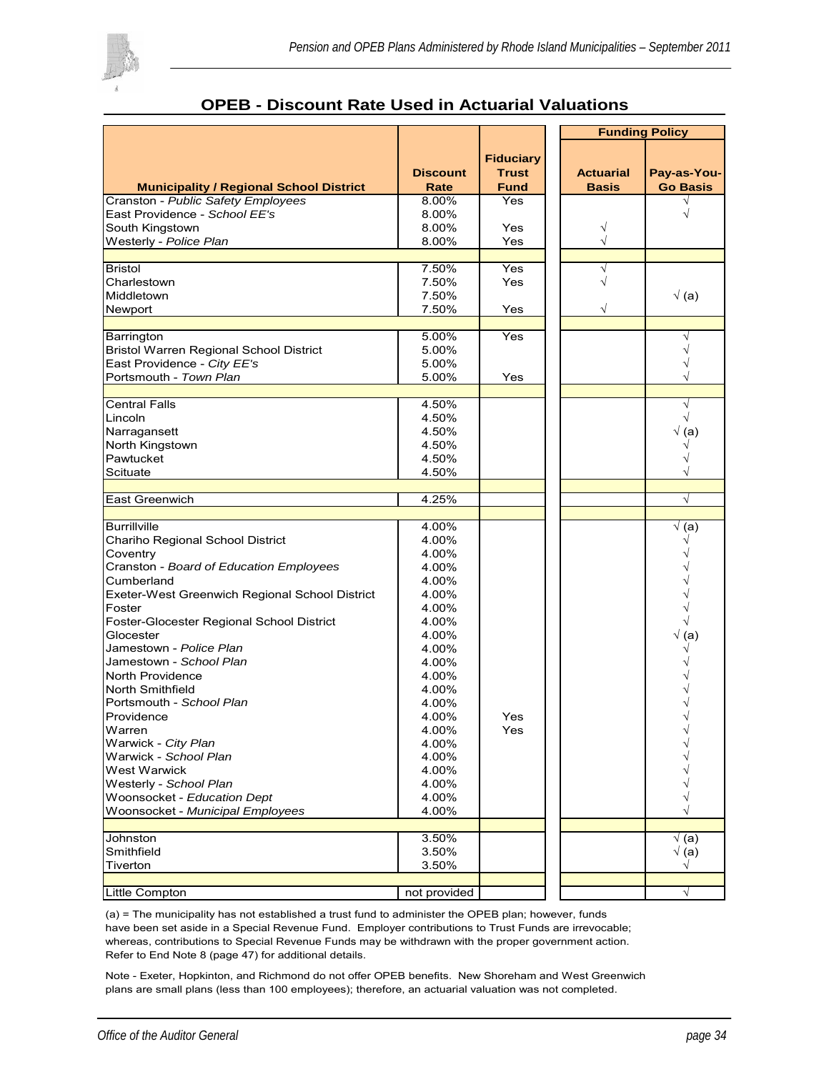## OPEB - Discount Rate Used in Actuarial Valuations

| Municipality / Regional School District | Discount Rate | Fiduciary Trust Fund | Funding Policy | |
|---|---|---|---|---|
| | | | Actuarial Basis | Pay-as-You-Go Basis |
| Cranston - *Public Safety Employees* | 8.00% | Yes | | √ |
| East Providence - *School EE's* | 8.00% | | | √ |
| South Kingstown | 8.00% | Yes | √ | |
| Westerly - *Police Plan* | 8.00% | Yes | √ | |
| | | | | |
| Bristol | 7.50% | Yes | √ | |
| Charlestown | 7.50% | Yes | √ | |
| Middletown | 7.50% | | | √ (a) |
| Newport | 7.50% | Yes | √ | |
| | | | | |
| Barrington | 5.00% | Yes | | √ |
| Bristol Warren Regional School District | 5.00% | | | √ |
| East Providence - *City EE's* | 5.00% | | | √ |
| Portsmouth - *Town Plan* | 5.00% | Yes | | √ |
| | | | | |
| Central Falls | 4.50% | | | √ |
| Lincoln | 4.50% | | | √ |
| Narragansett | 4.50% | | | √ (a) |
| North Kingstown | 4.50% | | | √ |
| Pawtucket | 4.50% | | | √ |
| Scituate | 4.50% | | | √ |
| | | | | |
| East Greenwich | 4.25% | | | √ |
| | | | | |
| Burrillville | 4.00% | | | √ (a) |
| Chariho Regional School District | 4.00% | | | √ |
| Coventry | 4.00% | | | √ |
| Cranston - *Board of Education Employees* | 4.00% | | | √ |
| Cumberland | 4.00% | | | √ |
| Exeter-West Greenwich Regional School District | 4.00% | | | √ |
| Foster | 4.00% | | | √ |
| Foster-Glocester Regional School District | 4.00% | | | √ |
| Glocester | 4.00% | | | √ (a) |
| Jamestown - *Police Plan* | 4.00% | | | √ |
| Jamestown - *School Plan* | 4.00% | | | √ |
| North Providence | 4.00% | | | √ |
| North Smithfield | 4.00% | | | √ |
| Portsmouth - *School Plan* | 4.00% | | | √ |
| Providence | 4.00% | Yes | | √ |
| Warren | 4.00% | Yes | | √ |
| Warwick - *City Plan* | 4.00% | | | √ |
| Warwick - *School Plan* | 4.00% | | | √ |
| West Warwick | 4.00% | | | √ |
| Westerly - *School Plan* | 4.00% | | | √ |
| Woonsocket - *Education Dept* | 4.00% | | | √ |
| Woonsocket - *Municipal Employees* | 4.00% | | | √ |
| | | | | |
| Johnston | 3.50% | | | √ (a) |
| Smithfield | 3.50% | | | √ (a) |
| Tiverton | 3.50% | | | √ |
| | | | | |
| Little Compton | not provided | | | √ |

(a) = The municipality has not established a trust fund to administer the OPEB plan; however, funds have been set aside in a Special Revenue Fund. Employer contributions to Trust Funds are irrevocable; whereas, contributions to Special Revenue Funds may be withdrawn with the proper government action. Refer to End Note 8 (page 47) for additional details.

Note - Exeter, Hopkinton, and Richmond do not offer OPEB benefits. New Shoreham and West Greenwich plans are small plans (less than 100 employees); therefore, an actuarial valuation was not completed.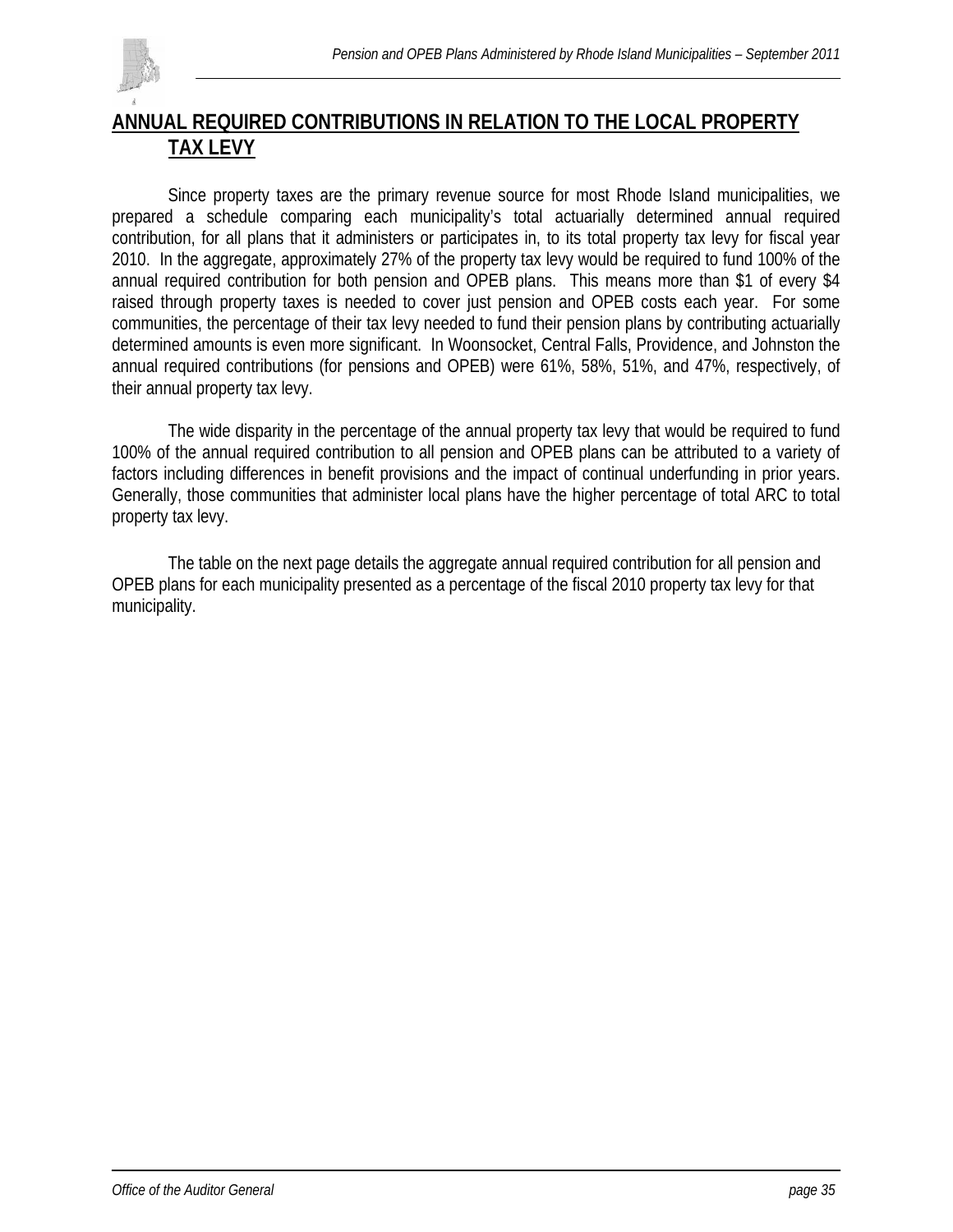## ANNUAL REQUIRED CONTRIBUTIONS IN RELATION TO THE LOCAL PROPERTY TAX LEVY

Since property taxes are the primary revenue source for most Rhode Island municipalities, we prepared a schedule comparing each municipality's total actuarially determined annual required contribution, for all plans that it administers or participates in, to its total property tax levy for fiscal year 2010. In the aggregate, approximately 27% of the property tax levy would be required to fund 100% of the annual required contribution for both pension and OPEB plans. This means more than $1 of every $4 raised through property taxes is needed to cover just pension and OPEB costs each year. For some communities, the percentage of their tax levy needed to fund their pension plans by contributing actuarially determined amounts is even more significant. In Woonsocket, Central Falls, Providence, and Johnston the annual required contributions (for pensions and OPEB) were 61%, 58%, 51%, and 47%, respectively, of their annual property tax levy.

The wide disparity in the percentage of the annual property tax levy that would be required to fund 100% of the annual required contribution to all pension and OPEB plans can be attributed to a variety of factors including differences in benefit provisions and the impact of continual underfunding in prior years. Generally, those communities that administer local plans have the higher percentage of total ARC to total property tax levy.

The table on the next page details the aggregate annual required contribution for all pension and OPEB plans for each municipality presented as a percentage of the fiscal 2010 property tax levy for that municipality.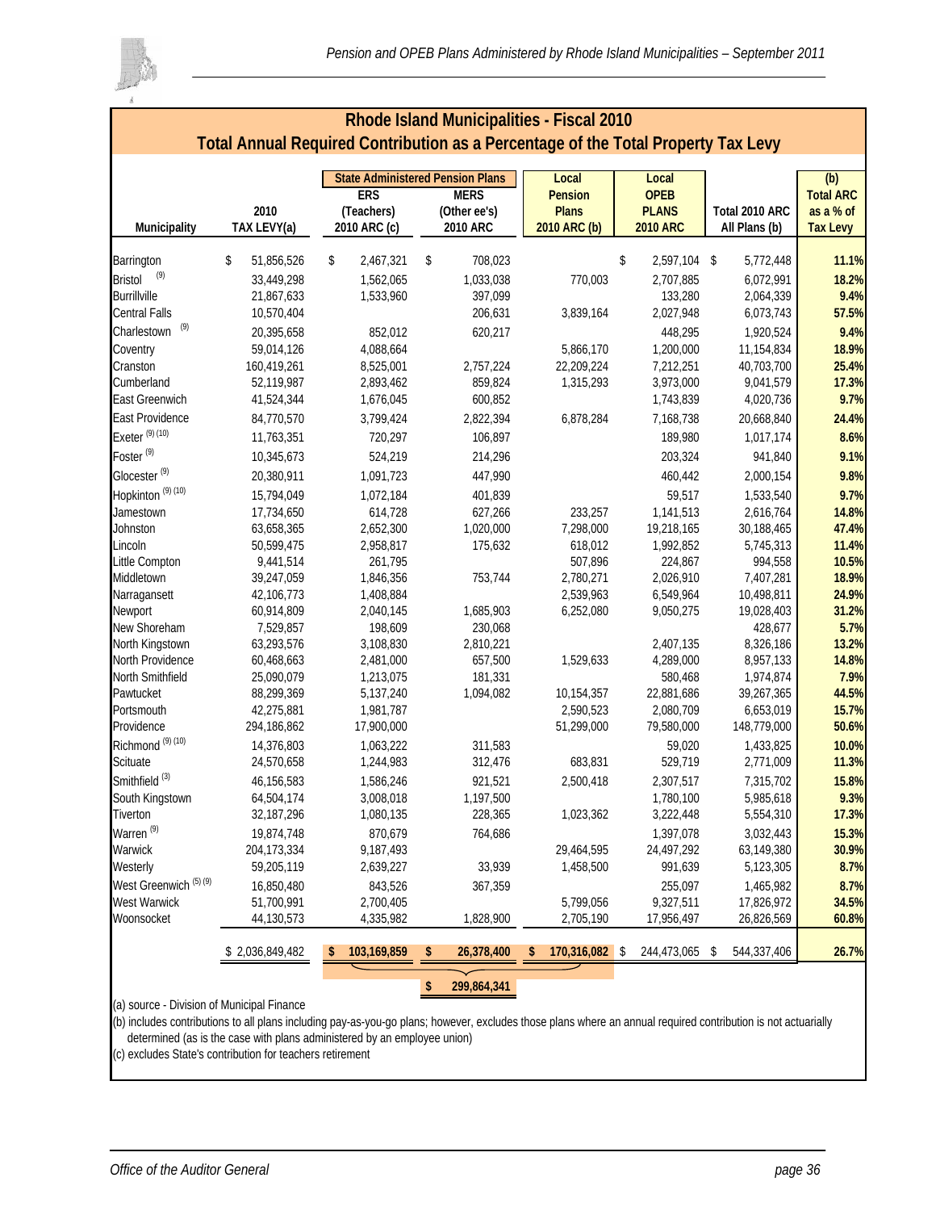## Rhode Island Municipalities - Fiscal 2010
## Total Annual Required Contribution as a Percentage of the Total Property Tax Levy

| Municipality | 2010 TAX LEVY(a) | State Administered Pension Plans ERS (Teachers) 2010 ARC (c) | State Administered Pension Plans MERS (Other ee's) 2010 ARC | Local Pension Plans 2010 ARC (b) | Local OPEB PLANS 2010 ARC | Total 2010 ARC All Plans (b) | (b) Total ARC as a % of Tax Levy |
|---|---|---|---|---|---|---|---|
| Barrington | $ 51,856,526 | $ 2,467,321 | $ 708,023 | | $ 2,597,104 | $ 5,772,448 | 11.1% |
| Bristol (9) | 33,449,298 | 1,562,065 | 1,033,038 | 770,003 | 2,707,885 | 6,072,991 | 18.2% |
| Burrillville | 21,867,633 | 1,533,960 | 397,099 | | 133,280 | 2,064,339 | 9.4% |
| Central Falls | 10,570,404 | | 206,631 | 3,839,164 | 2,027,948 | 6,073,743 | 57.5% |
| Charlestown (9) | 20,395,658 | 852,012 | 620,217 | | 448,295 | 1,920,524 | 9.4% |
| Coventry | 59,014,126 | 4,088,664 | | 5,866,170 | 1,200,000 | 11,154,834 | 18.9% |
| Cranston | 160,419,261 | 8,525,001 | 2,757,224 | 22,209,224 | 7,212,251 | 40,703,700 | 25.4% |
| Cumberland | 52,119,987 | 2,893,462 | 859,824 | 1,315,293 | 3,973,000 | 9,041,579 | 17.3% |
| East Greenwich | 41,524,344 | 1,676,045 | 600,852 | | 1,743,839 | 4,020,736 | 9.7% |
| East Providence | 84,770,570 | 3,799,424 | 2,822,394 | 6,878,284 | 7,168,738 | 20,668,840 | 24.4% |
| Exeter (9) (10) | 11,763,351 | 720,297 | 106,897 | | 189,980 | 1,017,174 | 8.6% |
| Foster (9) | 10,345,673 | 524,219 | 214,296 | | 203,324 | 941,840 | 9.1% |
| Glocester (9) | 20,380,911 | 1,091,723 | 447,990 | | 460,442 | 2,000,154 | 9.8% |
| Hopkinton (9) (10) | 15,794,049 | 1,072,184 | 401,839 | | 59,517 | 1,533,540 | 9.7% |
| Jamestown | 17,734,650 | 614,728 | 627,266 | 233,257 | 1,141,513 | 2,616,764 | 14.8% |
| Johnston | 63,658,365 | 2,652,300 | 1,020,000 | 7,298,000 | 19,218,165 | 30,188,465 | 47.4% |
| Lincoln | 50,599,475 | 2,958,817 | 175,632 | 618,012 | 1,992,852 | 5,745,313 | 11.4% |
| Little Compton | 9,441,514 | 261,795 | | 507,896 | 224,867 | 994,558 | 10.5% |
| Middletown | 39,247,059 | 1,846,356 | 753,744 | 2,780,271 | 2,026,910 | 7,407,281 | 18.9% |
| Narragansett | 42,106,773 | 1,408,884 | | 2,539,963 | 6,549,964 | 10,498,811 | 24.9% |
| Newport | 60,914,809 | 2,040,145 | 1,685,903 | 6,252,080 | 9,050,275 | 19,028,403 | 31.2% |
| New Shoreham | 7,529,857 | 198,609 | 230,068 | | | 428,677 | 5.7% |
| North Kingstown | 63,293,576 | 3,108,830 | 2,810,221 | | 2,407,135 | 8,326,186 | 13.2% |
| North Providence | 60,468,663 | 2,481,000 | 657,500 | 1,529,633 | 4,289,000 | 8,957,133 | 14.8% |
| North Smithfield | 25,090,079 | 1,213,075 | 181,331 | | 580,468 | 1,974,874 | 7.9% |
| Pawtucket | 88,299,369 | 5,137,240 | 1,094,082 | 10,154,357 | 22,881,686 | 39,267,365 | 44.5% |
| Portsmouth | 42,275,881 | 1,981,787 | | 2,590,523 | 2,080,709 | 6,653,019 | 15.7% |
| Providence | 294,186,862 | 17,900,000 | | 51,299,000 | 79,580,000 | 148,779,000 | 50.6% |
| Richmond (9) (10) | 14,376,803 | 1,063,222 | 311,583 | | 59,020 | 1,433,825 | 10.0% |
| Scituate | 24,570,658 | 1,244,983 | 312,476 | 683,831 | 529,719 | 2,771,009 | 11.3% |
| Smithfield (3) | 46,156,583 | 1,586,246 | 921,521 | 2,500,418 | 2,307,517 | 7,315,702 | 15.8% |
| South Kingstown | 64,504,174 | 3,008,018 | 1,197,500 | | 1,780,100 | 5,985,618 | 9.3% |
| Tiverton | 32,187,296 | 1,080,135 | 228,365 | 1,023,362 | 3,222,448 | 5,554,310 | 17.3% |
| Warren (9) | 19,874,748 | 870,679 | 764,686 | | 1,397,078 | 3,032,443 | 15.3% |
| Warwick | 204,173,334 | 9,187,493 | | 29,464,595 | 24,497,292 | 63,149,380 | 30.9% |
| Westerly | 59,205,119 | 2,639,227 | 33,939 | 1,458,500 | 991,639 | 5,123,305 | 8.7% |
| West Greenwich (5) (9) | 16,850,480 | 843,526 | 367,359 | | 255,097 | 1,465,982 | 8.7% |
| West Warwick | 51,700,991 | 2,700,405 | | 5,799,056 | 9,327,511 | 17,826,972 | 34.5% |
| Woonsocket | 44,130,573 | 4,335,982 | 1,828,900 | 2,705,190 | 17,956,497 | 26,826,569 | 60.8% |
| | $ 2,036,849,482 | $ 103,169,859 | $ 26,378,400 | $ 170,316,082 | $ 244,473,065 | $ 544,337,406 | 26.7% |
| | | | $ 299,864,341 | | | | |

(a) source - Division of Municipal Finance

(b) includes contributions to all plans including pay-as-you-go plans; however, excludes those plans where an annual required contribution is not actuarially determined (as is the case with plans administered by an employee union)

(c) excludes State's contribution for teachers retirement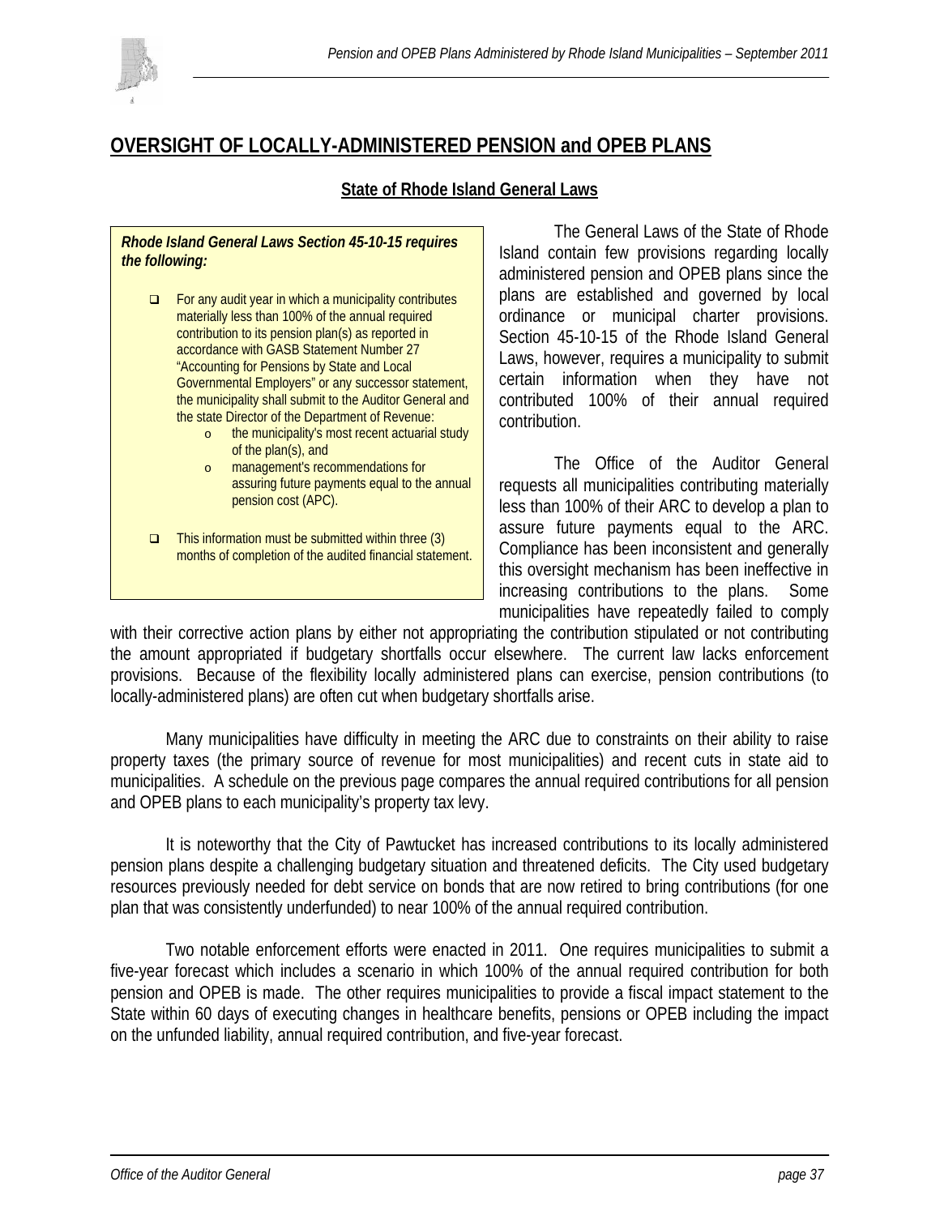## OVERSIGHT OF LOCALLY-ADMINISTERED PENSION and OPEB PLANS

### State of Rhode Island General Laws

> ***Rhode Island General Laws Section 45-10-15 requires the following:***
>
> - For any audit year in which a municipality contributes materially less than 100% of the annual required contribution to its pension plan(s) as reported in accordance with GASB Statement Number 27 "Accounting for Pensions by State and Local Governmental Employers" or any successor statement, the municipality shall submit to the Auditor General and the state Director of the Department of Revenue:
>   - the municipality's most recent actuarial study of the plan(s), and
>   - management's recommendations for assuring future payments equal to the annual pension cost (APC).
> - This information must be submitted within three (3) months of completion of the audited financial statement.

The General Laws of the State of Rhode Island contain few provisions regarding locally administered pension and OPEB plans since the plans are established and governed by local ordinance or municipal charter provisions. Section 45-10-15 of the Rhode Island General Laws, however, requires a municipality to submit certain information when they have not contributed 100% of their annual required contribution.

The Office of the Auditor General requests all municipalities contributing materially less than 100% of their ARC to develop a plan to assure future payments equal to the ARC. Compliance has been inconsistent and generally this oversight mechanism has been ineffective in increasing contributions to the plans. Some municipalities have repeatedly failed to comply with their corrective action plans by either not appropriating the contribution stipulated or not contributing the amount appropriated if budgetary shortfalls occur elsewhere. The current law lacks enforcement provisions. Because of the flexibility locally administered plans can exercise, pension contributions (to locally-administered plans) are often cut when budgetary shortfalls arise.

Many municipalities have difficulty in meeting the ARC due to constraints on their ability to raise property taxes (the primary source of revenue for most municipalities) and recent cuts in state aid to municipalities. A schedule on the previous page compares the annual required contributions for all pension and OPEB plans to each municipality's property tax levy.

It is noteworthy that the City of Pawtucket has increased contributions to its locally administered pension plans despite a challenging budgetary situation and threatened deficits. The City used budgetary resources previously needed for debt service on bonds that are now retired to bring contributions (for one plan that was consistently underfunded) to near 100% of the annual required contribution.

Two notable enforcement efforts were enacted in 2011. One requires municipalities to submit a five-year forecast which includes a scenario in which 100% of the annual required contribution for both pension and OPEB is made. The other requires municipalities to provide a fiscal impact statement to the State within 60 days of executing changes in healthcare benefits, pensions or OPEB including the impact on the unfunded liability, annual required contribution, and five-year forecast.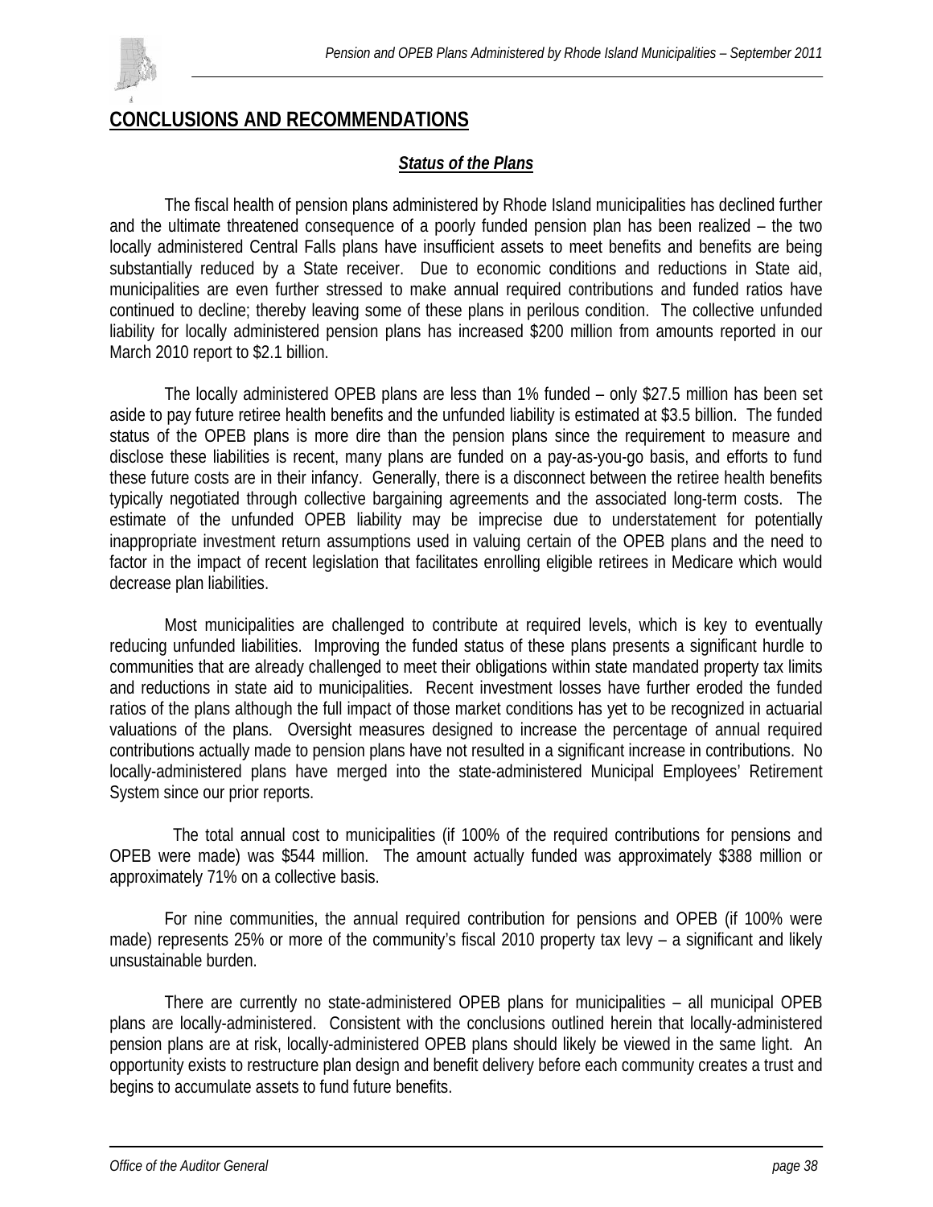## CONCLUSIONS AND RECOMMENDATIONS

### *Status of the Plans*

The fiscal health of pension plans administered by Rhode Island municipalities has declined further and the ultimate threatened consequence of a poorly funded pension plan has been realized – the two locally administered Central Falls plans have insufficient assets to meet benefits and benefits are being substantially reduced by a State receiver. Due to economic conditions and reductions in State aid, municipalities are even further stressed to make annual required contributions and funded ratios have continued to decline; thereby leaving some of these plans in perilous condition. The collective unfunded liability for locally administered pension plans has increased $200 million from amounts reported in our March 2010 report to $2.1 billion.

The locally administered OPEB plans are less than 1% funded – only $27.5 million has been set aside to pay future retiree health benefits and the unfunded liability is estimated at $3.5 billion. The funded status of the OPEB plans is more dire than the pension plans since the requirement to measure and disclose these liabilities is recent, many plans are funded on a pay-as-you-go basis, and efforts to fund these future costs are in their infancy. Generally, there is a disconnect between the retiree health benefits typically negotiated through collective bargaining agreements and the associated long-term costs. The estimate of the unfunded OPEB liability may be imprecise due to understatement for potentially inappropriate investment return assumptions used in valuing certain of the OPEB plans and the need to factor in the impact of recent legislation that facilitates enrolling eligible retirees in Medicare which would decrease plan liabilities.

Most municipalities are challenged to contribute at required levels, which is key to eventually reducing unfunded liabilities. Improving the funded status of these plans presents a significant hurdle to communities that are already challenged to meet their obligations within state mandated property tax limits and reductions in state aid to municipalities. Recent investment losses have further eroded the funded ratios of the plans although the full impact of those market conditions has yet to be recognized in actuarial valuations of the plans. Oversight measures designed to increase the percentage of annual required contributions actually made to pension plans have not resulted in a significant increase in contributions. No locally-administered plans have merged into the state-administered Municipal Employees' Retirement System since our prior reports.

The total annual cost to municipalities (if 100% of the required contributions for pensions and OPEB were made) was $544 million. The amount actually funded was approximately $388 million or approximately 71% on a collective basis.

For nine communities, the annual required contribution for pensions and OPEB (if 100% were made) represents 25% or more of the community's fiscal 2010 property tax levy – a significant and likely unsustainable burden.

There are currently no state-administered OPEB plans for municipalities – all municipal OPEB plans are locally-administered. Consistent with the conclusions outlined herein that locally-administered pension plans are at risk, locally-administered OPEB plans should likely be viewed in the same light. An opportunity exists to restructure plan design and benefit delivery before each community creates a trust and begins to accumulate assets to fund future benefits.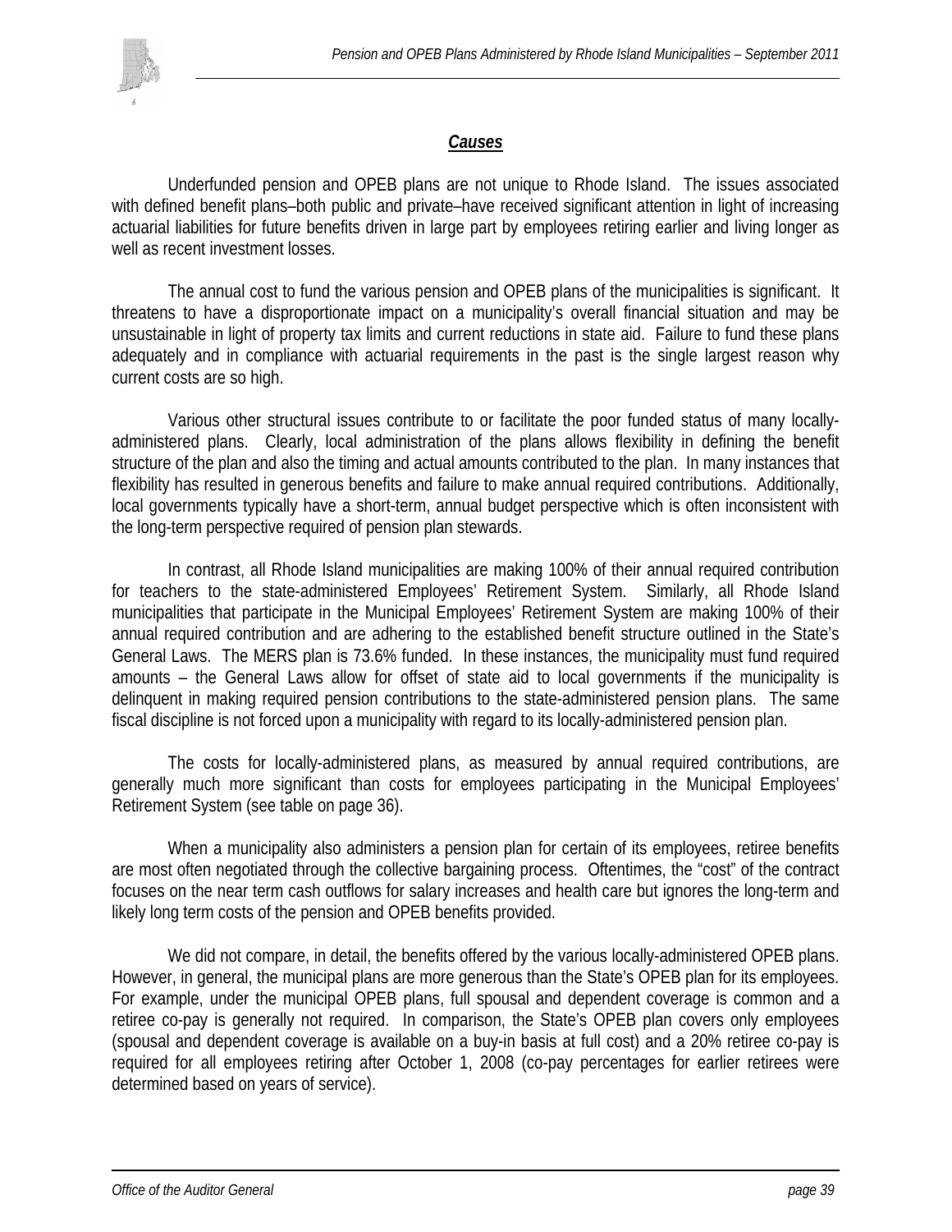## ***Causes***

Underfunded pension and OPEB plans are not unique to Rhode Island. The issues associated with defined benefit plans–both public and private–have received significant attention in light of increasing actuarial liabilities for future benefits driven in large part by employees retiring earlier and living longer as well as recent investment losses.

The annual cost to fund the various pension and OPEB plans of the municipalities is significant. It threatens to have a disproportionate impact on a municipality's overall financial situation and may be unsustainable in light of property tax limits and current reductions in state aid. Failure to fund these plans adequately and in compliance with actuarial requirements in the past is the single largest reason why current costs are so high.

Various other structural issues contribute to or facilitate the poor funded status of many locally-administered plans. Clearly, local administration of the plans allows flexibility in defining the benefit structure of the plan and also the timing and actual amounts contributed to the plan. In many instances that flexibility has resulted in generous benefits and failure to make annual required contributions. Additionally, local governments typically have a short-term, annual budget perspective which is often inconsistent with the long-term perspective required of pension plan stewards.

In contrast, all Rhode Island municipalities are making 100% of their annual required contribution for teachers to the state-administered Employees' Retirement System. Similarly, all Rhode Island municipalities that participate in the Municipal Employees' Retirement System are making 100% of their annual required contribution and are adhering to the established benefit structure outlined in the State's General Laws. The MERS plan is 73.6% funded. In these instances, the municipality must fund required amounts – the General Laws allow for offset of state aid to local governments if the municipality is delinquent in making required pension contributions to the state-administered pension plans. The same fiscal discipline is not forced upon a municipality with regard to its locally-administered pension plan.

The costs for locally-administered plans, as measured by annual required contributions, are generally much more significant than costs for employees participating in the Municipal Employees' Retirement System (see table on page 36).

When a municipality also administers a pension plan for certain of its employees, retiree benefits are most often negotiated through the collective bargaining process. Oftentimes, the "cost" of the contract focuses on the near term cash outflows for salary increases and health care but ignores the long-term and likely long term costs of the pension and OPEB benefits provided.

We did not compare, in detail, the benefits offered by the various locally-administered OPEB plans. However, in general, the municipal plans are more generous than the State's OPEB plan for its employees. For example, under the municipal OPEB plans, full spousal and dependent coverage is common and a retiree co-pay is generally not required. In comparison, the State's OPEB plan covers only employees (spousal and dependent coverage is available on a buy-in basis at full cost) and a 20% retiree co-pay is required for all employees retiring after October 1, 2008 (co-pay percentages for earlier retirees were determined based on years of service).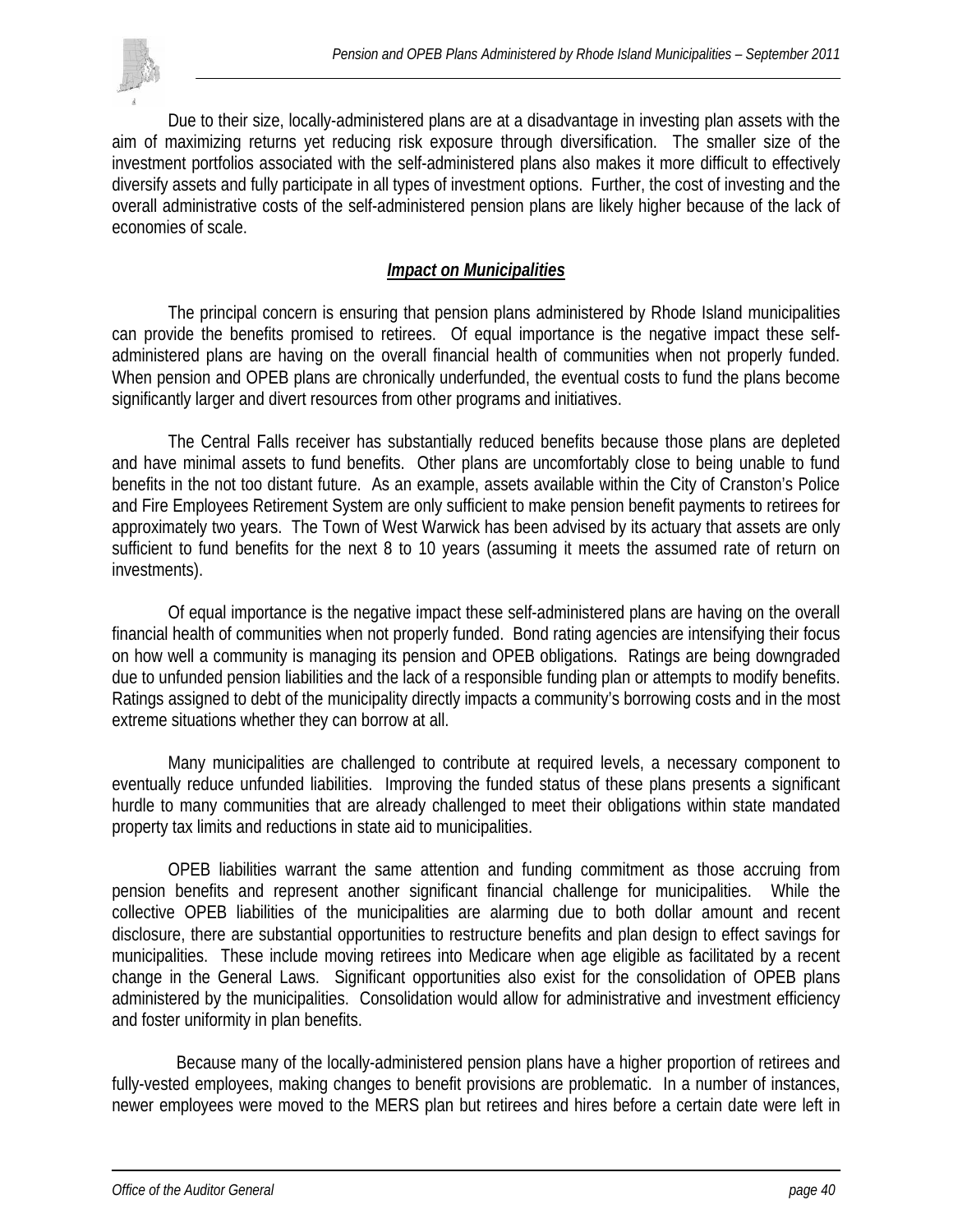Due to their size, locally-administered plans are at a disadvantage in investing plan assets with the aim of maximizing returns yet reducing risk exposure through diversification. The smaller size of the investment portfolios associated with the self-administered plans also makes it more difficult to effectively diversify assets and fully participate in all types of investment options. Further, the cost of investing and the overall administrative costs of the self-administered pension plans are likely higher because of the lack of economies of scale.

### ***Impact on Municipalities***

The principal concern is ensuring that pension plans administered by Rhode Island municipalities can provide the benefits promised to retirees. Of equal importance is the negative impact these self-administered plans are having on the overall financial health of communities when not properly funded. When pension and OPEB plans are chronically underfunded, the eventual costs to fund the plans become significantly larger and divert resources from other programs and initiatives.

The Central Falls receiver has substantially reduced benefits because those plans are depleted and have minimal assets to fund benefits. Other plans are uncomfortably close to being unable to fund benefits in the not too distant future. As an example, assets available within the City of Cranston's Police and Fire Employees Retirement System are only sufficient to make pension benefit payments to retirees for approximately two years. The Town of West Warwick has been advised by its actuary that assets are only sufficient to fund benefits for the next 8 to 10 years (assuming it meets the assumed rate of return on investments).

Of equal importance is the negative impact these self-administered plans are having on the overall financial health of communities when not properly funded. Bond rating agencies are intensifying their focus on how well a community is managing its pension and OPEB obligations. Ratings are being downgraded due to unfunded pension liabilities and the lack of a responsible funding plan or attempts to modify benefits. Ratings assigned to debt of the municipality directly impacts a community's borrowing costs and in the most extreme situations whether they can borrow at all.

Many municipalities are challenged to contribute at required levels, a necessary component to eventually reduce unfunded liabilities. Improving the funded status of these plans presents a significant hurdle to many communities that are already challenged to meet their obligations within state mandated property tax limits and reductions in state aid to municipalities.

OPEB liabilities warrant the same attention and funding commitment as those accruing from pension benefits and represent another significant financial challenge for municipalities. While the collective OPEB liabilities of the municipalities are alarming due to both dollar amount and recent disclosure, there are substantial opportunities to restructure benefits and plan design to effect savings for municipalities. These include moving retirees into Medicare when age eligible as facilitated by a recent change in the General Laws. Significant opportunities also exist for the consolidation of OPEB plans administered by the municipalities. Consolidation would allow for administrative and investment efficiency and foster uniformity in plan benefits.

Because many of the locally-administered pension plans have a higher proportion of retirees and fully-vested employees, making changes to benefit provisions are problematic. In a number of instances, newer employees were moved to the MERS plan but retirees and hires before a certain date were left in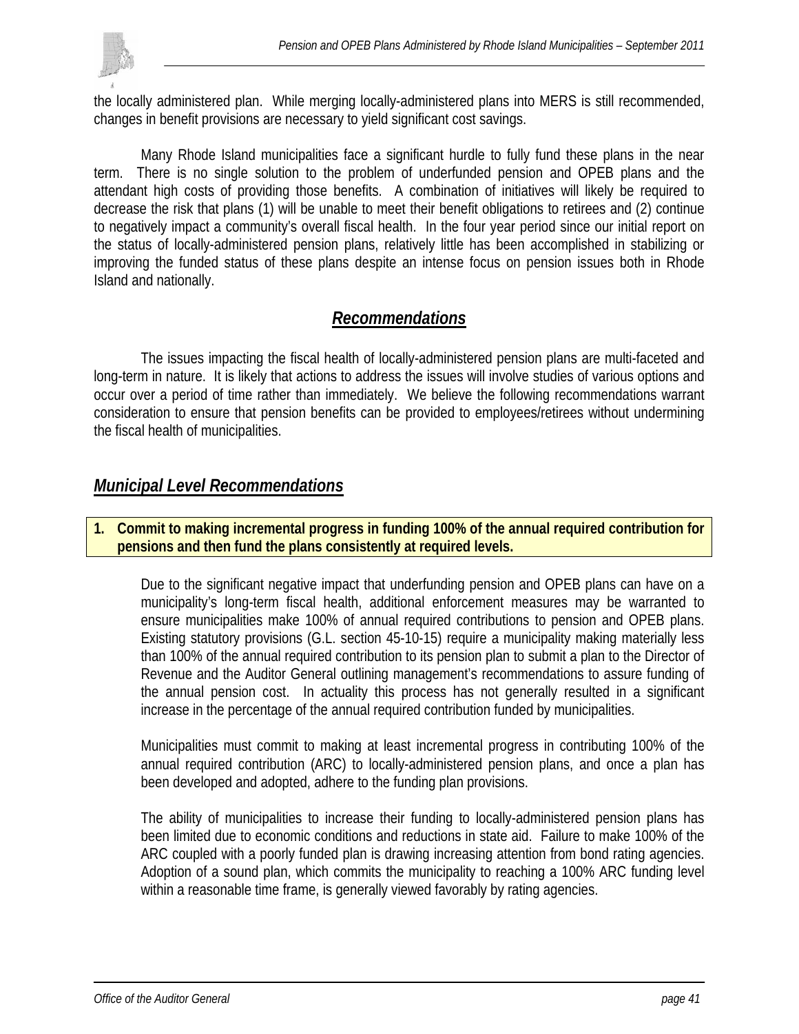the locally administered plan. While merging locally-administered plans into MERS is still recommended, changes in benefit provisions are necessary to yield significant cost savings.

Many Rhode Island municipalities face a significant hurdle to fully fund these plans in the near term. There is no single solution to the problem of underfunded pension and OPEB plans and the attendant high costs of providing those benefits. A combination of initiatives will likely be required to decrease the risk that plans (1) will be unable to meet their benefit obligations to retirees and (2) continue to negatively impact a community's overall fiscal health. In the four year period since our initial report on the status of locally-administered pension plans, relatively little has been accomplished in stabilizing or improving the funded status of these plans despite an intense focus on pension issues both in Rhode Island and nationally.

## ***Recommendations***

The issues impacting the fiscal health of locally-administered pension plans are multi-faceted and long-term in nature. It is likely that actions to address the issues will involve studies of various options and occur over a period of time rather than immediately. We believe the following recommendations warrant consideration to ensure that pension benefits can be provided to employees/retirees without undermining the fiscal health of municipalities.

### ***Municipal Level Recommendations***

**1. Commit to making incremental progress in funding 100% of the annual required contribution for pensions and then fund the plans consistently at required levels.**

Due to the significant negative impact that underfunding pension and OPEB plans can have on a municipality's long-term fiscal health, additional enforcement measures may be warranted to ensure municipalities make 100% of annual required contributions to pension and OPEB plans. Existing statutory provisions (G.L. section 45-10-15) require a municipality making materially less than 100% of the annual required contribution to its pension plan to submit a plan to the Director of Revenue and the Auditor General outlining management's recommendations to assure funding of the annual pension cost. In actuality this process has not generally resulted in a significant increase in the percentage of the annual required contribution funded by municipalities.

Municipalities must commit to making at least incremental progress in contributing 100% of the annual required contribution (ARC) to locally-administered pension plans, and once a plan has been developed and adopted, adhere to the funding plan provisions.

The ability of municipalities to increase their funding to locally-administered pension plans has been limited due to economic conditions and reductions in state aid. Failure to make 100% of the ARC coupled with a poorly funded plan is drawing increasing attention from bond rating agencies. Adoption of a sound plan, which commits the municipality to reaching a 100% ARC funding level within a reasonable time frame, is generally viewed favorably by rating agencies.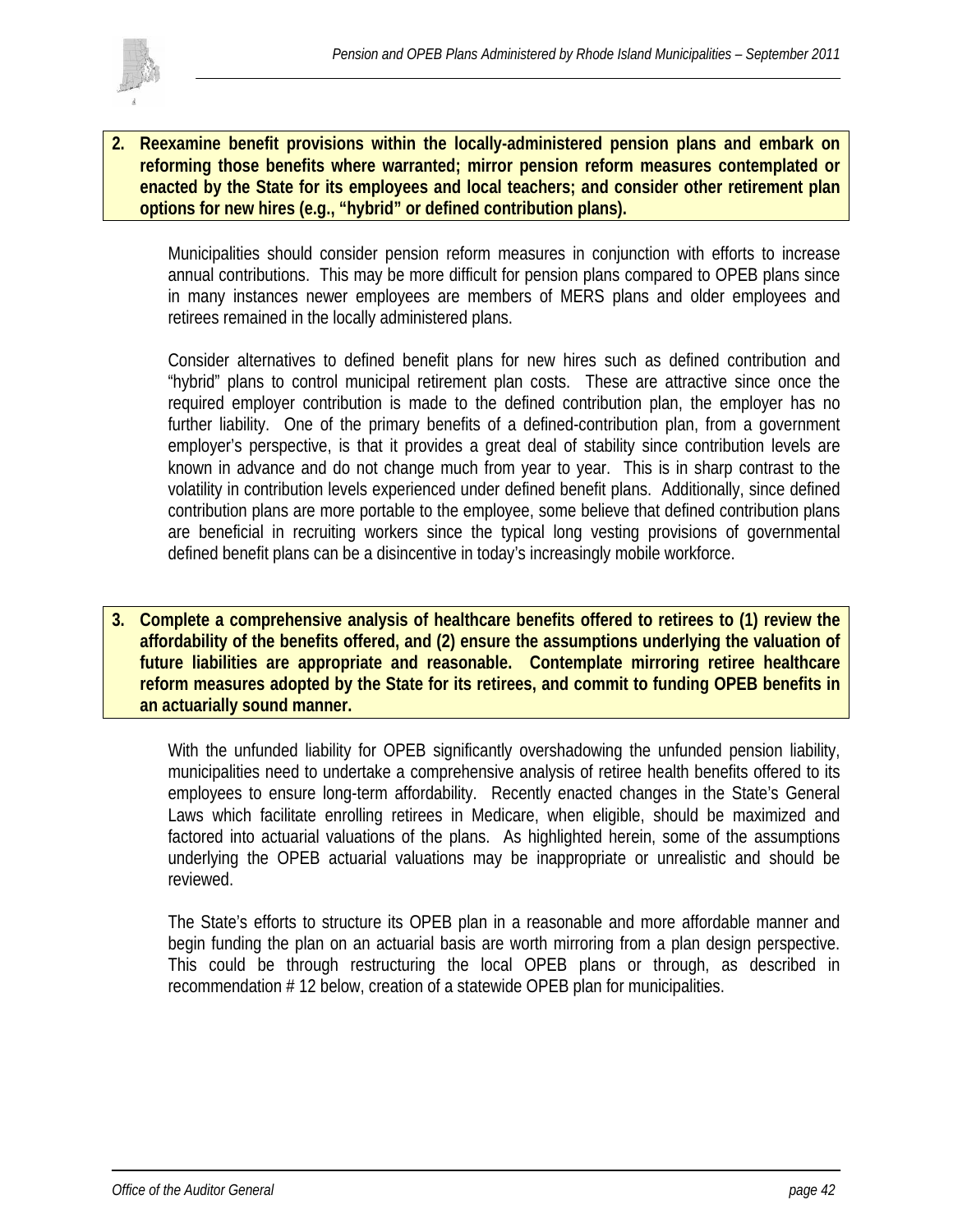**2. Reexamine benefit provisions within the locally-administered pension plans and embark on reforming those benefits where warranted; mirror pension reform measures contemplated or enacted by the State for its employees and local teachers; and consider other retirement plan options for new hires (e.g., "hybrid" or defined contribution plans).**

Municipalities should consider pension reform measures in conjunction with efforts to increase annual contributions. This may be more difficult for pension plans compared to OPEB plans since in many instances newer employees are members of MERS plans and older employees and retirees remained in the locally administered plans.

Consider alternatives to defined benefit plans for new hires such as defined contribution and "hybrid" plans to control municipal retirement plan costs. These are attractive since once the required employer contribution is made to the defined contribution plan, the employer has no further liability. One of the primary benefits of a defined-contribution plan, from a government employer's perspective, is that it provides a great deal of stability since contribution levels are known in advance and do not change much from year to year. This is in sharp contrast to the volatility in contribution levels experienced under defined benefit plans. Additionally, since defined contribution plans are more portable to the employee, some believe that defined contribution plans are beneficial in recruiting workers since the typical long vesting provisions of governmental defined benefit plans can be a disincentive in today's increasingly mobile workforce.

**3. Complete a comprehensive analysis of healthcare benefits offered to retirees to (1) review the affordability of the benefits offered, and (2) ensure the assumptions underlying the valuation of future liabilities are appropriate and reasonable. Contemplate mirroring retiree healthcare reform measures adopted by the State for its retirees, and commit to funding OPEB benefits in an actuarially sound manner.**

With the unfunded liability for OPEB significantly overshadowing the unfunded pension liability, municipalities need to undertake a comprehensive analysis of retiree health benefits offered to its employees to ensure long-term affordability. Recently enacted changes in the State's General Laws which facilitate enrolling retirees in Medicare, when eligible, should be maximized and factored into actuarial valuations of the plans. As highlighted herein, some of the assumptions underlying the OPEB actuarial valuations may be inappropriate or unrealistic and should be reviewed.

The State's efforts to structure its OPEB plan in a reasonable and more affordable manner and begin funding the plan on an actuarial basis are worth mirroring from a plan design perspective. This could be through restructuring the local OPEB plans or through, as described in recommendation # 12 below, creation of a statewide OPEB plan for municipalities.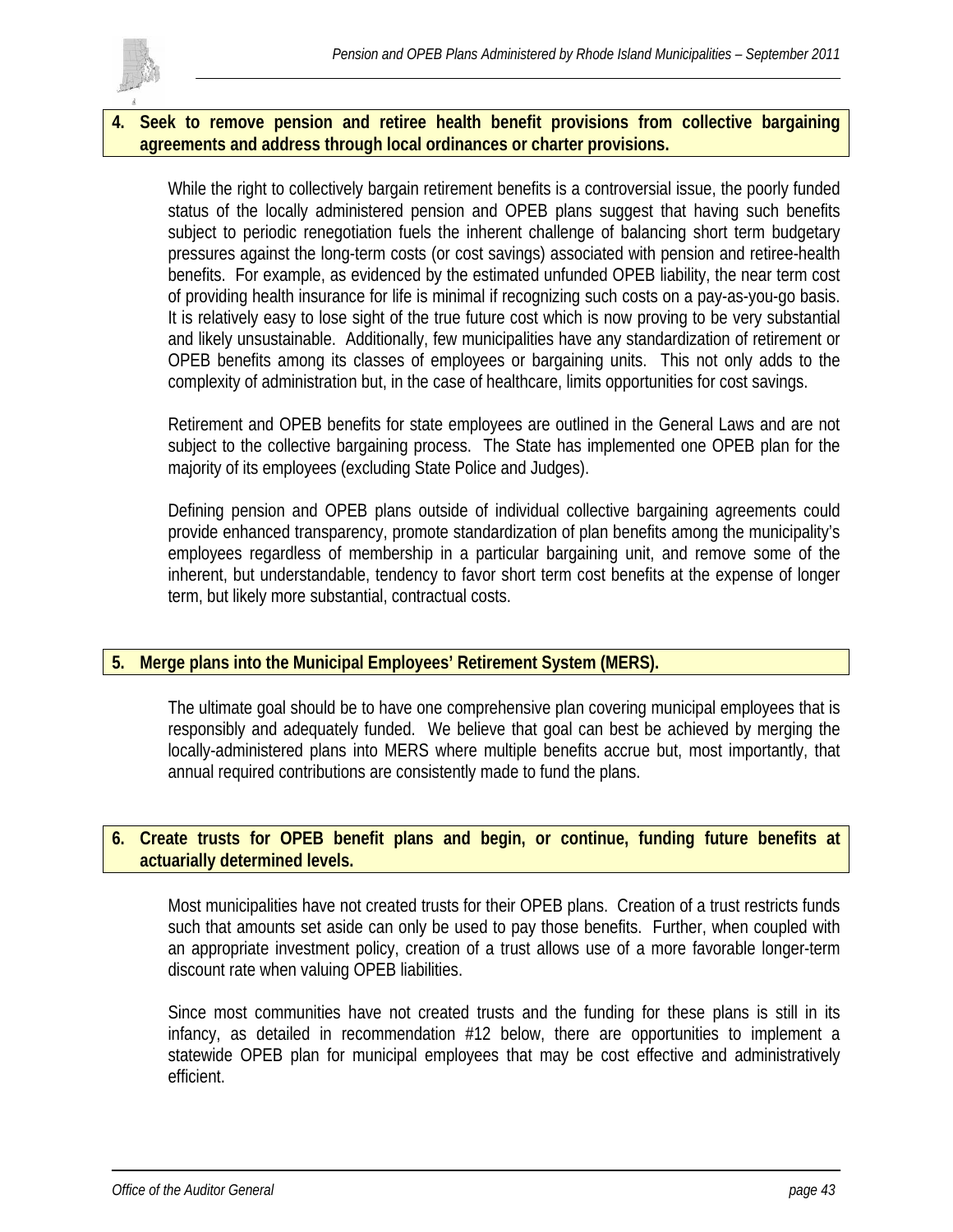**4. Seek to remove pension and retiree health benefit provisions from collective bargaining agreements and address through local ordinances or charter provisions.**

While the right to collectively bargain retirement benefits is a controversial issue, the poorly funded status of the locally administered pension and OPEB plans suggest that having such benefits subject to periodic renegotiation fuels the inherent challenge of balancing short term budgetary pressures against the long-term costs (or cost savings) associated with pension and retiree-health benefits. For example, as evidenced by the estimated unfunded OPEB liability, the near term cost of providing health insurance for life is minimal if recognizing such costs on a pay-as-you-go basis. It is relatively easy to lose sight of the true future cost which is now proving to be very substantial and likely unsustainable. Additionally, few municipalities have any standardization of retirement or OPEB benefits among its classes of employees or bargaining units. This not only adds to the complexity of administration but, in the case of healthcare, limits opportunities for cost savings.

Retirement and OPEB benefits for state employees are outlined in the General Laws and are not subject to the collective bargaining process. The State has implemented one OPEB plan for the majority of its employees (excluding State Police and Judges).

Defining pension and OPEB plans outside of individual collective bargaining agreements could provide enhanced transparency, promote standardization of plan benefits among the municipality's employees regardless of membership in a particular bargaining unit, and remove some of the inherent, but understandable, tendency to favor short term cost benefits at the expense of longer term, but likely more substantial, contractual costs.

**5. Merge plans into the Municipal Employees' Retirement System (MERS).**

The ultimate goal should be to have one comprehensive plan covering municipal employees that is responsibly and adequately funded. We believe that goal can best be achieved by merging the locally-administered plans into MERS where multiple benefits accrue but, most importantly, that annual required contributions are consistently made to fund the plans.

**6. Create trusts for OPEB benefit plans and begin, or continue, funding future benefits at actuarially determined levels.**

Most municipalities have not created trusts for their OPEB plans. Creation of a trust restricts funds such that amounts set aside can only be used to pay those benefits. Further, when coupled with an appropriate investment policy, creation of a trust allows use of a more favorable longer-term discount rate when valuing OPEB liabilities.

Since most communities have not created trusts and the funding for these plans is still in its infancy, as detailed in recommendation #12 below, there are opportunities to implement a statewide OPEB plan for municipal employees that may be cost effective and administratively efficient.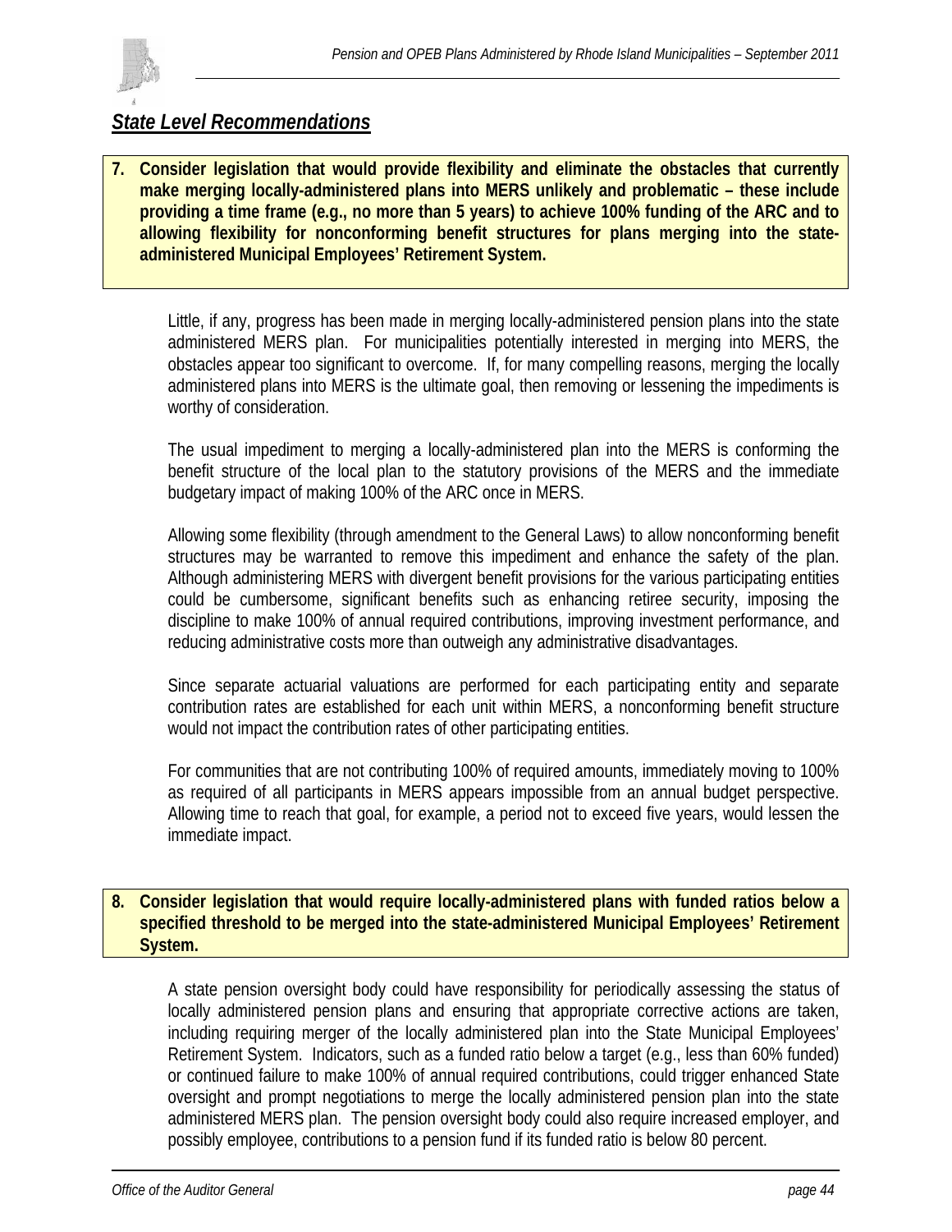## *State Level Recommendations*

**7. Consider legislation that would provide flexibility and eliminate the obstacles that currently make merging locally-administered plans into MERS unlikely and problematic – these include providing a time frame (e.g., no more than 5 years) to achieve 100% funding of the ARC and to allowing flexibility for nonconforming benefit structures for plans merging into the state-administered Municipal Employees' Retirement System.**

Little, if any, progress has been made in merging locally-administered pension plans into the state administered MERS plan. For municipalities potentially interested in merging into MERS, the obstacles appear too significant to overcome. If, for many compelling reasons, merging the locally administered plans into MERS is the ultimate goal, then removing or lessening the impediments is worthy of consideration.

The usual impediment to merging a locally-administered plan into the MERS is conforming the benefit structure of the local plan to the statutory provisions of the MERS and the immediate budgetary impact of making 100% of the ARC once in MERS.

Allowing some flexibility (through amendment to the General Laws) to allow nonconforming benefit structures may be warranted to remove this impediment and enhance the safety of the plan. Although administering MERS with divergent benefit provisions for the various participating entities could be cumbersome, significant benefits such as enhancing retiree security, imposing the discipline to make 100% of annual required contributions, improving investment performance, and reducing administrative costs more than outweigh any administrative disadvantages.

Since separate actuarial valuations are performed for each participating entity and separate contribution rates are established for each unit within MERS, a nonconforming benefit structure would not impact the contribution rates of other participating entities.

For communities that are not contributing 100% of required amounts, immediately moving to 100% as required of all participants in MERS appears impossible from an annual budget perspective. Allowing time to reach that goal, for example, a period not to exceed five years, would lessen the immediate impact.

**8. Consider legislation that would require locally-administered plans with funded ratios below a specified threshold to be merged into the state-administered Municipal Employees' Retirement System.**

A state pension oversight body could have responsibility for periodically assessing the status of locally administered pension plans and ensuring that appropriate corrective actions are taken, including requiring merger of the locally administered plan into the State Municipal Employees' Retirement System. Indicators, such as a funded ratio below a target (e.g., less than 60% funded) or continued failure to make 100% of annual required contributions, could trigger enhanced State oversight and prompt negotiations to merge the locally administered pension plan into the state administered MERS plan. The pension oversight body could also require increased employer, and possibly employee, contributions to a pension fund if its funded ratio is below 80 percent.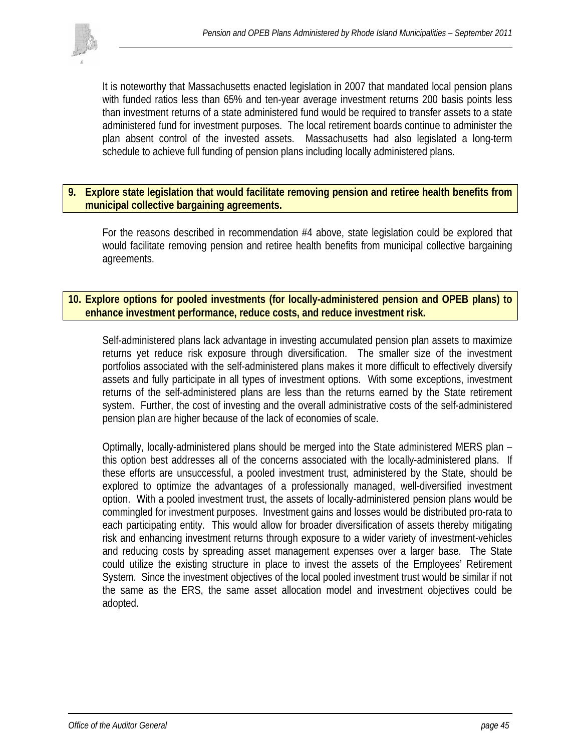It is noteworthy that Massachusetts enacted legislation in 2007 that mandated local pension plans with funded ratios less than 65% and ten-year average investment returns 200 basis points less than investment returns of a state administered fund would be required to transfer assets to a state administered fund for investment purposes. The local retirement boards continue to administer the plan absent control of the invested assets. Massachusetts had also legislated a long-term schedule to achieve full funding of pension plans including locally administered plans.

**9. Explore state legislation that would facilitate removing pension and retiree health benefits from municipal collective bargaining agreements.**

For the reasons described in recommendation #4 above, state legislation could be explored that would facilitate removing pension and retiree health benefits from municipal collective bargaining agreements.

**10. Explore options for pooled investments (for locally-administered pension and OPEB plans) to enhance investment performance, reduce costs, and reduce investment risk.**

Self-administered plans lack advantage in investing accumulated pension plan assets to maximize returns yet reduce risk exposure through diversification. The smaller size of the investment portfolios associated with the self-administered plans makes it more difficult to effectively diversify assets and fully participate in all types of investment options. With some exceptions, investment returns of the self-administered plans are less than the returns earned by the State retirement system. Further, the cost of investing and the overall administrative costs of the self-administered pension plan are higher because of the lack of economies of scale.

Optimally, locally-administered plans should be merged into the State administered MERS plan – this option best addresses all of the concerns associated with the locally-administered plans. If these efforts are unsuccessful, a pooled investment trust, administered by the State, should be explored to optimize the advantages of a professionally managed, well-diversified investment option. With a pooled investment trust, the assets of locally-administered pension plans would be commingled for investment purposes. Investment gains and losses would be distributed pro-rata to each participating entity. This would allow for broader diversification of assets thereby mitigating risk and enhancing investment returns through exposure to a wider variety of investment-vehicles and reducing costs by spreading asset management expenses over a larger base. The State could utilize the existing structure in place to invest the assets of the Employees' Retirement System. Since the investment objectives of the local pooled investment trust would be similar if not the same as the ERS, the same asset allocation model and investment objectives could be adopted.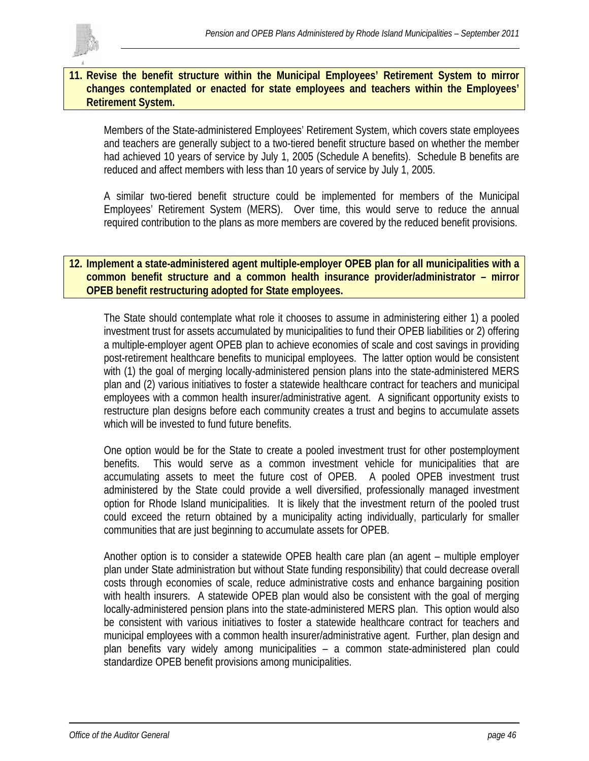**11. Revise the benefit structure within the Municipal Employees' Retirement System to mirror changes contemplated or enacted for state employees and teachers within the Employees' Retirement System.**

Members of the State-administered Employees' Retirement System, which covers state employees and teachers are generally subject to a two-tiered benefit structure based on whether the member had achieved 10 years of service by July 1, 2005 (Schedule A benefits). Schedule B benefits are reduced and affect members with less than 10 years of service by July 1, 2005.

A similar two-tiered benefit structure could be implemented for members of the Municipal Employees' Retirement System (MERS). Over time, this would serve to reduce the annual required contribution to the plans as more members are covered by the reduced benefit provisions.

**12. Implement a state-administered agent multiple-employer OPEB plan for all municipalities with a common benefit structure and a common health insurance provider/administrator – mirror OPEB benefit restructuring adopted for State employees.**

The State should contemplate what role it chooses to assume in administering either 1) a pooled investment trust for assets accumulated by municipalities to fund their OPEB liabilities or 2) offering a multiple-employer agent OPEB plan to achieve economies of scale and cost savings in providing post-retirement healthcare benefits to municipal employees. The latter option would be consistent with (1) the goal of merging locally-administered pension plans into the state-administered MERS plan and (2) various initiatives to foster a statewide healthcare contract for teachers and municipal employees with a common health insurer/administrative agent. A significant opportunity exists to restructure plan designs before each community creates a trust and begins to accumulate assets which will be invested to fund future benefits.

One option would be for the State to create a pooled investment trust for other postemployment benefits. This would serve as a common investment vehicle for municipalities that are accumulating assets to meet the future cost of OPEB. A pooled OPEB investment trust administered by the State could provide a well diversified, professionally managed investment option for Rhode Island municipalities. It is likely that the investment return of the pooled trust could exceed the return obtained by a municipality acting individually, particularly for smaller communities that are just beginning to accumulate assets for OPEB.

Another option is to consider a statewide OPEB health care plan (an agent – multiple employer plan under State administration but without State funding responsibility) that could decrease overall costs through economies of scale, reduce administrative costs and enhance bargaining position with health insurers. A statewide OPEB plan would also be consistent with the goal of merging locally-administered pension plans into the state-administered MERS plan. This option would also be consistent with various initiatives to foster a statewide healthcare contract for teachers and municipal employees with a common health insurer/administrative agent. Further, plan design and plan benefits vary widely among municipalities – a common state-administered plan could standardize OPEB benefit provisions among municipalities.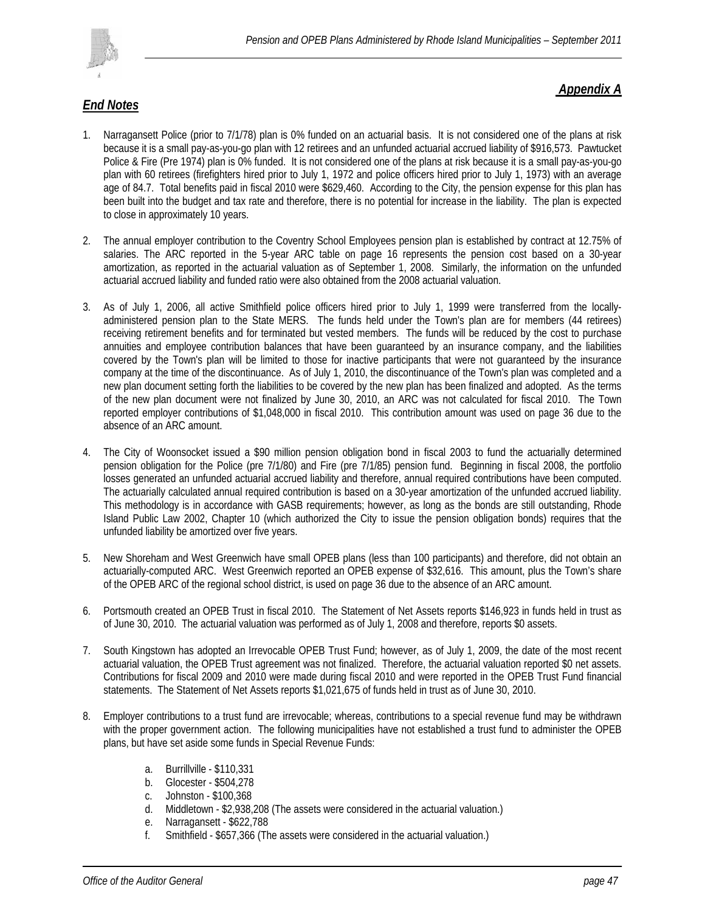***Appendix A***

## ***End Notes***

1. Narragansett Police (prior to 7/1/78) plan is 0% funded on an actuarial basis. It is not considered one of the plans at risk because it is a small pay-as-you-go plan with 12 retirees and an unfunded actuarial accrued liability of $916,573. Pawtucket Police & Fire (Pre 1974) plan is 0% funded. It is not considered one of the plans at risk because it is a small pay-as-you-go plan with 60 retirees (firefighters hired prior to July 1, 1972 and police officers hired prior to July 1, 1973) with an average age of 84.7. Total benefits paid in fiscal 2010 were $629,460. According to the City, the pension expense for this plan has been built into the budget and tax rate and therefore, there is no potential for increase in the liability. The plan is expected to close in approximately 10 years.

2. The annual employer contribution to the Coventry School Employees pension plan is established by contract at 12.75% of salaries. The ARC reported in the 5-year ARC table on page 16 represents the pension cost based on a 30-year amortization, as reported in the actuarial valuation as of September 1, 2008. Similarly, the information on the unfunded actuarial accrued liability and funded ratio were also obtained from the 2008 actuarial valuation.

3. As of July 1, 2006, all active Smithfield police officers hired prior to July 1, 1999 were transferred from the locally-administered pension plan to the State MERS. The funds held under the Town's plan are for members (44 retirees) receiving retirement benefits and for terminated but vested members. The funds will be reduced by the cost to purchase annuities and employee contribution balances that have been guaranteed by an insurance company, and the liabilities covered by the Town's plan will be limited to those for inactive participants that were not guaranteed by the insurance company at the time of the discontinuance. As of July 1, 2010, the discontinuance of the Town's plan was completed and a new plan document setting forth the liabilities to be covered by the new plan has been finalized and adopted. As the terms of the new plan document were not finalized by June 30, 2010, an ARC was not calculated for fiscal 2010. The Town reported employer contributions of $1,048,000 in fiscal 2010. This contribution amount was used on page 36 due to the absence of an ARC amount.

4. The City of Woonsocket issued a $90 million pension obligation bond in fiscal 2003 to fund the actuarially determined pension obligation for the Police (pre 7/1/80) and Fire (pre 7/1/85) pension fund. Beginning in fiscal 2008, the portfolio losses generated an unfunded actuarial accrued liability and therefore, annual required contributions have been computed. The actuarially calculated annual required contribution is based on a 30-year amortization of the unfunded accrued liability. This methodology is in accordance with GASB requirements; however, as long as the bonds are still outstanding, Rhode Island Public Law 2002, Chapter 10 (which authorized the City to issue the pension obligation bonds) requires that the unfunded liability be amortized over five years.

5. New Shoreham and West Greenwich have small OPEB plans (less than 100 participants) and therefore, did not obtain an actuarially-computed ARC. West Greenwich reported an OPEB expense of $32,616. This amount, plus the Town's share of the OPEB ARC of the regional school district, is used on page 36 due to the absence of an ARC amount.

6. Portsmouth created an OPEB Trust in fiscal 2010. The Statement of Net Assets reports $146,923 in funds held in trust as of June 30, 2010. The actuarial valuation was performed as of July 1, 2008 and therefore, reports $0 assets.

7. South Kingstown has adopted an Irrevocable OPEB Trust Fund; however, as of July 1, 2009, the date of the most recent actuarial valuation, the OPEB Trust agreement was not finalized. Therefore, the actuarial valuation reported $0 net assets. Contributions for fiscal 2009 and 2010 were made during fiscal 2010 and were reported in the OPEB Trust Fund financial statements. The Statement of Net Assets reports $1,021,675 of funds held in trust as of June 30, 2010.

8. Employer contributions to a trust fund are irrevocable; whereas, contributions to a special revenue fund may be withdrawn with the proper government action. The following municipalities have not established a trust fund to administer the OPEB plans, but have set aside some funds in Special Revenue Funds:

   a. Burrillville - $110,331
   b. Glocester - $504,278
   c. Johnston - $100,368
   d. Middletown - $2,938,208 (The assets were considered in the actuarial valuation.)
   e. Narragansett - $622,788
   f. Smithfield - $657,366 (The assets were considered in the actuarial valuation.)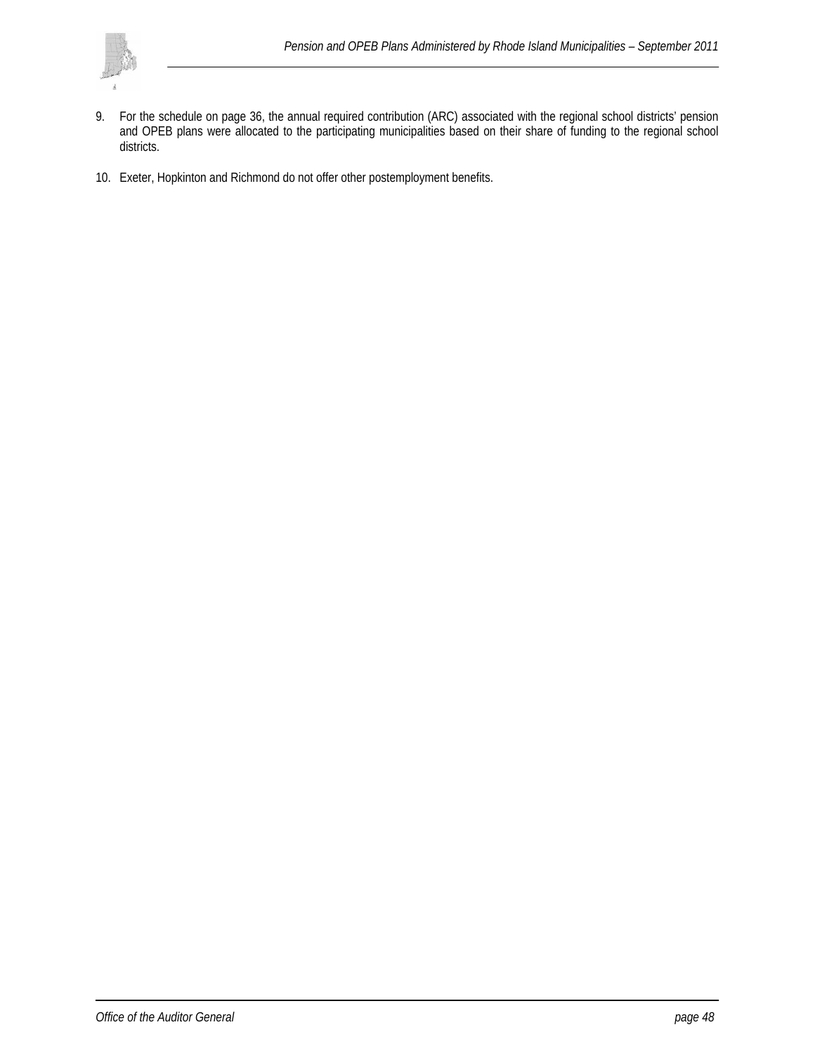9. For the schedule on page 36, the annual required contribution (ARC) associated with the regional school districts' pension and OPEB plans were allocated to the participating municipalities based on their share of funding to the regional school districts.

10. Exeter, Hopkinton and Richmond do not offer other postemployment benefits.